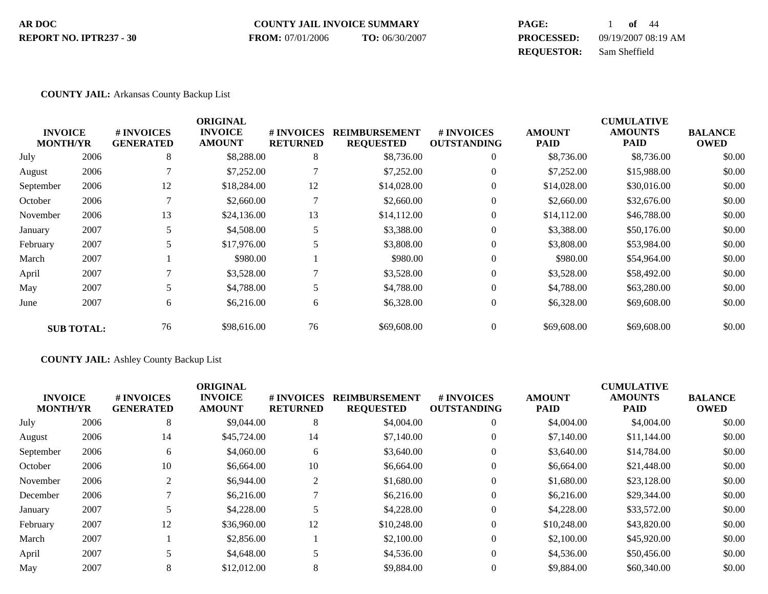**AR DOC**
**REPORT NO. IPTR237 - 30**

**COUNTY JAIL INVOICE SUMMARY**
**FROM:** 07/01/2006 **TO:** 06/30/2007

**PROCESSED:** 09/19/2007 08:19 AM
**REQUESTOR:** Sam Sheffield

**COUNTY JAIL:** Arkansas County Backup List

| INVOICE MONTH/YR | | # INVOICES GENERATED | ORIGINAL INVOICE AMOUNT | # INVOICES RETURNED | REIMBURSEMENT REQUESTED | # INVOICES OUTSTANDING | AMOUNT PAID | CUMULATIVE AMOUNTS PAID | BALANCE OWED |
|---|---|---|---|---|---|---|---|---|---|
| July | 2006 | 8 | $8,288.00 | 8 | $8,736.00 | 0 | $8,736.00 | $8,736.00 | $0.00 |
| August | 2006 | 7 | $7,252.00 | 7 | $7,252.00 | 0 | $7,252.00 | $15,988.00 | $0.00 |
| September | 2006 | 12 | $18,284.00 | 12 | $14,028.00 | 0 | $14,028.00 | $30,016.00 | $0.00 |
| October | 2006 | 7 | $2,660.00 | 7 | $2,660.00 | 0 | $2,660.00 | $32,676.00 | $0.00 |
| November | 2006 | 13 | $24,136.00 | 13 | $14,112.00 | 0 | $14,112.00 | $46,788.00 | $0.00 |
| January | 2007 | 5 | $4,508.00 | 5 | $3,388.00 | 0 | $3,388.00 | $50,176.00 | $0.00 |
| February | 2007 | 5 | $17,976.00 | 5 | $3,808.00 | 0 | $3,808.00 | $53,984.00 | $0.00 |
| March | 2007 | 1 | $980.00 | 1 | $980.00 | 0 | $980.00 | $54,964.00 | $0.00 |
| April | 2007 | 7 | $3,528.00 | 7 | $3,528.00 | 0 | $3,528.00 | $58,492.00 | $0.00 |
| May | 2007 | 5 | $4,788.00 | 5 | $4,788.00 | 0 | $4,788.00 | $63,280.00 | $0.00 |
| June | 2007 | 6 | $6,216.00 | 6 | $6,328.00 | 0 | $6,328.00 | $69,608.00 | $0.00 |
| **SUB TOTAL:** | | 76 | $98,616.00 | 76 | $69,608.00 | 0 | $69,608.00 | $69,608.00 | $0.00 |

**COUNTY JAIL:** Ashley County Backup List

| INVOICE MONTH/YR | | # INVOICES GENERATED | ORIGINAL INVOICE AMOUNT | # INVOICES RETURNED | REIMBURSEMENT REQUESTED | # INVOICES OUTSTANDING | AMOUNT PAID | CUMULATIVE AMOUNTS PAID | BALANCE OWED |
|---|---|---|---|---|---|---|---|---|---|
| July | 2006 | 8 | $9,044.00 | 8 | $4,004.00 | 0 | $4,004.00 | $4,004.00 | $0.00 |
| August | 2006 | 14 | $45,724.00 | 14 | $7,140.00 | 0 | $7,140.00 | $11,144.00 | $0.00 |
| September | 2006 | 6 | $4,060.00 | 6 | $3,640.00 | 0 | $3,640.00 | $14,784.00 | $0.00 |
| October | 2006 | 10 | $6,664.00 | 10 | $6,664.00 | 0 | $6,664.00 | $21,448.00 | $0.00 |
| November | 2006 | 2 | $6,944.00 | 2 | $1,680.00 | 0 | $1,680.00 | $23,128.00 | $0.00 |
| December | 2006 | 7 | $6,216.00 | 7 | $6,216.00 | 0 | $6,216.00 | $29,344.00 | $0.00 |
| January | 2007 | 5 | $4,228.00 | 5 | $4,228.00 | 0 | $4,228.00 | $33,572.00 | $0.00 |
| February | 2007 | 12 | $36,960.00 | 12 | $10,248.00 | 0 | $10,248.00 | $43,820.00 | $0.00 |
| March | 2007 | 1 | $2,856.00 | 1 | $2,100.00 | 0 | $2,100.00 | $45,920.00 | $0.00 |
| April | 2007 | 5 | $4,648.00 | 5 | $4,536.00 | 0 | $4,536.00 | $50,456.00 | $0.00 |
| May | 2007 | 8 | $12,012.00 | 8 | $9,884.00 | 0 | $9,884.00 | $60,340.00 | $0.00 |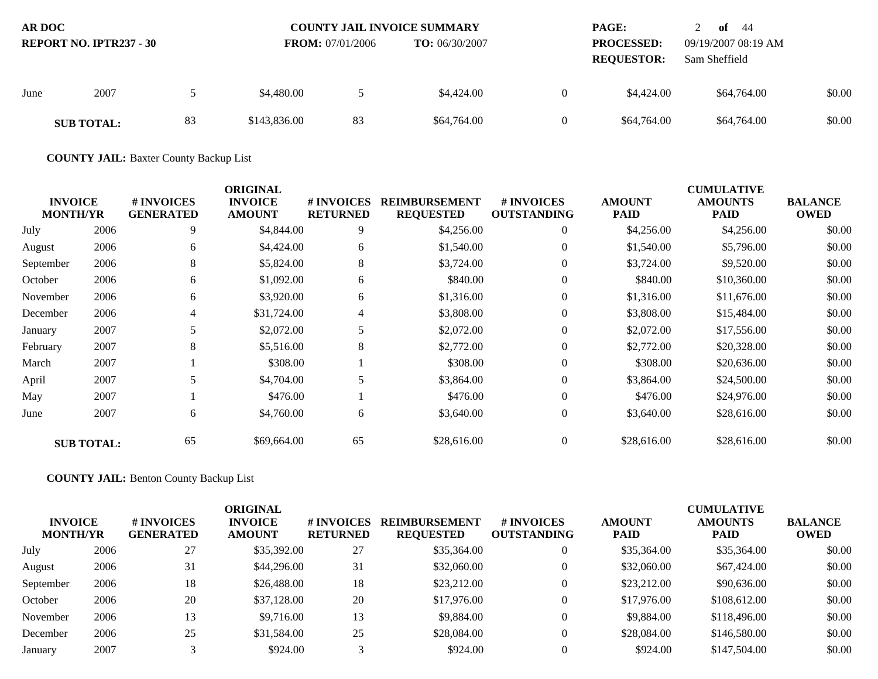| INVOICE MONTH/YR | | # INVOICES GENERATED | ORIGINAL INVOICE AMOUNT | # INVOICES RETURNED | REIMBURSEMENT REQUESTED | # INVOICES OUTSTANDING | AMOUNT PAID | CUMULATIVE AMOUNTS PAID | BALANCE OWED |
|---|---|---|---|---|---|---|---|---|---|
| June | 2007 | 5 | $4,480.00 | 5 | $4,424.00 | 0 | $4,424.00 | $64,764.00 | $0.00 |
| **SUB TOTAL:** | | 83 | $143,836.00 | 83 | $64,764.00 | 0 | $64,764.00 | $64,764.00 | $0.00 |

**COUNTY JAIL:** Baxter County Backup List

| INVOICE MONTH/YR | | # INVOICES GENERATED | ORIGINAL INVOICE AMOUNT | # INVOICES RETURNED | REIMBURSEMENT REQUESTED | # INVOICES OUTSTANDING | AMOUNT PAID | CUMULATIVE AMOUNTS PAID | BALANCE OWED |
|---|---|---|---|---|---|---|---|---|---|
| July | 2006 | 9 | $4,844.00 | 9 | $4,256.00 | 0 | $4,256.00 | $4,256.00 | $0.00 |
| August | 2006 | 6 | $4,424.00 | 6 | $1,540.00 | 0 | $1,540.00 | $5,796.00 | $0.00 |
| September | 2006 | 8 | $5,824.00 | 8 | $3,724.00 | 0 | $3,724.00 | $9,520.00 | $0.00 |
| October | 2006 | 6 | $1,092.00 | 6 | $840.00 | 0 | $840.00 | $10,360.00 | $0.00 |
| November | 2006 | 6 | $3,920.00 | 6 | $1,316.00 | 0 | $1,316.00 | $11,676.00 | $0.00 |
| December | 2006 | 4 | $31,724.00 | 4 | $3,808.00 | 0 | $3,808.00 | $15,484.00 | $0.00 |
| January | 2007 | 5 | $2,072.00 | 5 | $2,072.00 | 0 | $2,072.00 | $17,556.00 | $0.00 |
| February | 2007 | 8 | $5,516.00 | 8 | $2,772.00 | 0 | $2,772.00 | $20,328.00 | $0.00 |
| March | 2007 | 1 | $308.00 | 1 | $308.00 | 0 | $308.00 | $20,636.00 | $0.00 |
| April | 2007 | 5 | $4,704.00 | 5 | $3,864.00 | 0 | $3,864.00 | $24,500.00 | $0.00 |
| May | 2007 | 1 | $476.00 | 1 | $476.00 | 0 | $476.00 | $24,976.00 | $0.00 |
| June | 2007 | 6 | $4,760.00 | 6 | $3,640.00 | 0 | $3,640.00 | $28,616.00 | $0.00 |
| **SUB TOTAL:** | | 65 | $69,664.00 | 65 | $28,616.00 | 0 | $28,616.00 | $28,616.00 | $0.00 |

**COUNTY JAIL:** Benton County Backup List

| INVOICE MONTH/YR | | # INVOICES GENERATED | ORIGINAL INVOICE AMOUNT | # INVOICES RETURNED | REIMBURSEMENT REQUESTED | # INVOICES OUTSTANDING | AMOUNT PAID | CUMULATIVE AMOUNTS PAID | BALANCE OWED |
|---|---|---|---|---|---|---|---|---|---|
| July | 2006 | 27 | $35,392.00 | 27 | $35,364.00 | 0 | $35,364.00 | $35,364.00 | $0.00 |
| August | 2006 | 31 | $44,296.00 | 31 | $32,060.00 | 0 | $32,060.00 | $67,424.00 | $0.00 |
| September | 2006 | 18 | $26,488.00 | 18 | $23,212.00 | 0 | $23,212.00 | $90,636.00 | $0.00 |
| October | 2006 | 20 | $37,128.00 | 20 | $17,976.00 | 0 | $17,976.00 | $108,612.00 | $0.00 |
| November | 2006 | 13 | $9,716.00 | 13 | $9,884.00 | 0 | $9,884.00 | $118,496.00 | $0.00 |
| December | 2006 | 25 | $31,584.00 | 25 | $28,084.00 | 0 | $28,084.00 | $146,580.00 | $0.00 |
| January | 2007 | 3 | $924.00 | 3 | $924.00 | 0 | $924.00 | $147,504.00 | $0.00 |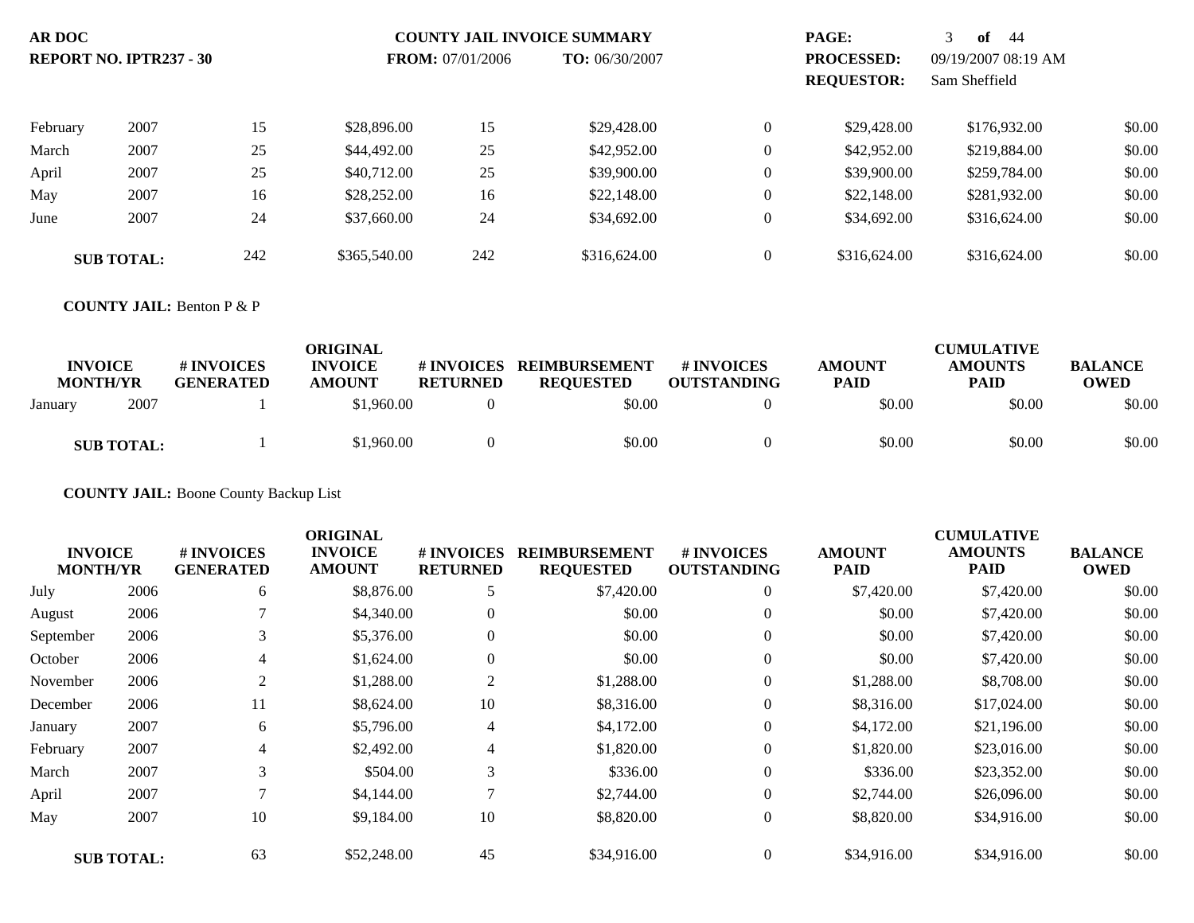| INVOICE MONTH/YR | | # INVOICES GENERATED | ORIGINAL INVOICE AMOUNT | # INVOICES RETURNED | REIMBURSEMENT REQUESTED | # INVOICES OUTSTANDING | AMOUNT PAID | CUMULATIVE AMOUNTS PAID | BALANCE OWED |
|---|---|---|---|---|---|---|---|---|---|
| February | 2007 | 15 | $28,896.00 | 15 | $29,428.00 | 0 | $29,428.00 | $176,932.00 | $0.00 |
| March | 2007 | 25 | $44,492.00 | 25 | $42,952.00 | 0 | $42,952.00 | $219,884.00 | $0.00 |
| April | 2007 | 25 | $40,712.00 | 25 | $39,900.00 | 0 | $39,900.00 | $259,784.00 | $0.00 |
| May | 2007 | 16 | $28,252.00 | 16 | $22,148.00 | 0 | $22,148.00 | $281,932.00 | $0.00 |
| June | 2007 | 24 | $37,660.00 | 24 | $34,692.00 | 0 | $34,692.00 | $316,624.00 | $0.00 |
| **SUB TOTAL:** | | 242 | $365,540.00 | 242 | $316,624.00 | 0 | $316,624.00 | $316,624.00 | $0.00 |

**COUNTY JAIL:** Benton P & P

| INVOICE MONTH/YR | | # INVOICES GENERATED | ORIGINAL INVOICE AMOUNT | # INVOICES RETURNED | REIMBURSEMENT REQUESTED | # INVOICES OUTSTANDING | AMOUNT PAID | CUMULATIVE AMOUNTS PAID | BALANCE OWED |
|---|---|---|---|---|---|---|---|---|---|
| January | 2007 | 1 | $1,960.00 | 0 | $0.00 | 0 | $0.00 | $0.00 | $0.00 |
| **SUB TOTAL:** | | 1 | $1,960.00 | 0 | $0.00 | 0 | $0.00 | $0.00 | $0.00 |

**COUNTY JAIL:** Boone County Backup List

| INVOICE MONTH/YR | | # INVOICES GENERATED | ORIGINAL INVOICE AMOUNT | # INVOICES RETURNED | REIMBURSEMENT REQUESTED | # INVOICES OUTSTANDING | AMOUNT PAID | CUMULATIVE AMOUNTS PAID | BALANCE OWED |
|---|---|---|---|---|---|---|---|---|---|
| July | 2006 | 6 | $8,876.00 | 5 | $7,420.00 | 0 | $7,420.00 | $7,420.00 | $0.00 |
| August | 2006 | 7 | $4,340.00 | 0 | $0.00 | 0 | $0.00 | $7,420.00 | $0.00 |
| September | 2006 | 3 | $5,376.00 | 0 | $0.00 | 0 | $0.00 | $7,420.00 | $0.00 |
| October | 2006 | 4 | $1,624.00 | 0 | $0.00 | 0 | $0.00 | $7,420.00 | $0.00 |
| November | 2006 | 2 | $1,288.00 | 2 | $1,288.00 | 0 | $1,288.00 | $8,708.00 | $0.00 |
| December | 2006 | 11 | $8,624.00 | 10 | $8,316.00 | 0 | $8,316.00 | $17,024.00 | $0.00 |
| January | 2007 | 6 | $5,796.00 | 4 | $4,172.00 | 0 | $4,172.00 | $21,196.00 | $0.00 |
| February | 2007 | 4 | $2,492.00 | 4 | $1,820.00 | 0 | $1,820.00 | $23,016.00 | $0.00 |
| March | 2007 | 3 | $504.00 | 3 | $336.00 | 0 | $336.00 | $23,352.00 | $0.00 |
| April | 2007 | 7 | $4,144.00 | 7 | $2,744.00 | 0 | $2,744.00 | $26,096.00 | $0.00 |
| May | 2007 | 10 | $9,184.00 | 10 | $8,820.00 | 0 | $8,820.00 | $34,916.00 | $0.00 |
| **SUB TOTAL:** | | 63 | $52,248.00 | 45 | $34,916.00 | 0 | $34,916.00 | $34,916.00 | $0.00 |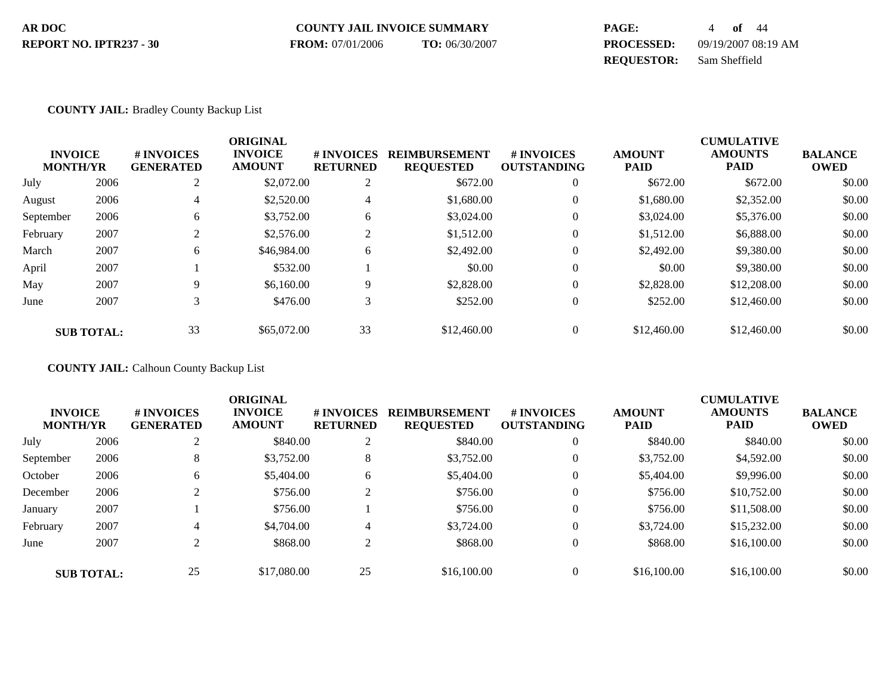**AR DOC** **COUNTY JAIL INVOICE SUMMARY**

**REPORT NO. IPTR237 - 30** **FROM:** 07/01/2006 **TO:** 06/30/2007

**PROCESSED:** 09/19/2007 08:19 AM

**REQUESTOR:** Sam Sheffield

**COUNTY JAIL:** Bradley County Backup List

| INVOICE MONTH/YR | | # INVOICES GENERATED | ORIGINAL INVOICE AMOUNT | # INVOICES RETURNED | REIMBURSEMENT REQUESTED | # INVOICES OUTSTANDING | AMOUNT PAID | CUMULATIVE AMOUNTS PAID | BALANCE OWED |
|---|---|---|---|---|---|---|---|---|---|
| July | 2006 | 2 | $2,072.00 | 2 | $672.00 | 0 | $672.00 | $672.00 | $0.00 |
| August | 2006 | 4 | $2,520.00 | 4 | $1,680.00 | 0 | $1,680.00 | $2,352.00 | $0.00 |
| September | 2006 | 6 | $3,752.00 | 6 | $3,024.00 | 0 | $3,024.00 | $5,376.00 | $0.00 |
| February | 2007 | 2 | $2,576.00 | 2 | $1,512.00 | 0 | $1,512.00 | $6,888.00 | $0.00 |
| March | 2007 | 6 | $46,984.00 | 6 | $2,492.00 | 0 | $2,492.00 | $9,380.00 | $0.00 |
| April | 2007 | 1 | $532.00 | 1 | $0.00 | 0 | $0.00 | $9,380.00 | $0.00 |
| May | 2007 | 9 | $6,160.00 | 9 | $2,828.00 | 0 | $2,828.00 | $12,208.00 | $0.00 |
| June | 2007 | 3 | $476.00 | 3 | $252.00 | 0 | $252.00 | $12,460.00 | $0.00 |
| **SUB TOTAL:** | | 33 | $65,072.00 | 33 | $12,460.00 | 0 | $12,460.00 | $12,460.00 | $0.00 |

**COUNTY JAIL:** Calhoun County Backup List

| INVOICE MONTH/YR | | # INVOICES GENERATED | ORIGINAL INVOICE AMOUNT | # INVOICES RETURNED | REIMBURSEMENT REQUESTED | # INVOICES OUTSTANDING | AMOUNT PAID | CUMULATIVE AMOUNTS PAID | BALANCE OWED |
|---|---|---|---|---|---|---|---|---|---|
| July | 2006 | 2 | $840.00 | 2 | $840.00 | 0 | $840.00 | $840.00 | $0.00 |
| September | 2006 | 8 | $3,752.00 | 8 | $3,752.00 | 0 | $3,752.00 | $4,592.00 | $0.00 |
| October | 2006 | 6 | $5,404.00 | 6 | $5,404.00 | 0 | $5,404.00 | $9,996.00 | $0.00 |
| December | 2006 | 2 | $756.00 | 2 | $756.00 | 0 | $756.00 | $10,752.00 | $0.00 |
| January | 2007 | 1 | $756.00 | 1 | $756.00 | 0 | $756.00 | $11,508.00 | $0.00 |
| February | 2007 | 4 | $4,704.00 | 4 | $3,724.00 | 0 | $3,724.00 | $15,232.00 | $0.00 |
| June | 2007 | 2 | $868.00 | 2 | $868.00 | 0 | $868.00 | $16,100.00 | $0.00 |
| **SUB TOTAL:** | | 25 | $17,080.00 | 25 | $16,100.00 | 0 | $16,100.00 | $16,100.00 | $0.00 |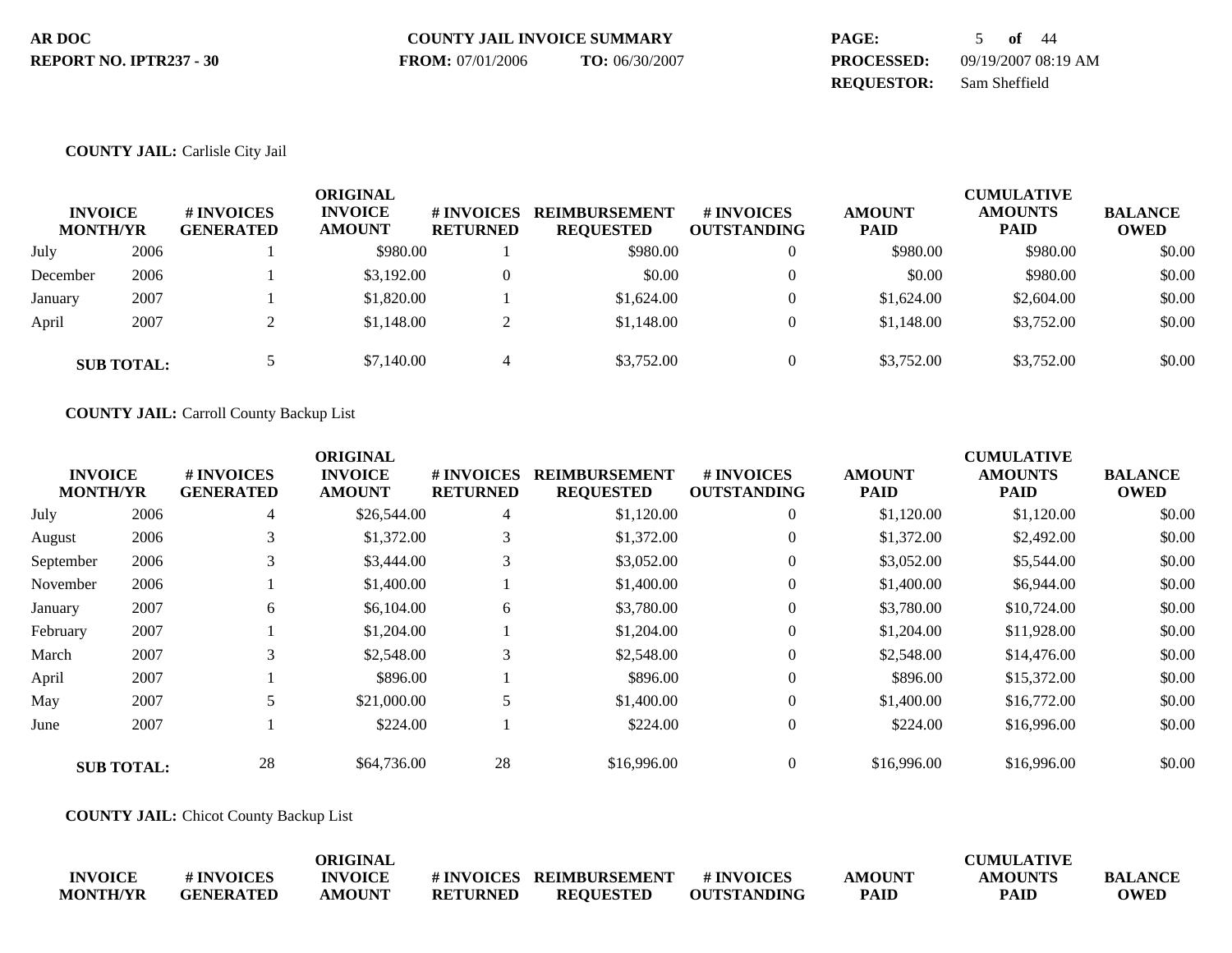**AR DOC** | **COUNTY JAIL INVOICE SUMMARY**
**REPORT NO. IPTR237 - 30** | **FROM:** 07/01/2006 **TO:** 06/30/2007

**PROCESSED:** 09/19/2007 08:19 AM
**REQUESTOR:** Sam Sheffield

**COUNTY JAIL:** Carlisle City Jail

| INVOICE MONTH/YR | | # INVOICES GENERATED | ORIGINAL INVOICE AMOUNT | # INVOICES RETURNED | REIMBURSEMENT REQUESTED | # INVOICES OUTSTANDING | AMOUNT PAID | CUMULATIVE AMOUNTS PAID | BALANCE OWED |
|---|---|---|---|---|---|---|---|---|---|
| July | 2006 | 1 | $980.00 | 1 | $980.00 | 0 | $980.00 | $980.00 | $0.00 |
| December | 2006 | 1 | $3,192.00 | 0 | $0.00 | 0 | $0.00 | $980.00 | $0.00 |
| January | 2007 | 1 | $1,820.00 | 1 | $1,624.00 | 0 | $1,624.00 | $2,604.00 | $0.00 |
| April | 2007 | 2 | $1,148.00 | 2 | $1,148.00 | 0 | $1,148.00 | $3,752.00 | $0.00 |
| **SUB TOTAL:** | | 5 | $7,140.00 | 4 | $3,752.00 | 0 | $3,752.00 | $3,752.00 | $0.00 |

**COUNTY JAIL:** Carroll County Backup List

| INVOICE MONTH/YR | | # INVOICES GENERATED | ORIGINAL INVOICE AMOUNT | # INVOICES RETURNED | REIMBURSEMENT REQUESTED | # INVOICES OUTSTANDING | AMOUNT PAID | CUMULATIVE AMOUNTS PAID | BALANCE OWED |
|---|---|---|---|---|---|---|---|---|---|
| July | 2006 | 4 | $26,544.00 | 4 | $1,120.00 | 0 | $1,120.00 | $1,120.00 | $0.00 |
| August | 2006 | 3 | $1,372.00 | 3 | $1,372.00 | 0 | $1,372.00 | $2,492.00 | $0.00 |
| September | 2006 | 3 | $3,444.00 | 3 | $3,052.00 | 0 | $3,052.00 | $5,544.00 | $0.00 |
| November | 2006 | 1 | $1,400.00 | 1 | $1,400.00 | 0 | $1,400.00 | $6,944.00 | $0.00 |
| January | 2007 | 6 | $6,104.00 | 6 | $3,780.00 | 0 | $3,780.00 | $10,724.00 | $0.00 |
| February | 2007 | 1 | $1,204.00 | 1 | $1,204.00 | 0 | $1,204.00 | $11,928.00 | $0.00 |
| March | 2007 | 3 | $2,548.00 | 3 | $2,548.00 | 0 | $2,548.00 | $14,476.00 | $0.00 |
| April | 2007 | 1 | $896.00 | 1 | $896.00 | 0 | $896.00 | $15,372.00 | $0.00 |
| May | 2007 | 5 | $21,000.00 | 5 | $1,400.00 | 0 | $1,400.00 | $16,772.00 | $0.00 |
| June | 2007 | 1 | $224.00 | 1 | $224.00 | 0 | $224.00 | $16,996.00 | $0.00 |
| **SUB TOTAL:** | | 28 | $64,736.00 | 28 | $16,996.00 | 0 | $16,996.00 | $16,996.00 | $0.00 |

**COUNTY JAIL:** Chicot County Backup List

| INVOICE MONTH/YR | # INVOICES GENERATED | ORIGINAL INVOICE AMOUNT | # INVOICES RETURNED | REIMBURSEMENT REQUESTED | # INVOICES OUTSTANDING | AMOUNT PAID | CUMULATIVE AMOUNTS PAID | BALANCE OWED |
|---|---|---|---|---|---|---|---|---|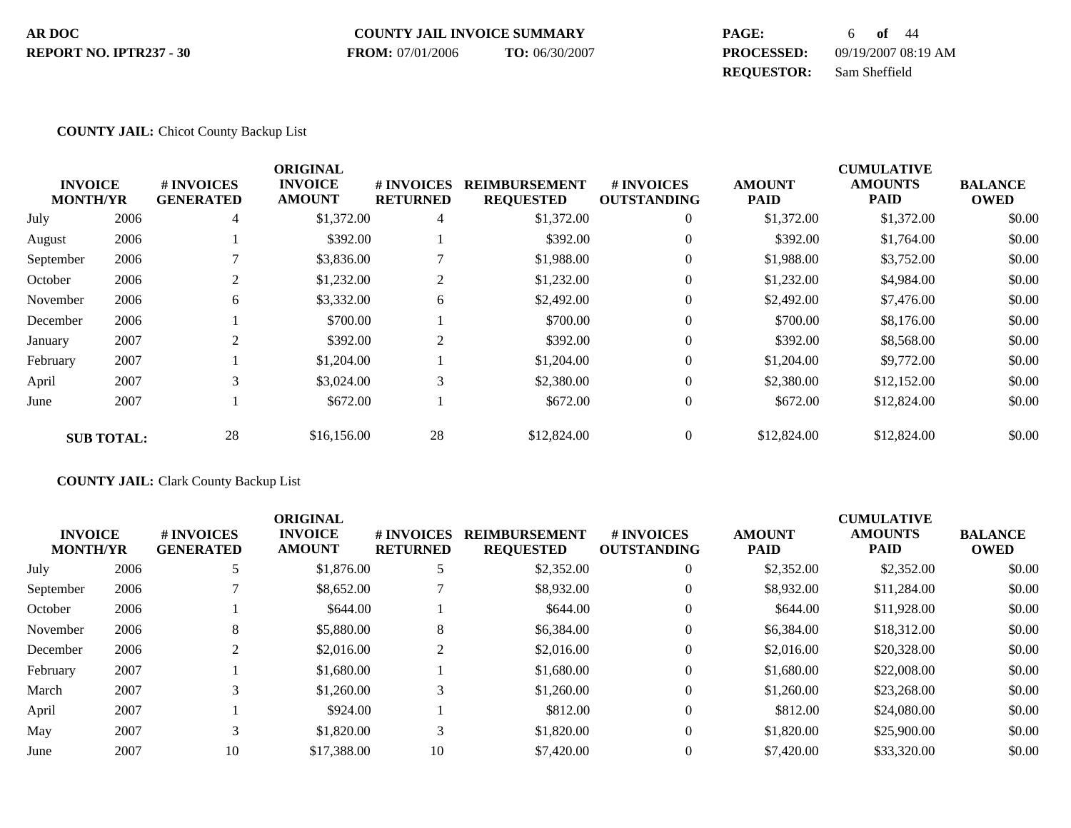**AR DOC** | **COUNTY JAIL INVOICE SUMMARY** | **PAGE:** 6 **of** 44

**REPORT NO. IPTR237 - 30** | **FROM:** 07/01/2006 **TO:** 06/30/2007 | **PROCESSED:** 09/19/2007 08:19 AM

**REQUESTOR:** Sam Sheffield

**COUNTY JAIL:** Chicot County Backup List

| INVOICE MONTH/YR | | # INVOICES GENERATED | ORIGINAL INVOICE AMOUNT | # INVOICES RETURNED | REIMBURSEMENT REQUESTED | # INVOICES OUTSTANDING | AMOUNT PAID | CUMULATIVE AMOUNTS PAID | BALANCE OWED |
|---|---|---|---|---|---|---|---|---|---|
| July | 2006 | 4 | $1,372.00 | 4 | $1,372.00 | 0 | $1,372.00 | $1,372.00 | $0.00 |
| August | 2006 | 1 | $392.00 | 1 | $392.00 | 0 | $392.00 | $1,764.00 | $0.00 |
| September | 2006 | 7 | $3,836.00 | 7 | $1,988.00 | 0 | $1,988.00 | $3,752.00 | $0.00 |
| October | 2006 | 2 | $1,232.00 | 2 | $1,232.00 | 0 | $1,232.00 | $4,984.00 | $0.00 |
| November | 2006 | 6 | $3,332.00 | 6 | $2,492.00 | 0 | $2,492.00 | $7,476.00 | $0.00 |
| December | 2006 | 1 | $700.00 | 1 | $700.00 | 0 | $700.00 | $8,176.00 | $0.00 |
| January | 2007 | 2 | $392.00 | 2 | $392.00 | 0 | $392.00 | $8,568.00 | $0.00 |
| February | 2007 | 1 | $1,204.00 | 1 | $1,204.00 | 0 | $1,204.00 | $9,772.00 | $0.00 |
| April | 2007 | 3 | $3,024.00 | 3 | $2,380.00 | 0 | $2,380.00 | $12,152.00 | $0.00 |
| June | 2007 | 1 | $672.00 | 1 | $672.00 | 0 | $672.00 | $12,824.00 | $0.00 |
| **SUB TOTAL:** | | 28 | $16,156.00 | 28 | $12,824.00 | 0 | $12,824.00 | $12,824.00 | $0.00 |

**COUNTY JAIL:** Clark County Backup List

| INVOICE MONTH/YR | | # INVOICES GENERATED | ORIGINAL INVOICE AMOUNT | # INVOICES RETURNED | REIMBURSEMENT REQUESTED | # INVOICES OUTSTANDING | AMOUNT PAID | CUMULATIVE AMOUNTS PAID | BALANCE OWED |
|---|---|---|---|---|---|---|---|---|---|
| July | 2006 | 5 | $1,876.00 | 5 | $2,352.00 | 0 | $2,352.00 | $2,352.00 | $0.00 |
| September | 2006 | 7 | $8,652.00 | 7 | $8,932.00 | 0 | $8,932.00 | $11,284.00 | $0.00 |
| October | 2006 | 1 | $644.00 | 1 | $644.00 | 0 | $644.00 | $11,928.00 | $0.00 |
| November | 2006 | 8 | $5,880.00 | 8 | $6,384.00 | 0 | $6,384.00 | $18,312.00 | $0.00 |
| December | 2006 | 2 | $2,016.00 | 2 | $2,016.00 | 0 | $2,016.00 | $20,328.00 | $0.00 |
| February | 2007 | 1 | $1,680.00 | 1 | $1,680.00 | 0 | $1,680.00 | $22,008.00 | $0.00 |
| March | 2007 | 3 | $1,260.00 | 3 | $1,260.00 | 0 | $1,260.00 | $23,268.00 | $0.00 |
| April | 2007 | 1 | $924.00 | 1 | $812.00 | 0 | $812.00 | $24,080.00 | $0.00 |
| May | 2007 | 3 | $1,820.00 | 3 | $1,820.00 | 0 | $1,820.00 | $25,900.00 | $0.00 |
| June | 2007 | 10 | $17,388.00 | 10 | $7,420.00 | 0 | $7,420.00 | $33,320.00 | $0.00 |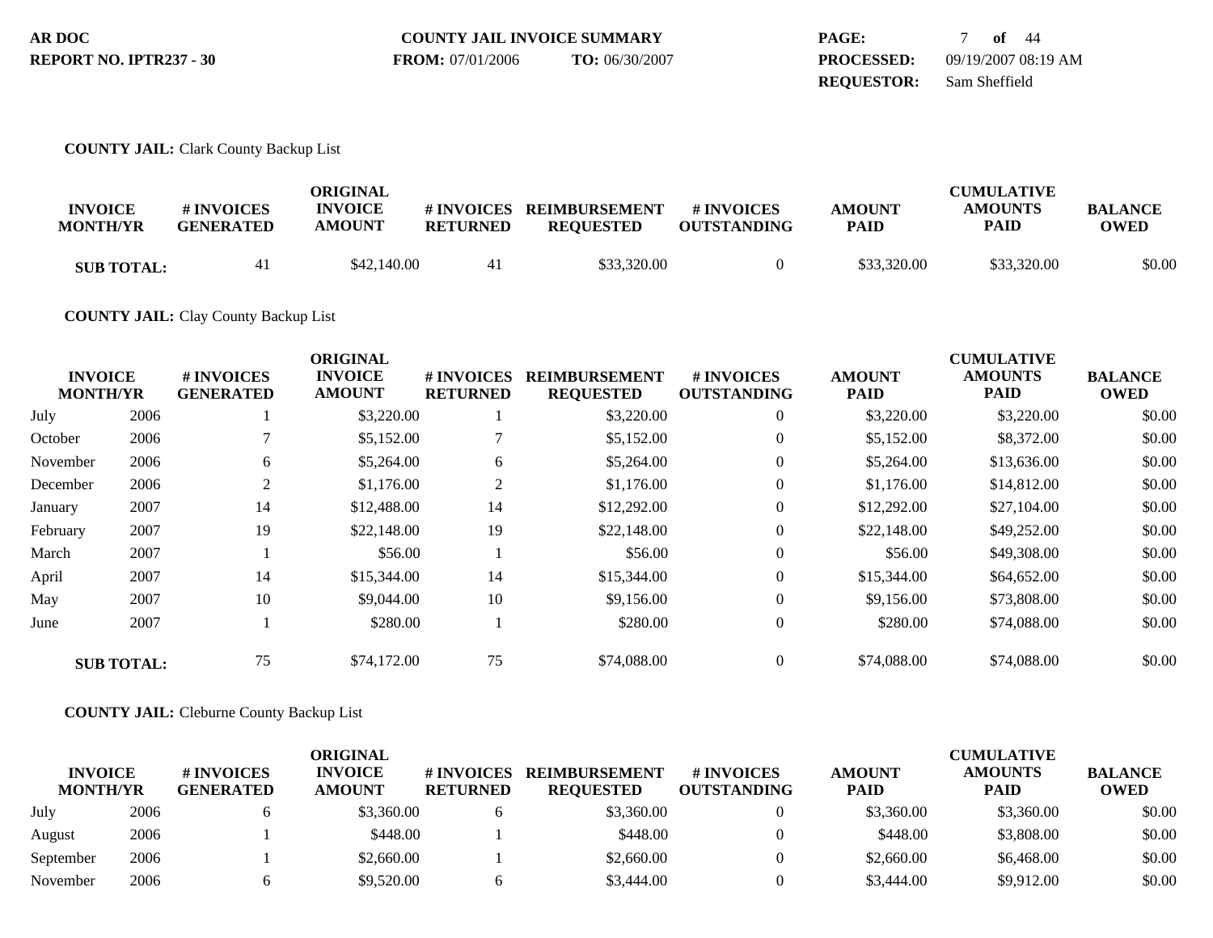**AR DOC** | **COUNTY JAIL INVOICE SUMMARY** | **PAGE:** 7 **of** 44

**REPORT NO. IPTR237 - 30** | **FROM:** 07/01/2006 **TO:** 06/30/2007 | **PROCESSED:** 09/19/2007 08:19 AM

**REQUESTOR:** Sam Sheffield

**COUNTY JAIL:** Clark County Backup List

| INVOICE MONTH/YR | | # INVOICES GENERATED | ORIGINAL INVOICE AMOUNT | # INVOICES RETURNED | REIMBURSEMENT REQUESTED | # INVOICES OUTSTANDING | AMOUNT PAID | CUMULATIVE AMOUNTS PAID | BALANCE OWED |
|---|---|---|---|---|---|---|---|---|---|
| **SUB TOTAL:** | | 41 | $42,140.00 | 41 | $33,320.00 | 0 | $33,320.00 | $33,320.00 | $0.00 |

**COUNTY JAIL:** Clay County Backup List

| INVOICE MONTH/YR | | # INVOICES GENERATED | ORIGINAL INVOICE AMOUNT | # INVOICES RETURNED | REIMBURSEMENT REQUESTED | # INVOICES OUTSTANDING | AMOUNT PAID | CUMULATIVE AMOUNTS PAID | BALANCE OWED |
|---|---|---|---|---|---|---|---|---|---|
| July | 2006 | 1 | $3,220.00 | 1 | $3,220.00 | 0 | $3,220.00 | $3,220.00 | $0.00 |
| October | 2006 | 7 | $5,152.00 | 7 | $5,152.00 | 0 | $5,152.00 | $8,372.00 | $0.00 |
| November | 2006 | 6 | $5,264.00 | 6 | $5,264.00 | 0 | $5,264.00 | $13,636.00 | $0.00 |
| December | 2006 | 2 | $1,176.00 | 2 | $1,176.00 | 0 | $1,176.00 | $14,812.00 | $0.00 |
| January | 2007 | 14 | $12,488.00 | 14 | $12,292.00 | 0 | $12,292.00 | $27,104.00 | $0.00 |
| February | 2007 | 19 | $22,148.00 | 19 | $22,148.00 | 0 | $22,148.00 | $49,252.00 | $0.00 |
| March | 2007 | 1 | $56.00 | 1 | $56.00 | 0 | $56.00 | $49,308.00 | $0.00 |
| April | 2007 | 14 | $15,344.00 | 14 | $15,344.00 | 0 | $15,344.00 | $64,652.00 | $0.00 |
| May | 2007 | 10 | $9,044.00 | 10 | $9,156.00 | 0 | $9,156.00 | $73,808.00 | $0.00 |
| June | 2007 | 1 | $280.00 | 1 | $280.00 | 0 | $280.00 | $74,088.00 | $0.00 |
| **SUB TOTAL:** | | 75 | $74,172.00 | 75 | $74,088.00 | 0 | $74,088.00 | $74,088.00 | $0.00 |

**COUNTY JAIL:** Cleburne County Backup List

| INVOICE MONTH/YR | | # INVOICES GENERATED | ORIGINAL INVOICE AMOUNT | # INVOICES RETURNED | REIMBURSEMENT REQUESTED | # INVOICES OUTSTANDING | AMOUNT PAID | CUMULATIVE AMOUNTS PAID | BALANCE OWED |
|---|---|---|---|---|---|---|---|---|---|
| July | 2006 | 6 | $3,360.00 | 6 | $3,360.00 | 0 | $3,360.00 | $3,360.00 | $0.00 |
| August | 2006 | 1 | $448.00 | 1 | $448.00 | 0 | $448.00 | $3,808.00 | $0.00 |
| September | 2006 | 1 | $2,660.00 | 1 | $2,660.00 | 0 | $2,660.00 | $6,468.00 | $0.00 |
| November | 2006 | 6 | $9,520.00 | 6 | $3,444.00 | 0 | $3,444.00 | $9,912.00 | $0.00 |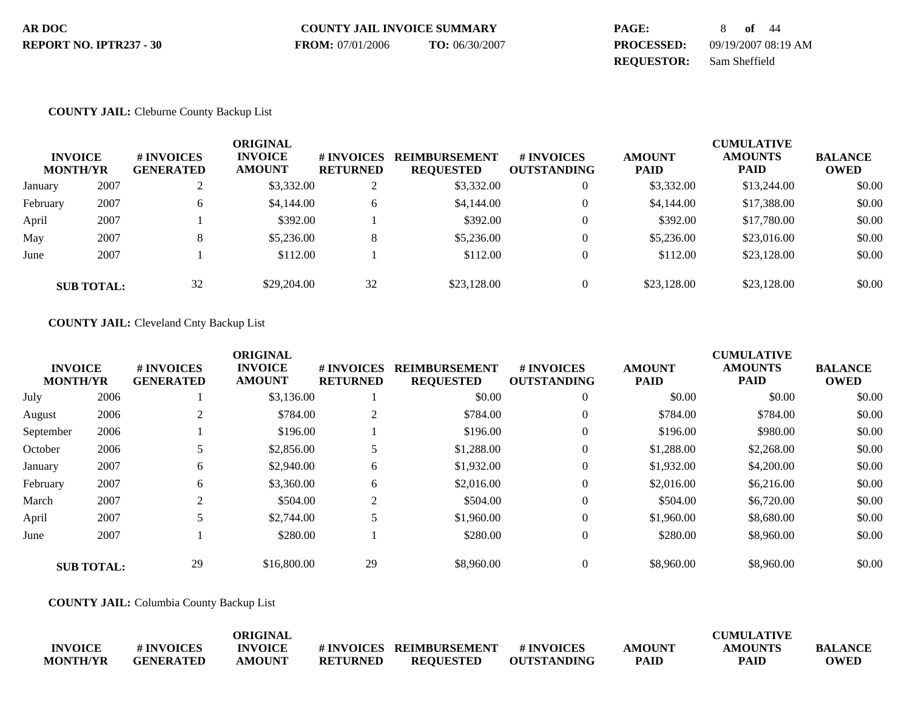**AR DOC**
**REPORT NO. IPTR237 - 30**

**COUNTY JAIL INVOICE SUMMARY**
**FROM:** 07/01/2006 **TO:** 06/30/2007

**PROCESSED:** 09/19/2007 08:19 AM
**REQUESTOR:** Sam Sheffield

**COUNTY JAIL:** Cleburne County Backup List

| INVOICE MONTH/YR | | # INVOICES GENERATED | ORIGINAL INVOICE AMOUNT | # INVOICES RETURNED | REIMBURSEMENT REQUESTED | # INVOICES OUTSTANDING | AMOUNT PAID | CUMULATIVE AMOUNTS PAID | BALANCE OWED |
|---|---|---|---|---|---|---|---|---|---|
| January | 2007 | 2 | $3,332.00 | 2 | $3,332.00 | 0 | $3,332.00 | $13,244.00 | $0.00 |
| February | 2007 | 6 | $4,144.00 | 6 | $4,144.00 | 0 | $4,144.00 | $17,388.00 | $0.00 |
| April | 2007 | 1 | $392.00 | 1 | $392.00 | 0 | $392.00 | $17,780.00 | $0.00 |
| May | 2007 | 8 | $5,236.00 | 8 | $5,236.00 | 0 | $5,236.00 | $23,016.00 | $0.00 |
| June | 2007 | 1 | $112.00 | 1 | $112.00 | 0 | $112.00 | $23,128.00 | $0.00 |
| **SUB TOTAL:** | | 32 | $29,204.00 | 32 | $23,128.00 | 0 | $23,128.00 | $23,128.00 | $0.00 |

**COUNTY JAIL:** Cleveland Cnty Backup List

| INVOICE MONTH/YR | | # INVOICES GENERATED | ORIGINAL INVOICE AMOUNT | # INVOICES RETURNED | REIMBURSEMENT REQUESTED | # INVOICES OUTSTANDING | AMOUNT PAID | CUMULATIVE AMOUNTS PAID | BALANCE OWED |
|---|---|---|---|---|---|---|---|---|---|
| July | 2006 | 1 | $3,136.00 | 1 | $0.00 | 0 | $0.00 | $0.00 | $0.00 |
| August | 2006 | 2 | $784.00 | 2 | $784.00 | 0 | $784.00 | $784.00 | $0.00 |
| September | 2006 | 1 | $196.00 | 1 | $196.00 | 0 | $196.00 | $980.00 | $0.00 |
| October | 2006 | 5 | $2,856.00 | 5 | $1,288.00 | 0 | $1,288.00 | $2,268.00 | $0.00 |
| January | 2007 | 6 | $2,940.00 | 6 | $1,932.00 | 0 | $1,932.00 | $4,200.00 | $0.00 |
| February | 2007 | 6 | $3,360.00 | 6 | $2,016.00 | 0 | $2,016.00 | $6,216.00 | $0.00 |
| March | 2007 | 2 | $504.00 | 2 | $504.00 | 0 | $504.00 | $6,720.00 | $0.00 |
| April | 2007 | 5 | $2,744.00 | 5 | $1,960.00 | 0 | $1,960.00 | $8,680.00 | $0.00 |
| June | 2007 | 1 | $280.00 | 1 | $280.00 | 0 | $280.00 | $8,960.00 | $0.00 |
| **SUB TOTAL:** | | 29 | $16,800.00 | 29 | $8,960.00 | 0 | $8,960.00 | $8,960.00 | $0.00 |

**COUNTY JAIL:** Columbia County Backup List

| INVOICE MONTH/YR | # INVOICES GENERATED | ORIGINAL INVOICE AMOUNT | # INVOICES RETURNED | REIMBURSEMENT REQUESTED | # INVOICES OUTSTANDING | AMOUNT PAID | CUMULATIVE AMOUNTS PAID | BALANCE OWED |
|---|---|---|---|---|---|---|---|---|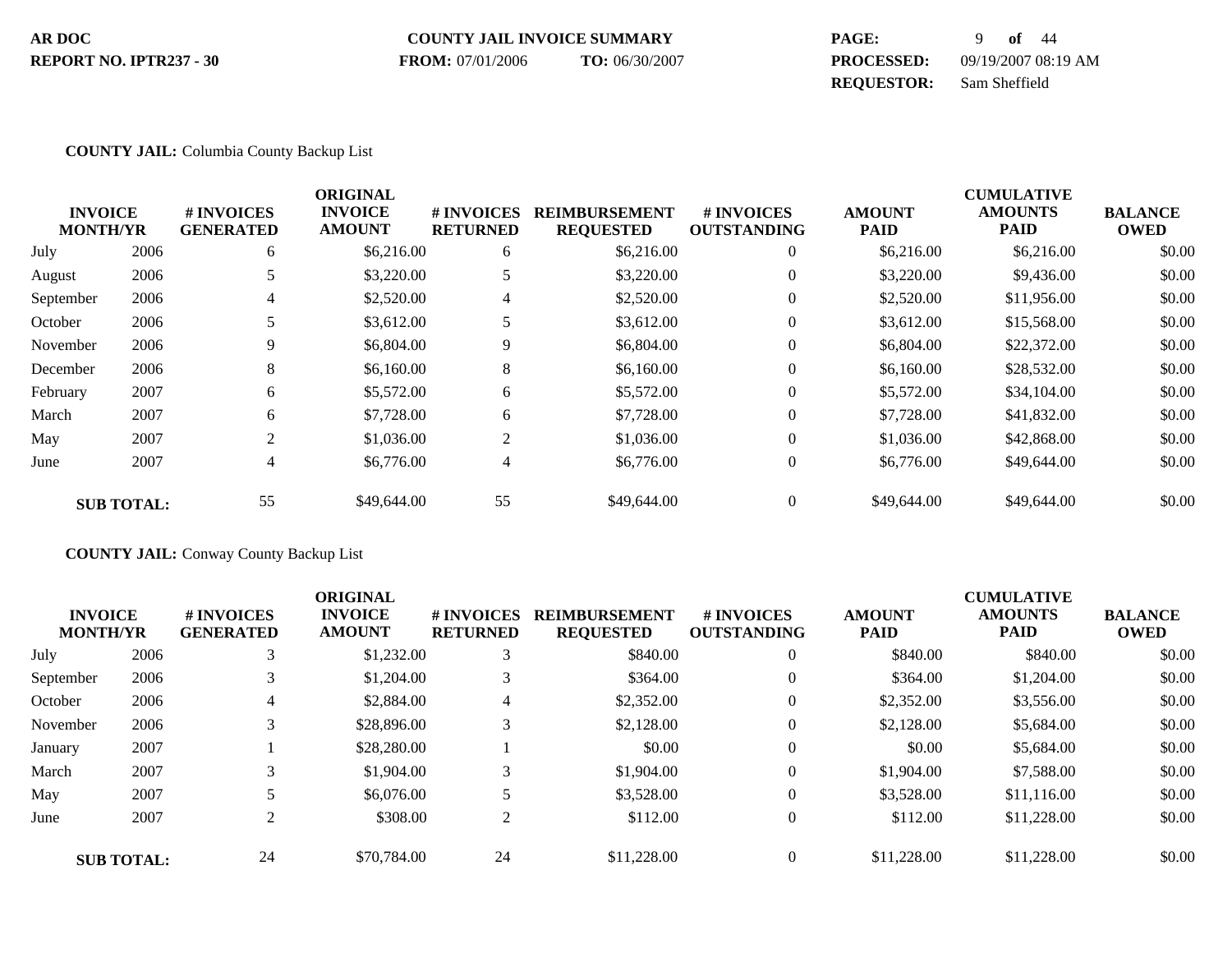AR DOC
REPORT NO. IPTR237 - 30

COUNTY JAIL INVOICE SUMMARY
**FROM:** 07/01/2006 **TO:** 06/30/2007

**PROCESSED:** 09/19/2007 08:19 AM
**REQUESTOR:** Sam Sheffield

**COUNTY JAIL:** Columbia County Backup List

| INVOICE MONTH/YR | | # INVOICES GENERATED | ORIGINAL INVOICE AMOUNT | # INVOICES RETURNED | REIMBURSEMENT REQUESTED | # INVOICES OUTSTANDING | AMOUNT PAID | CUMULATIVE AMOUNTS PAID | BALANCE OWED |
|---|---|---|---|---|---|---|---|---|---|
| July | 2006 | 6 | $6,216.00 | 6 | $6,216.00 | 0 | $6,216.00 | $6,216.00 | $0.00 |
| August | 2006 | 5 | $3,220.00 | 5 | $3,220.00 | 0 | $3,220.00 | $9,436.00 | $0.00 |
| September | 2006 | 4 | $2,520.00 | 4 | $2,520.00 | 0 | $2,520.00 | $11,956.00 | $0.00 |
| October | 2006 | 5 | $3,612.00 | 5 | $3,612.00 | 0 | $3,612.00 | $15,568.00 | $0.00 |
| November | 2006 | 9 | $6,804.00 | 9 | $6,804.00 | 0 | $6,804.00 | $22,372.00 | $0.00 |
| December | 2006 | 8 | $6,160.00 | 8 | $6,160.00 | 0 | $6,160.00 | $28,532.00 | $0.00 |
| February | 2007 | 6 | $5,572.00 | 6 | $5,572.00 | 0 | $5,572.00 | $34,104.00 | $0.00 |
| March | 2007 | 6 | $7,728.00 | 6 | $7,728.00 | 0 | $7,728.00 | $41,832.00 | $0.00 |
| May | 2007 | 2 | $1,036.00 | 2 | $1,036.00 | 0 | $1,036.00 | $42,868.00 | $0.00 |
| June | 2007 | 4 | $6,776.00 | 4 | $6,776.00 | 0 | $6,776.00 | $49,644.00 | $0.00 |
| **SUB TOTAL:** | | 55 | $49,644.00 | 55 | $49,644.00 | 0 | $49,644.00 | $49,644.00 | $0.00 |

**COUNTY JAIL:** Conway County Backup List

| INVOICE MONTH/YR | | # INVOICES GENERATED | ORIGINAL INVOICE AMOUNT | # INVOICES RETURNED | REIMBURSEMENT REQUESTED | # INVOICES OUTSTANDING | AMOUNT PAID | CUMULATIVE AMOUNTS PAID | BALANCE OWED |
|---|---|---|---|---|---|---|---|---|---|
| July | 2006 | 3 | $1,232.00 | 3 | $840.00 | 0 | $840.00 | $840.00 | $0.00 |
| September | 2006 | 3 | $1,204.00 | 3 | $364.00 | 0 | $364.00 | $1,204.00 | $0.00 |
| October | 2006 | 4 | $2,884.00 | 4 | $2,352.00 | 0 | $2,352.00 | $3,556.00 | $0.00 |
| November | 2006 | 3 | $28,896.00 | 3 | $2,128.00 | 0 | $2,128.00 | $5,684.00 | $0.00 |
| January | 2007 | 1 | $28,280.00 | 1 | $0.00 | 0 | $0.00 | $5,684.00 | $0.00 |
| March | 2007 | 3 | $1,904.00 | 3 | $1,904.00 | 0 | $1,904.00 | $7,588.00 | $0.00 |
| May | 2007 | 5 | $6,076.00 | 5 | $3,528.00 | 0 | $3,528.00 | $11,116.00 | $0.00 |
| June | 2007 | 2 | $308.00 | 2 | $112.00 | 0 | $112.00 | $11,228.00 | $0.00 |
| **SUB TOTAL:** | | 24 | $70,784.00 | 24 | $11,228.00 | 0 | $11,228.00 | $11,228.00 | $0.00 |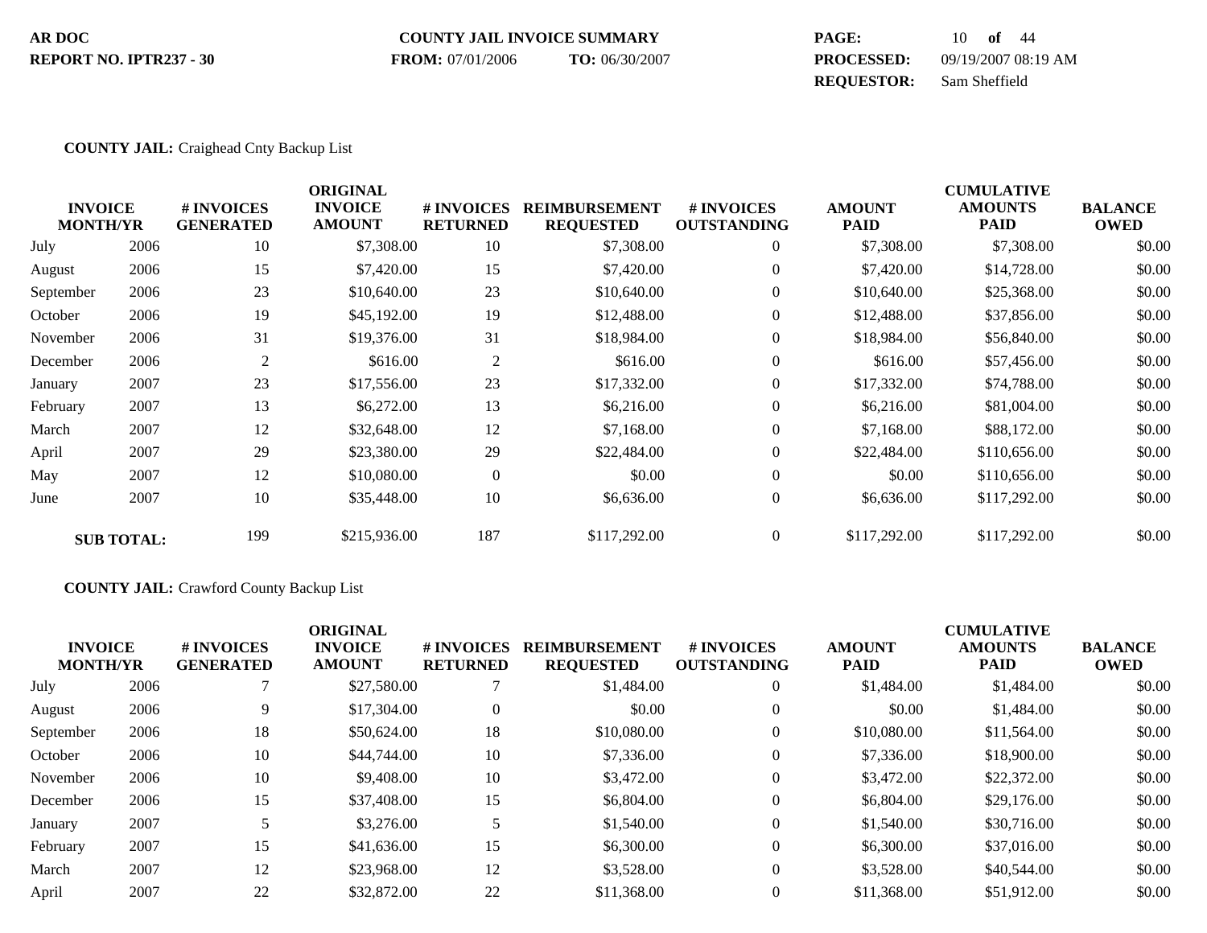AR DOC
REPORT NO. IPTR237 - 30

COUNTY JAIL INVOICE SUMMARY
**FROM:** 07/01/2006 **TO:** 06/30/2007

**PROCESSED:** 09/19/2007 08:19 AM
**REQUESTOR:** Sam Sheffield

**COUNTY JAIL:** Craighead Cnty Backup List

| INVOICE MONTH/YR | | # INVOICES GENERATED | ORIGINAL INVOICE AMOUNT | # INVOICES RETURNED | REIMBURSEMENT REQUESTED | # INVOICES OUTSTANDING | AMOUNT PAID | CUMULATIVE AMOUNTS PAID | BALANCE OWED |
|---|---|---|---|---|---|---|---|---|---|
| July | 2006 | 10 | $7,308.00 | 10 | $7,308.00 | 0 | $7,308.00 | $7,308.00 | $0.00 |
| August | 2006 | 15 | $7,420.00 | 15 | $7,420.00 | 0 | $7,420.00 | $14,728.00 | $0.00 |
| September | 2006 | 23 | $10,640.00 | 23 | $10,640.00 | 0 | $10,640.00 | $25,368.00 | $0.00 |
| October | 2006 | 19 | $45,192.00 | 19 | $12,488.00 | 0 | $12,488.00 | $37,856.00 | $0.00 |
| November | 2006 | 31 | $19,376.00 | 31 | $18,984.00 | 0 | $18,984.00 | $56,840.00 | $0.00 |
| December | 2006 | 2 | $616.00 | 2 | $616.00 | 0 | $616.00 | $57,456.00 | $0.00 |
| January | 2007 | 23 | $17,556.00 | 23 | $17,332.00 | 0 | $17,332.00 | $74,788.00 | $0.00 |
| February | 2007 | 13 | $6,272.00 | 13 | $6,216.00 | 0 | $6,216.00 | $81,004.00 | $0.00 |
| March | 2007 | 12 | $32,648.00 | 12 | $7,168.00 | 0 | $7,168.00 | $88,172.00 | $0.00 |
| April | 2007 | 29 | $23,380.00 | 29 | $22,484.00 | 0 | $22,484.00 | $110,656.00 | $0.00 |
| May | 2007 | 12 | $10,080.00 | 0 | $0.00 | 0 | $0.00 | $110,656.00 | $0.00 |
| June | 2007 | 10 | $35,448.00 | 10 | $6,636.00 | 0 | $6,636.00 | $117,292.00 | $0.00 |
| **SUB TOTAL:** | | 199 | $215,936.00 | 187 | $117,292.00 | 0 | $117,292.00 | $117,292.00 | $0.00 |

**COUNTY JAIL:** Crawford County Backup List

| INVOICE MONTH/YR | | # INVOICES GENERATED | ORIGINAL INVOICE AMOUNT | # INVOICES RETURNED | REIMBURSEMENT REQUESTED | # INVOICES OUTSTANDING | AMOUNT PAID | CUMULATIVE AMOUNTS PAID | BALANCE OWED |
|---|---|---|---|---|---|---|---|---|---|
| July | 2006 | 7 | $27,580.00 | 7 | $1,484.00 | 0 | $1,484.00 | $1,484.00 | $0.00 |
| August | 2006 | 9 | $17,304.00 | 0 | $0.00 | 0 | $0.00 | $1,484.00 | $0.00 |
| September | 2006 | 18 | $50,624.00 | 18 | $10,080.00 | 0 | $10,080.00 | $11,564.00 | $0.00 |
| October | 2006 | 10 | $44,744.00 | 10 | $7,336.00 | 0 | $7,336.00 | $18,900.00 | $0.00 |
| November | 2006 | 10 | $9,408.00 | 10 | $3,472.00 | 0 | $3,472.00 | $22,372.00 | $0.00 |
| December | 2006 | 15 | $37,408.00 | 15 | $6,804.00 | 0 | $6,804.00 | $29,176.00 | $0.00 |
| January | 2007 | 5 | $3,276.00 | 5 | $1,540.00 | 0 | $1,540.00 | $30,716.00 | $0.00 |
| February | 2007 | 15 | $41,636.00 | 15 | $6,300.00 | 0 | $6,300.00 | $37,016.00 | $0.00 |
| March | 2007 | 12 | $23,968.00 | 12 | $3,528.00 | 0 | $3,528.00 | $40,544.00 | $0.00 |
| April | 2007 | 22 | $32,872.00 | 22 | $11,368.00 | 0 | $11,368.00 | $51,912.00 | $0.00 |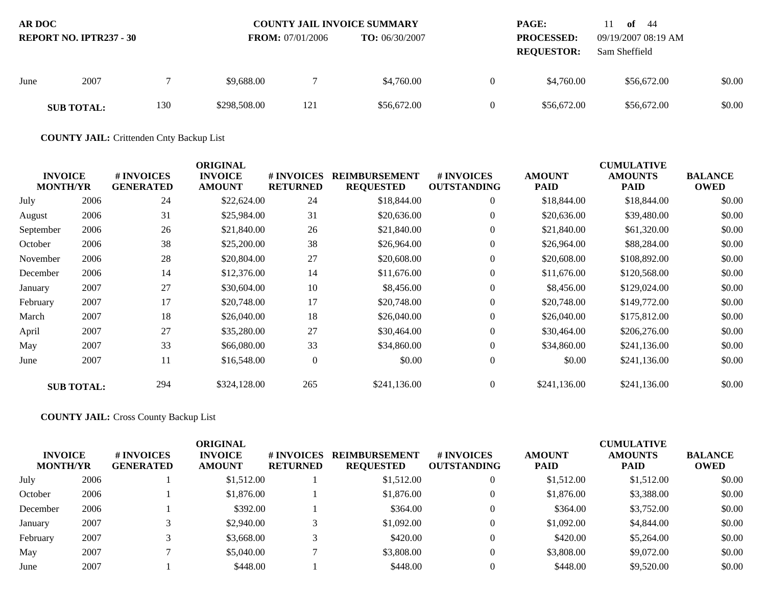AR DOC | COUNTY JAIL INVOICE SUMMARY | PROCESSED: 09/19/2007 08:19 AM
REPORT NO. IPTR237 - 30 | FROM: 07/01/2006 TO: 06/30/2007 | REQUESTOR: Sam Sheffield

| INVOICE MONTH/YR | | # INVOICES GENERATED | ORIGINAL INVOICE AMOUNT | # INVOICES RETURNED | REIMBURSEMENT REQUESTED | # INVOICES OUTSTANDING | AMOUNT PAID | CUMULATIVE AMOUNTS PAID | BALANCE OWED |
|---|---|---|---|---|---|---|---|---|---|
| June | 2007 | 7 | $9,688.00 | 7 | $4,760.00 | 0 | $4,760.00 | $56,672.00 | $0.00 |
| **SUB TOTAL:** | | 130 | $298,508.00 | 121 | $56,672.00 | 0 | $56,672.00 | $56,672.00 | $0.00 |

**COUNTY JAIL:** Crittenden Cnty Backup List

| INVOICE MONTH/YR | | # INVOICES GENERATED | ORIGINAL INVOICE AMOUNT | # INVOICES RETURNED | REIMBURSEMENT REQUESTED | # INVOICES OUTSTANDING | AMOUNT PAID | CUMULATIVE AMOUNTS PAID | BALANCE OWED |
|---|---|---|---|---|---|---|---|---|---|
| July | 2006 | 24 | $22,624.00 | 24 | $18,844.00 | 0 | $18,844.00 | $18,844.00 | $0.00 |
| August | 2006 | 31 | $25,984.00 | 31 | $20,636.00 | 0 | $20,636.00 | $39,480.00 | $0.00 |
| September | 2006 | 26 | $21,840.00 | 26 | $21,840.00 | 0 | $21,840.00 | $61,320.00 | $0.00 |
| October | 2006 | 38 | $25,200.00 | 38 | $26,964.00 | 0 | $26,964.00 | $88,284.00 | $0.00 |
| November | 2006 | 28 | $20,804.00 | 27 | $20,608.00 | 0 | $20,608.00 | $108,892.00 | $0.00 |
| December | 2006 | 14 | $12,376.00 | 14 | $11,676.00 | 0 | $11,676.00 | $120,568.00 | $0.00 |
| January | 2007 | 27 | $30,604.00 | 10 | $8,456.00 | 0 | $8,456.00 | $129,024.00 | $0.00 |
| February | 2007 | 17 | $20,748.00 | 17 | $20,748.00 | 0 | $20,748.00 | $149,772.00 | $0.00 |
| March | 2007 | 18 | $26,040.00 | 18 | $26,040.00 | 0 | $26,040.00 | $175,812.00 | $0.00 |
| April | 2007 | 27 | $35,280.00 | 27 | $30,464.00 | 0 | $30,464.00 | $206,276.00 | $0.00 |
| May | 2007 | 33 | $66,080.00 | 33 | $34,860.00 | 0 | $34,860.00 | $241,136.00 | $0.00 |
| June | 2007 | 11 | $16,548.00 | 0 | $0.00 | 0 | $0.00 | $241,136.00 | $0.00 |
| **SUB TOTAL:** | | 294 | $324,128.00 | 265 | $241,136.00 | 0 | $241,136.00 | $241,136.00 | $0.00 |

**COUNTY JAIL:** Cross County Backup List

| INVOICE MONTH/YR | | # INVOICES GENERATED | ORIGINAL INVOICE AMOUNT | # INVOICES RETURNED | REIMBURSEMENT REQUESTED | # INVOICES OUTSTANDING | AMOUNT PAID | CUMULATIVE AMOUNTS PAID | BALANCE OWED |
|---|---|---|---|---|---|---|---|---|---|
| July | 2006 | 1 | $1,512.00 | 1 | $1,512.00 | 0 | $1,512.00 | $1,512.00 | $0.00 |
| October | 2006 | 1 | $1,876.00 | 1 | $1,876.00 | 0 | $1,876.00 | $3,388.00 | $0.00 |
| December | 2006 | 1 | $392.00 | 1 | $364.00 | 0 | $364.00 | $3,752.00 | $0.00 |
| January | 2007 | 3 | $2,940.00 | 3 | $1,092.00 | 0 | $1,092.00 | $4,844.00 | $0.00 |
| February | 2007 | 3 | $3,668.00 | 3 | $420.00 | 0 | $420.00 | $5,264.00 | $0.00 |
| May | 2007 | 7 | $5,040.00 | 7 | $3,808.00 | 0 | $3,808.00 | $9,072.00 | $0.00 |
| June | 2007 | 1 | $448.00 | 1 | $448.00 | 0 | $448.00 | $9,520.00 | $0.00 |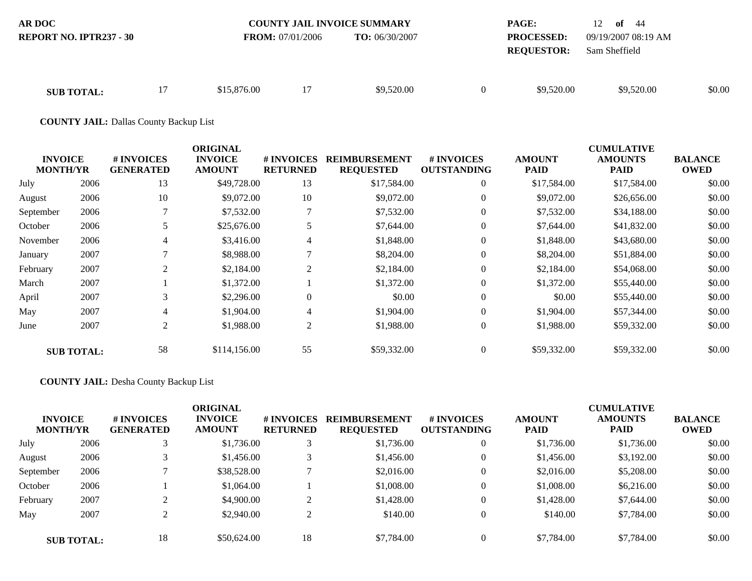| | | | | | | | | | |
|---|---|---|---|---|---|---|---|---|---|
| **SUB TOTAL:** | | 17 | $15,876.00 | 17 | $9,520.00 | 0 | $9,520.00 | $9,520.00 | $0.00 |

**COUNTY JAIL:** Dallas County Backup List

| INVOICE MONTH/YR | | # INVOICES GENERATED | ORIGINAL INVOICE AMOUNT | # INVOICES RETURNED | REIMBURSEMENT REQUESTED | # INVOICES OUTSTANDING | AMOUNT PAID | CUMULATIVE AMOUNTS PAID | BALANCE OWED |
|---|---|---|---|---|---|---|---|---|---|
| July | 2006 | 13 | $49,728.00 | 13 | $17,584.00 | 0 | $17,584.00 | $17,584.00 | $0.00 |
| August | 2006 | 10 | $9,072.00 | 10 | $9,072.00 | 0 | $9,072.00 | $26,656.00 | $0.00 |
| September | 2006 | 7 | $7,532.00 | 7 | $7,532.00 | 0 | $7,532.00 | $34,188.00 | $0.00 |
| October | 2006 | 5 | $25,676.00 | 5 | $7,644.00 | 0 | $7,644.00 | $41,832.00 | $0.00 |
| November | 2006 | 4 | $3,416.00 | 4 | $1,848.00 | 0 | $1,848.00 | $43,680.00 | $0.00 |
| January | 2007 | 7 | $8,988.00 | 7 | $8,204.00 | 0 | $8,204.00 | $51,884.00 | $0.00 |
| February | 2007 | 2 | $2,184.00 | 2 | $2,184.00 | 0 | $2,184.00 | $54,068.00 | $0.00 |
| March | 2007 | 1 | $1,372.00 | 1 | $1,372.00 | 0 | $1,372.00 | $55,440.00 | $0.00 |
| April | 2007 | 3 | $2,296.00 | 0 | $0.00 | 0 | $0.00 | $55,440.00 | $0.00 |
| May | 2007 | 4 | $1,904.00 | 4 | $1,904.00 | 0 | $1,904.00 | $57,344.00 | $0.00 |
| June | 2007 | 2 | $1,988.00 | 2 | $1,988.00 | 0 | $1,988.00 | $59,332.00 | $0.00 |
| **SUB TOTAL:** | | 58 | $114,156.00 | 55 | $59,332.00 | 0 | $59,332.00 | $59,332.00 | $0.00 |

**COUNTY JAIL:** Desha County Backup List

| INVOICE MONTH/YR | | # INVOICES GENERATED | ORIGINAL INVOICE AMOUNT | # INVOICES RETURNED | REIMBURSEMENT REQUESTED | # INVOICES OUTSTANDING | AMOUNT PAID | CUMULATIVE AMOUNTS PAID | BALANCE OWED |
|---|---|---|---|---|---|---|---|---|---|
| July | 2006 | 3 | $1,736.00 | 3 | $1,736.00 | 0 | $1,736.00 | $1,736.00 | $0.00 |
| August | 2006 | 3 | $1,456.00 | 3 | $1,456.00 | 0 | $1,456.00 | $3,192.00 | $0.00 |
| September | 2006 | 7 | $38,528.00 | 7 | $2,016.00 | 0 | $2,016.00 | $5,208.00 | $0.00 |
| October | 2006 | 1 | $1,064.00 | 1 | $1,008.00 | 0 | $1,008.00 | $6,216.00 | $0.00 |
| February | 2007 | 2 | $4,900.00 | 2 | $1,428.00 | 0 | $1,428.00 | $7,644.00 | $0.00 |
| May | 2007 | 2 | $2,940.00 | 2 | $140.00 | 0 | $140.00 | $7,784.00 | $0.00 |
| **SUB TOTAL:** | | 18 | $50,624.00 | 18 | $7,784.00 | 0 | $7,784.00 | $7,784.00 | $0.00 |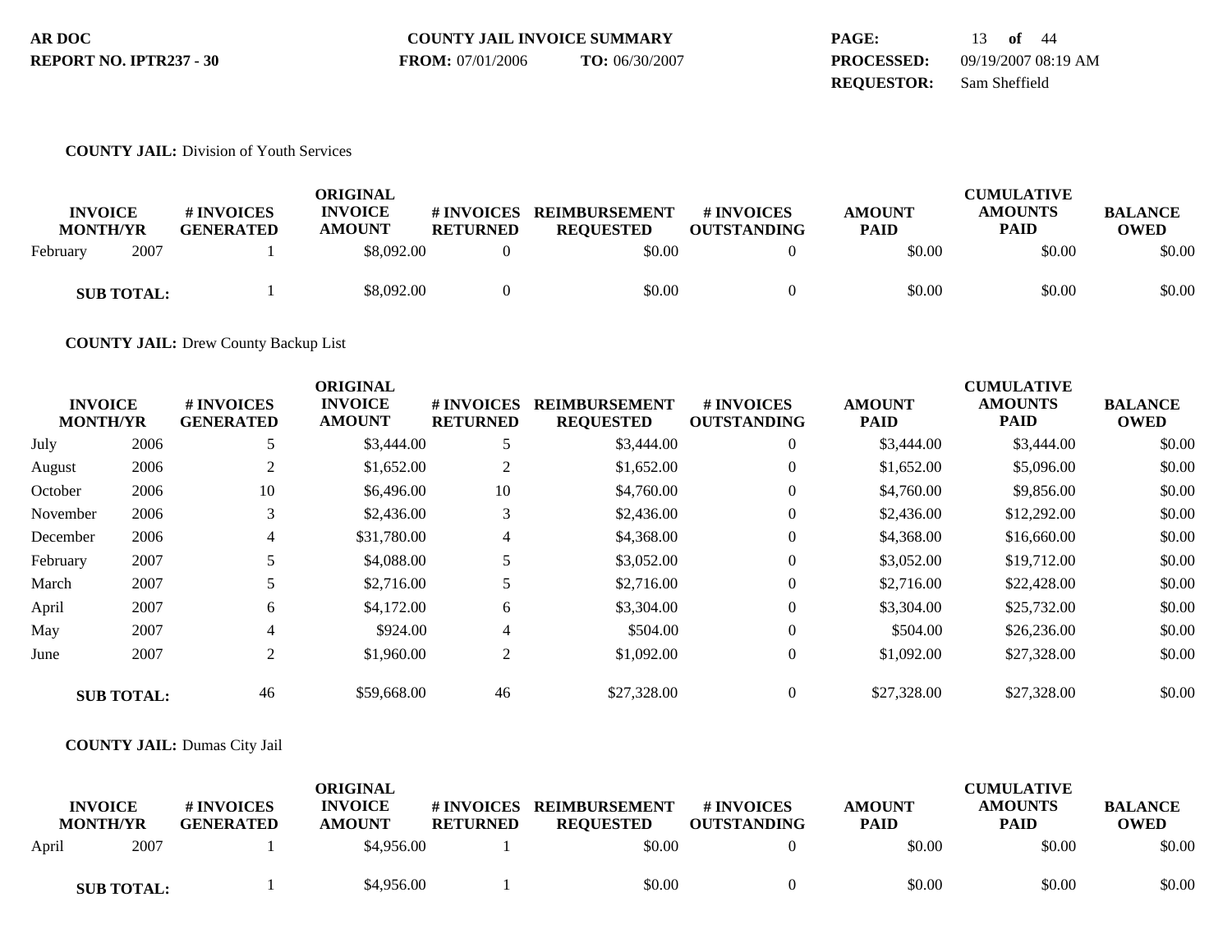AR DOC
REPORT NO. IPTR237 - 30

COUNTY JAIL INVOICE SUMMARY
**FROM:** 07/01/2006 **TO:** 06/30/2007

**PROCESSED:** 09/19/2007 08:19 AM
**REQUESTOR:** Sam Sheffield

**COUNTY JAIL:** Division of Youth Services

| INVOICE MONTH/YR | | # INVOICES GENERATED | ORIGINAL INVOICE AMOUNT | # INVOICES RETURNED | REIMBURSEMENT REQUESTED | # INVOICES OUTSTANDING | AMOUNT PAID | CUMULATIVE AMOUNTS PAID | BALANCE OWED |
|---|---|---|---|---|---|---|---|---|---|
| February | 2007 | 1 | $8,092.00 | 0 | $0.00 | 0 | $0.00 | $0.00 | $0.00 |
| **SUB TOTAL:** | | 1 | $8,092.00 | 0 | $0.00 | 0 | $0.00 | $0.00 | $0.00 |

**COUNTY JAIL:** Drew County Backup List

| INVOICE MONTH/YR | | # INVOICES GENERATED | ORIGINAL INVOICE AMOUNT | # INVOICES RETURNED | REIMBURSEMENT REQUESTED | # INVOICES OUTSTANDING | AMOUNT PAID | CUMULATIVE AMOUNTS PAID | BALANCE OWED |
|---|---|---|---|---|---|---|---|---|---|
| July | 2006 | 5 | $3,444.00 | 5 | $3,444.00 | 0 | $3,444.00 | $3,444.00 | $0.00 |
| August | 2006 | 2 | $1,652.00 | 2 | $1,652.00 | 0 | $1,652.00 | $5,096.00 | $0.00 |
| October | 2006 | 10 | $6,496.00 | 10 | $4,760.00 | 0 | $4,760.00 | $9,856.00 | $0.00 |
| November | 2006 | 3 | $2,436.00 | 3 | $2,436.00 | 0 | $2,436.00 | $12,292.00 | $0.00 |
| December | 2006 | 4 | $31,780.00 | 4 | $4,368.00 | 0 | $4,368.00 | $16,660.00 | $0.00 |
| February | 2007 | 5 | $4,088.00 | 5 | $3,052.00 | 0 | $3,052.00 | $19,712.00 | $0.00 |
| March | 2007 | 5 | $2,716.00 | 5 | $2,716.00 | 0 | $2,716.00 | $22,428.00 | $0.00 |
| April | 2007 | 6 | $4,172.00 | 6 | $3,304.00 | 0 | $3,304.00 | $25,732.00 | $0.00 |
| May | 2007 | 4 | $924.00 | 4 | $504.00 | 0 | $504.00 | $26,236.00 | $0.00 |
| June | 2007 | 2 | $1,960.00 | 2 | $1,092.00 | 0 | $1,092.00 | $27,328.00 | $0.00 |
| **SUB TOTAL:** | | 46 | $59,668.00 | 46 | $27,328.00 | 0 | $27,328.00 | $27,328.00 | $0.00 |

**COUNTY JAIL:** Dumas City Jail

| INVOICE MONTH/YR | | # INVOICES GENERATED | ORIGINAL INVOICE AMOUNT | # INVOICES RETURNED | REIMBURSEMENT REQUESTED | # INVOICES OUTSTANDING | AMOUNT PAID | CUMULATIVE AMOUNTS PAID | BALANCE OWED |
|---|---|---|---|---|---|---|---|---|---|
| April | 2007 | 1 | $4,956.00 | 1 | $0.00 | 0 | $0.00 | $0.00 | $0.00 |
| **SUB TOTAL:** | | 1 | $4,956.00 | 1 | $0.00 | 0 | $0.00 | $0.00 | $0.00 |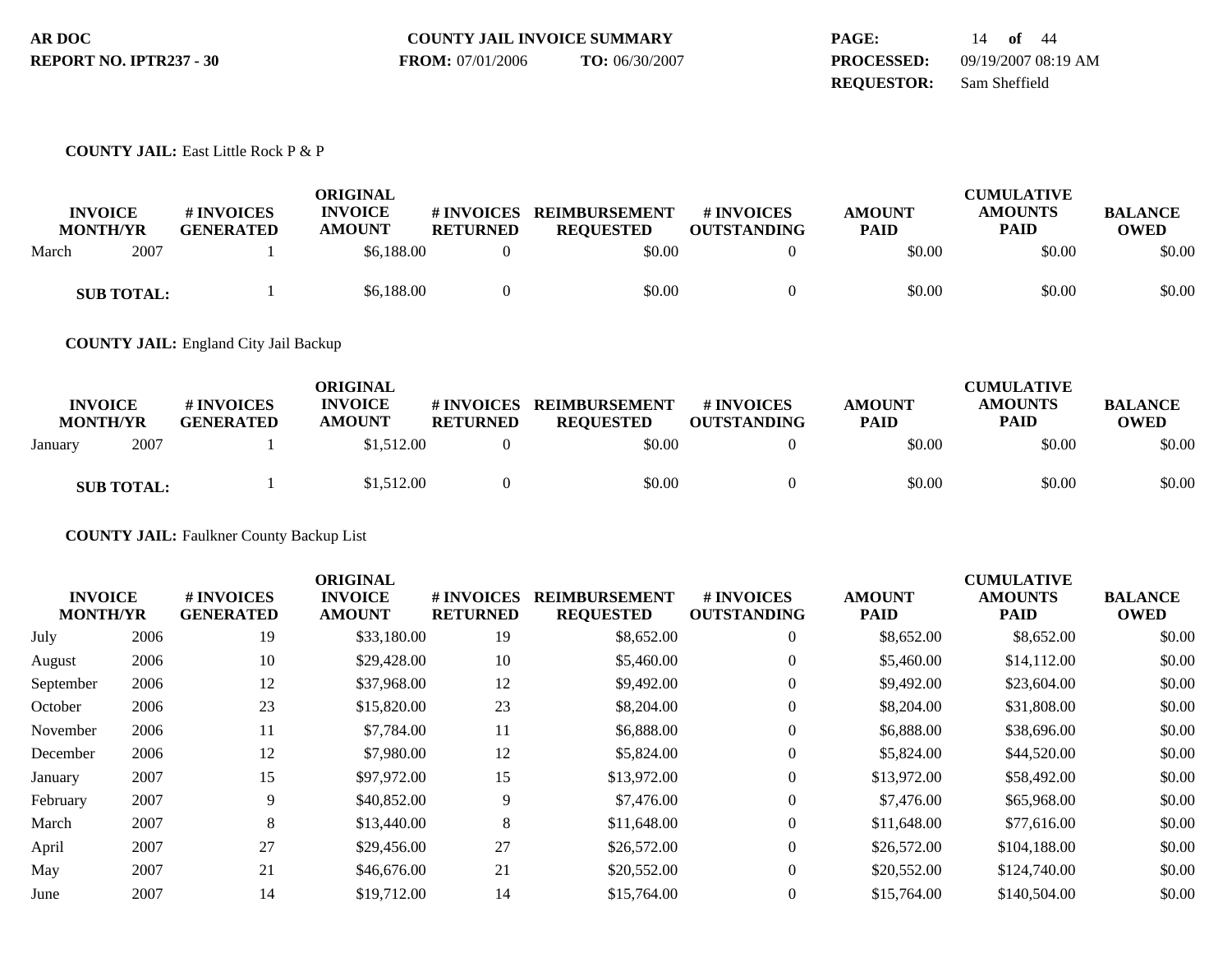**AR DOC**
**REPORT NO. IPTR237 - 30**

**COUNTY JAIL INVOICE SUMMARY**
**FROM:** 07/01/2006 **TO:** 06/30/2007

**PROCESSED:** 09/19/2007 08:19 AM
**REQUESTOR:** Sam Sheffield

**COUNTY JAIL:** East Little Rock P & P

| INVOICE MONTH/YR | | # INVOICES GENERATED | ORIGINAL INVOICE AMOUNT | # INVOICES RETURNED | REIMBURSEMENT REQUESTED | # INVOICES OUTSTANDING | AMOUNT PAID | CUMULATIVE AMOUNTS PAID | BALANCE OWED |
|---|---|---|---|---|---|---|---|---|---|
| March | 2007 | 1 | $6,188.00 | 0 | $0.00 | 0 | $0.00 | $0.00 | $0.00 |
| **SUB TOTAL:** | | 1 | $6,188.00 | 0 | $0.00 | 0 | $0.00 | $0.00 | $0.00 |

**COUNTY JAIL:** England City Jail Backup

| INVOICE MONTH/YR | | # INVOICES GENERATED | ORIGINAL INVOICE AMOUNT | # INVOICES RETURNED | REIMBURSEMENT REQUESTED | # INVOICES OUTSTANDING | AMOUNT PAID | CUMULATIVE AMOUNTS PAID | BALANCE OWED |
|---|---|---|---|---|---|---|---|---|---|
| January | 2007 | 1 | $1,512.00 | 0 | $0.00 | 0 | $0.00 | $0.00 | $0.00 |
| **SUB TOTAL:** | | 1 | $1,512.00 | 0 | $0.00 | 0 | $0.00 | $0.00 | $0.00 |

**COUNTY JAIL:** Faulkner County Backup List

| INVOICE MONTH/YR | | # INVOICES GENERATED | ORIGINAL INVOICE AMOUNT | # INVOICES RETURNED | REIMBURSEMENT REQUESTED | # INVOICES OUTSTANDING | AMOUNT PAID | CUMULATIVE AMOUNTS PAID | BALANCE OWED |
|---|---|---|---|---|---|---|---|---|---|
| July | 2006 | 19 | $33,180.00 | 19 | $8,652.00 | 0 | $8,652.00 | $8,652.00 | $0.00 |
| August | 2006 | 10 | $29,428.00 | 10 | $5,460.00 | 0 | $5,460.00 | $14,112.00 | $0.00 |
| September | 2006 | 12 | $37,968.00 | 12 | $9,492.00 | 0 | $9,492.00 | $23,604.00 | $0.00 |
| October | 2006 | 23 | $15,820.00 | 23 | $8,204.00 | 0 | $8,204.00 | $31,808.00 | $0.00 |
| November | 2006 | 11 | $7,784.00 | 11 | $6,888.00 | 0 | $6,888.00 | $38,696.00 | $0.00 |
| December | 2006 | 12 | $7,980.00 | 12 | $5,824.00 | 0 | $5,824.00 | $44,520.00 | $0.00 |
| January | 2007 | 15 | $97,972.00 | 15 | $13,972.00 | 0 | $13,972.00 | $58,492.00 | $0.00 |
| February | 2007 | 9 | $40,852.00 | 9 | $7,476.00 | 0 | $7,476.00 | $65,968.00 | $0.00 |
| March | 2007 | 8 | $13,440.00 | 8 | $11,648.00 | 0 | $11,648.00 | $77,616.00 | $0.00 |
| April | 2007 | 27 | $29,456.00 | 27 | $26,572.00 | 0 | $26,572.00 | $104,188.00 | $0.00 |
| May | 2007 | 21 | $46,676.00 | 21 | $20,552.00 | 0 | $20,552.00 | $124,740.00 | $0.00 |
| June | 2007 | 14 | $19,712.00 | 14 | $15,764.00 | 0 | $15,764.00 | $140,504.00 | $0.00 |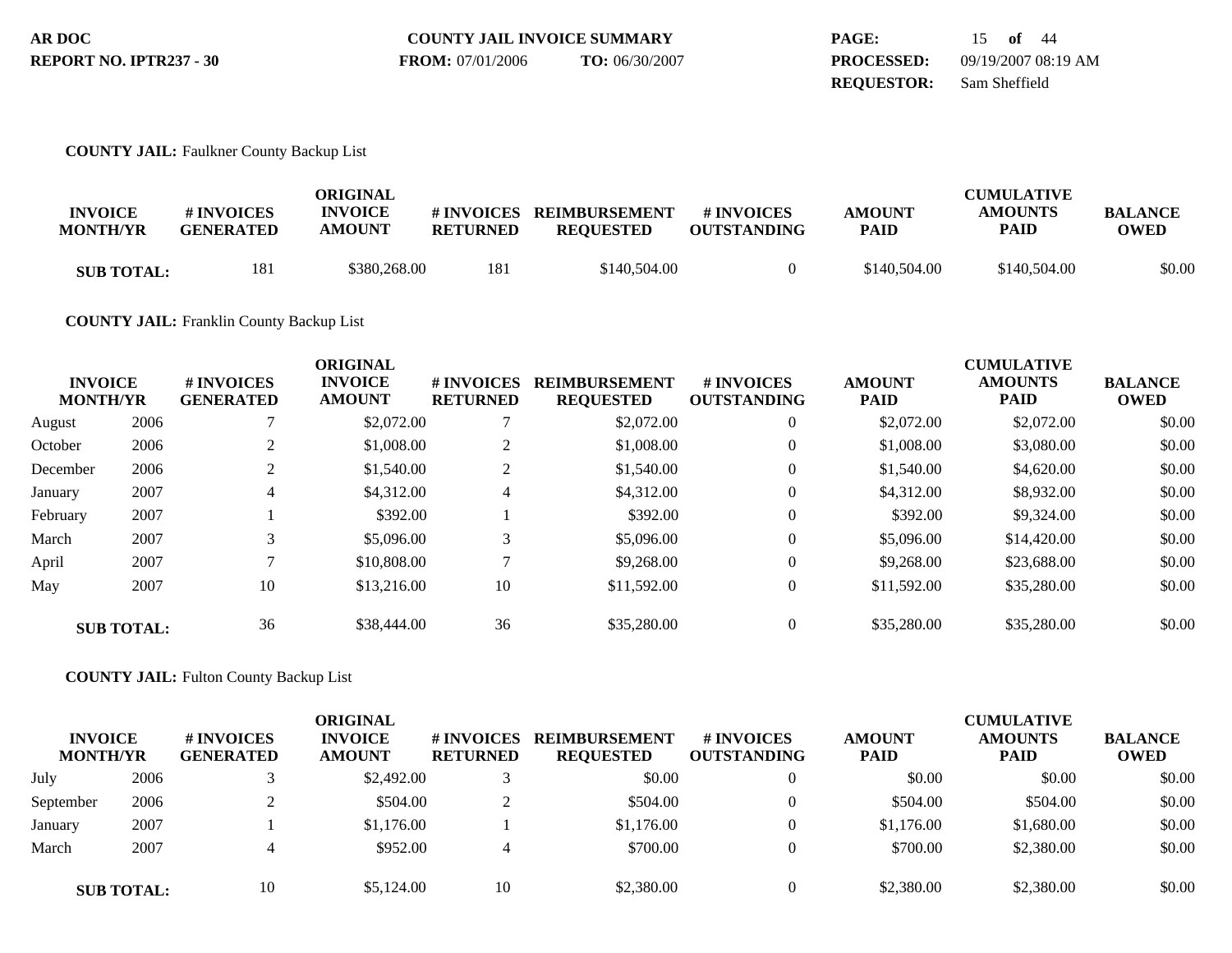AR DOC
REPORT NO. IPTR237 - 30

COUNTY JAIL INVOICE SUMMARY
FROM: 07/01/2006 TO: 06/30/2007

PROCESSED: 09/19/2007 08:19 AM
REQUESTOR: Sam Sheffield

**COUNTY JAIL:** Faulkner County Backup List

| INVOICE MONTH/YR | | # INVOICES GENERATED | ORIGINAL INVOICE AMOUNT | # INVOICES RETURNED | REIMBURSEMENT REQUESTED | # INVOICES OUTSTANDING | AMOUNT PAID | CUMULATIVE AMOUNTS PAID | BALANCE OWED |
|---|---|---|---|---|---|---|---|---|---|
| **SUB TOTAL:** | | 181 | $380,268.00 | 181 | $140,504.00 | 0 | $140,504.00 | $140,504.00 | $0.00 |

**COUNTY JAIL:** Franklin County Backup List

| INVOICE MONTH/YR | | # INVOICES GENERATED | ORIGINAL INVOICE AMOUNT | # INVOICES RETURNED | REIMBURSEMENT REQUESTED | # INVOICES OUTSTANDING | AMOUNT PAID | CUMULATIVE AMOUNTS PAID | BALANCE OWED |
|---|---|---|---|---|---|---|---|---|---|
| August | 2006 | 7 | $2,072.00 | 7 | $2,072.00 | 0 | $2,072.00 | $2,072.00 | $0.00 |
| October | 2006 | 2 | $1,008.00 | 2 | $1,008.00 | 0 | $1,008.00 | $3,080.00 | $0.00 |
| December | 2006 | 2 | $1,540.00 | 2 | $1,540.00 | 0 | $1,540.00 | $4,620.00 | $0.00 |
| January | 2007 | 4 | $4,312.00 | 4 | $4,312.00 | 0 | $4,312.00 | $8,932.00 | $0.00 |
| February | 2007 | 1 | $392.00 | 1 | $392.00 | 0 | $392.00 | $9,324.00 | $0.00 |
| March | 2007 | 3 | $5,096.00 | 3 | $5,096.00 | 0 | $5,096.00 | $14,420.00 | $0.00 |
| April | 2007 | 7 | $10,808.00 | 7 | $9,268.00 | 0 | $9,268.00 | $23,688.00 | $0.00 |
| May | 2007 | 10 | $13,216.00 | 10 | $11,592.00 | 0 | $11,592.00 | $35,280.00 | $0.00 |
| **SUB TOTAL:** | | 36 | $38,444.00 | 36 | $35,280.00 | 0 | $35,280.00 | $35,280.00 | $0.00 |

**COUNTY JAIL:** Fulton County Backup List

| INVOICE MONTH/YR | | # INVOICES GENERATED | ORIGINAL INVOICE AMOUNT | # INVOICES RETURNED | REIMBURSEMENT REQUESTED | # INVOICES OUTSTANDING | AMOUNT PAID | CUMULATIVE AMOUNTS PAID | BALANCE OWED |
|---|---|---|---|---|---|---|---|---|---|
| July | 2006 | 3 | $2,492.00 | 3 | $0.00 | 0 | $0.00 | $0.00 | $0.00 |
| September | 2006 | 2 | $504.00 | 2 | $504.00 | 0 | $504.00 | $504.00 | $0.00 |
| January | 2007 | 1 | $1,176.00 | 1 | $1,176.00 | 0 | $1,176.00 | $1,680.00 | $0.00 |
| March | 2007 | 4 | $952.00 | 4 | $700.00 | 0 | $700.00 | $2,380.00 | $0.00 |
| **SUB TOTAL:** | | 10 | $5,124.00 | 10 | $2,380.00 | 0 | $2,380.00 | $2,380.00 | $0.00 |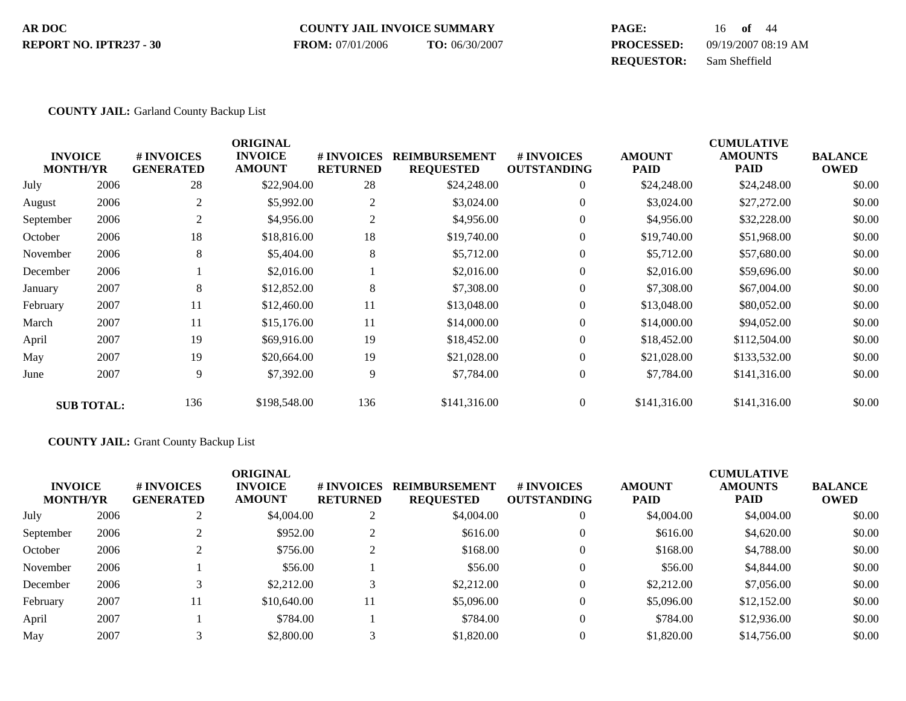**AR DOC** **COUNTY JAIL INVOICE SUMMARY**

**REPORT NO. IPTR237 - 30** **FROM:** 07/01/2006 **TO:** 06/30/2007

**PROCESSED:** 09/19/2007 08:19 AM

**REQUESTOR:** Sam Sheffield

**COUNTY JAIL:** Garland County Backup List

| INVOICE MONTH/YR | | # INVOICES GENERATED | ORIGINAL INVOICE AMOUNT | # INVOICES RETURNED | REIMBURSEMENT REQUESTED | # INVOICES OUTSTANDING | AMOUNT PAID | CUMULATIVE AMOUNTS PAID | BALANCE OWED |
|---|---|---|---|---|---|---|---|---|---|
| July | 2006 | 28 | $22,904.00 | 28 | $24,248.00 | 0 | $24,248.00 | $24,248.00 | $0.00 |
| August | 2006 | 2 | $5,992.00 | 2 | $3,024.00 | 0 | $3,024.00 | $27,272.00 | $0.00 |
| September | 2006 | 2 | $4,956.00 | 2 | $4,956.00 | 0 | $4,956.00 | $32,228.00 | $0.00 |
| October | 2006 | 18 | $18,816.00 | 18 | $19,740.00 | 0 | $19,740.00 | $51,968.00 | $0.00 |
| November | 2006 | 8 | $5,404.00 | 8 | $5,712.00 | 0 | $5,712.00 | $57,680.00 | $0.00 |
| December | 2006 | 1 | $2,016.00 | 1 | $2,016.00 | 0 | $2,016.00 | $59,696.00 | $0.00 |
| January | 2007 | 8 | $12,852.00 | 8 | $7,308.00 | 0 | $7,308.00 | $67,004.00 | $0.00 |
| February | 2007 | 11 | $12,460.00 | 11 | $13,048.00 | 0 | $13,048.00 | $80,052.00 | $0.00 |
| March | 2007 | 11 | $15,176.00 | 11 | $14,000.00 | 0 | $14,000.00 | $94,052.00 | $0.00 |
| April | 2007 | 19 | $69,916.00 | 19 | $18,452.00 | 0 | $18,452.00 | $112,504.00 | $0.00 |
| May | 2007 | 19 | $20,664.00 | 19 | $21,028.00 | 0 | $21,028.00 | $133,532.00 | $0.00 |
| June | 2007 | 9 | $7,392.00 | 9 | $7,784.00 | 0 | $7,784.00 | $141,316.00 | $0.00 |
| **SUB TOTAL:** | | 136 | $198,548.00 | 136 | $141,316.00 | 0 | $141,316.00 | $141,316.00 | $0.00 |

**COUNTY JAIL:** Grant County Backup List

| INVOICE MONTH/YR | | # INVOICES GENERATED | ORIGINAL INVOICE AMOUNT | # INVOICES RETURNED | REIMBURSEMENT REQUESTED | # INVOICES OUTSTANDING | AMOUNT PAID | CUMULATIVE AMOUNTS PAID | BALANCE OWED |
|---|---|---|---|---|---|---|---|---|---|
| July | 2006 | 2 | $4,004.00 | 2 | $4,004.00 | 0 | $4,004.00 | $4,004.00 | $0.00 |
| September | 2006 | 2 | $952.00 | 2 | $616.00 | 0 | $616.00 | $4,620.00 | $0.00 |
| October | 2006 | 2 | $756.00 | 2 | $168.00 | 0 | $168.00 | $4,788.00 | $0.00 |
| November | 2006 | 1 | $56.00 | 1 | $56.00 | 0 | $56.00 | $4,844.00 | $0.00 |
| December | 2006 | 3 | $2,212.00 | 3 | $2,212.00 | 0 | $2,212.00 | $7,056.00 | $0.00 |
| February | 2007 | 11 | $10,640.00 | 11 | $5,096.00 | 0 | $5,096.00 | $12,152.00 | $0.00 |
| April | 2007 | 1 | $784.00 | 1 | $784.00 | 0 | $784.00 | $12,936.00 | $0.00 |
| May | 2007 | 3 | $2,800.00 | 3 | $1,820.00 | 0 | $1,820.00 | $14,756.00 | $0.00 |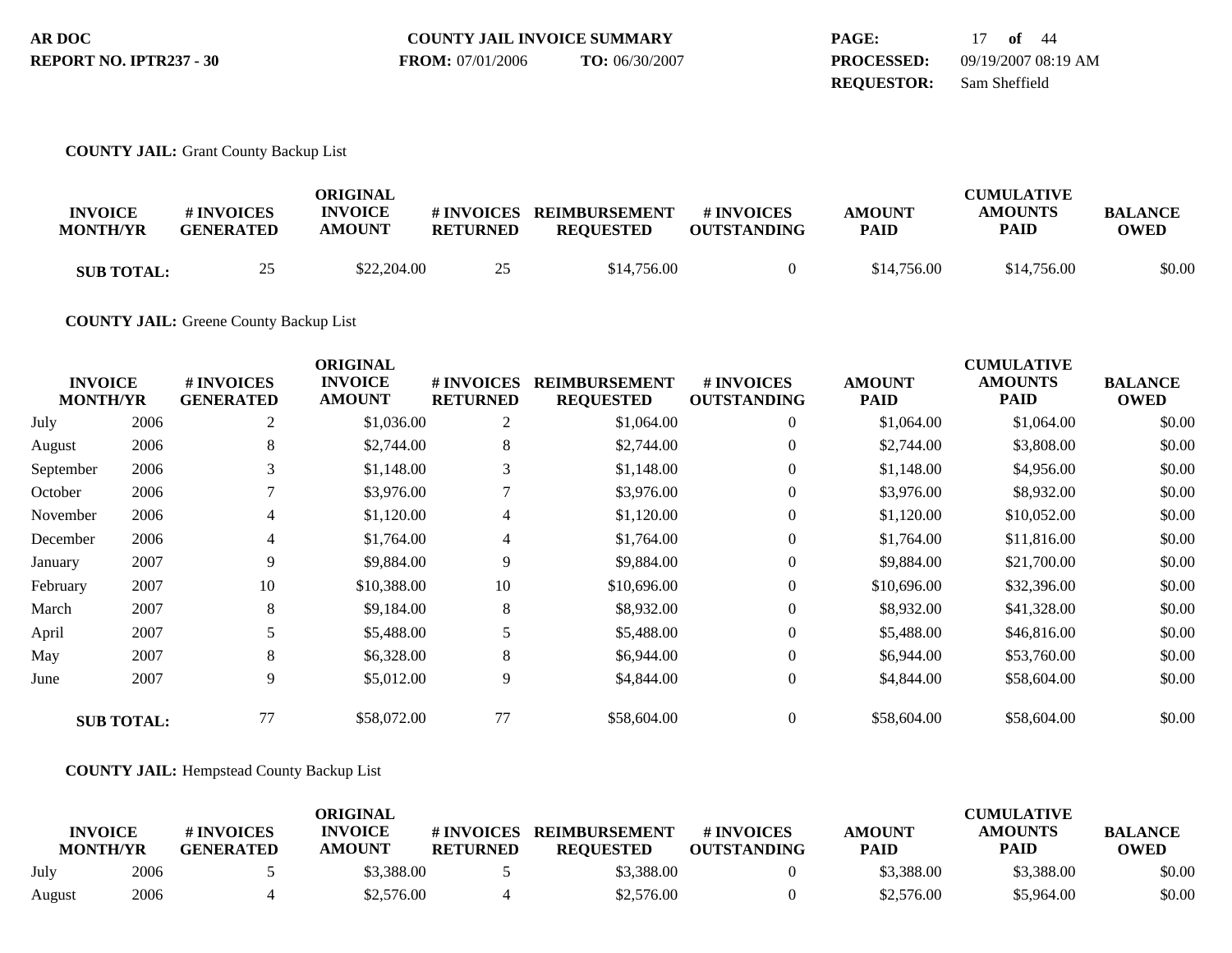AR DOC
REPORT NO. IPTR237 - 30

COUNTY JAIL INVOICE SUMMARY
**FROM:** 07/01/2006 **TO:** 06/30/2007

**PROCESSED:** 09/19/2007 08:19 AM
**REQUESTOR:** Sam Sheffield

**COUNTY JAIL:** Grant County Backup List

| INVOICE MONTH/YR | | # INVOICES GENERATED | ORIGINAL INVOICE AMOUNT | # INVOICES RETURNED | REIMBURSEMENT REQUESTED | # INVOICES OUTSTANDING | AMOUNT PAID | CUMULATIVE AMOUNTS PAID | BALANCE OWED |
|---|---|---|---|---|---|---|---|---|---|
| **SUB TOTAL:** | | 25 | $22,204.00 | 25 | $14,756.00 | 0 | $14,756.00 | $14,756.00 | $0.00 |

**COUNTY JAIL:** Greene County Backup List

| INVOICE MONTH/YR | | # INVOICES GENERATED | ORIGINAL INVOICE AMOUNT | # INVOICES RETURNED | REIMBURSEMENT REQUESTED | # INVOICES OUTSTANDING | AMOUNT PAID | CUMULATIVE AMOUNTS PAID | BALANCE OWED |
|---|---|---|---|---|---|---|---|---|---|
| July | 2006 | 2 | $1,036.00 | 2 | $1,064.00 | 0 | $1,064.00 | $1,064.00 | $0.00 |
| August | 2006 | 8 | $2,744.00 | 8 | $2,744.00 | 0 | $2,744.00 | $3,808.00 | $0.00 |
| September | 2006 | 3 | $1,148.00 | 3 | $1,148.00 | 0 | $1,148.00 | $4,956.00 | $0.00 |
| October | 2006 | 7 | $3,976.00 | 7 | $3,976.00 | 0 | $3,976.00 | $8,932.00 | $0.00 |
| November | 2006 | 4 | $1,120.00 | 4 | $1,120.00 | 0 | $1,120.00 | $10,052.00 | $0.00 |
| December | 2006 | 4 | $1,764.00 | 4 | $1,764.00 | 0 | $1,764.00 | $11,816.00 | $0.00 |
| January | 2007 | 9 | $9,884.00 | 9 | $9,884.00 | 0 | $9,884.00 | $21,700.00 | $0.00 |
| February | 2007 | 10 | $10,388.00 | 10 | $10,696.00 | 0 | $10,696.00 | $32,396.00 | $0.00 |
| March | 2007 | 8 | $9,184.00 | 8 | $8,932.00 | 0 | $8,932.00 | $41,328.00 | $0.00 |
| April | 2007 | 5 | $5,488.00 | 5 | $5,488.00 | 0 | $5,488.00 | $46,816.00 | $0.00 |
| May | 2007 | 8 | $6,328.00 | 8 | $6,944.00 | 0 | $6,944.00 | $53,760.00 | $0.00 |
| June | 2007 | 9 | $5,012.00 | 9 | $4,844.00 | 0 | $4,844.00 | $58,604.00 | $0.00 |
| **SUB TOTAL:** | | 77 | $58,072.00 | 77 | $58,604.00 | 0 | $58,604.00 | $58,604.00 | $0.00 |

**COUNTY JAIL:** Hempstead County Backup List

| INVOICE MONTH/YR | | # INVOICES GENERATED | ORIGINAL INVOICE AMOUNT | # INVOICES RETURNED | REIMBURSEMENT REQUESTED | # INVOICES OUTSTANDING | AMOUNT PAID | CUMULATIVE AMOUNTS PAID | BALANCE OWED |
|---|---|---|---|---|---|---|---|---|---|
| July | 2006 | 5 | $3,388.00 | 5 | $3,388.00 | 0 | $3,388.00 | $3,388.00 | $0.00 |
| August | 2006 | 4 | $2,576.00 | 4 | $2,576.00 | 0 | $2,576.00 | $5,964.00 | $0.00 |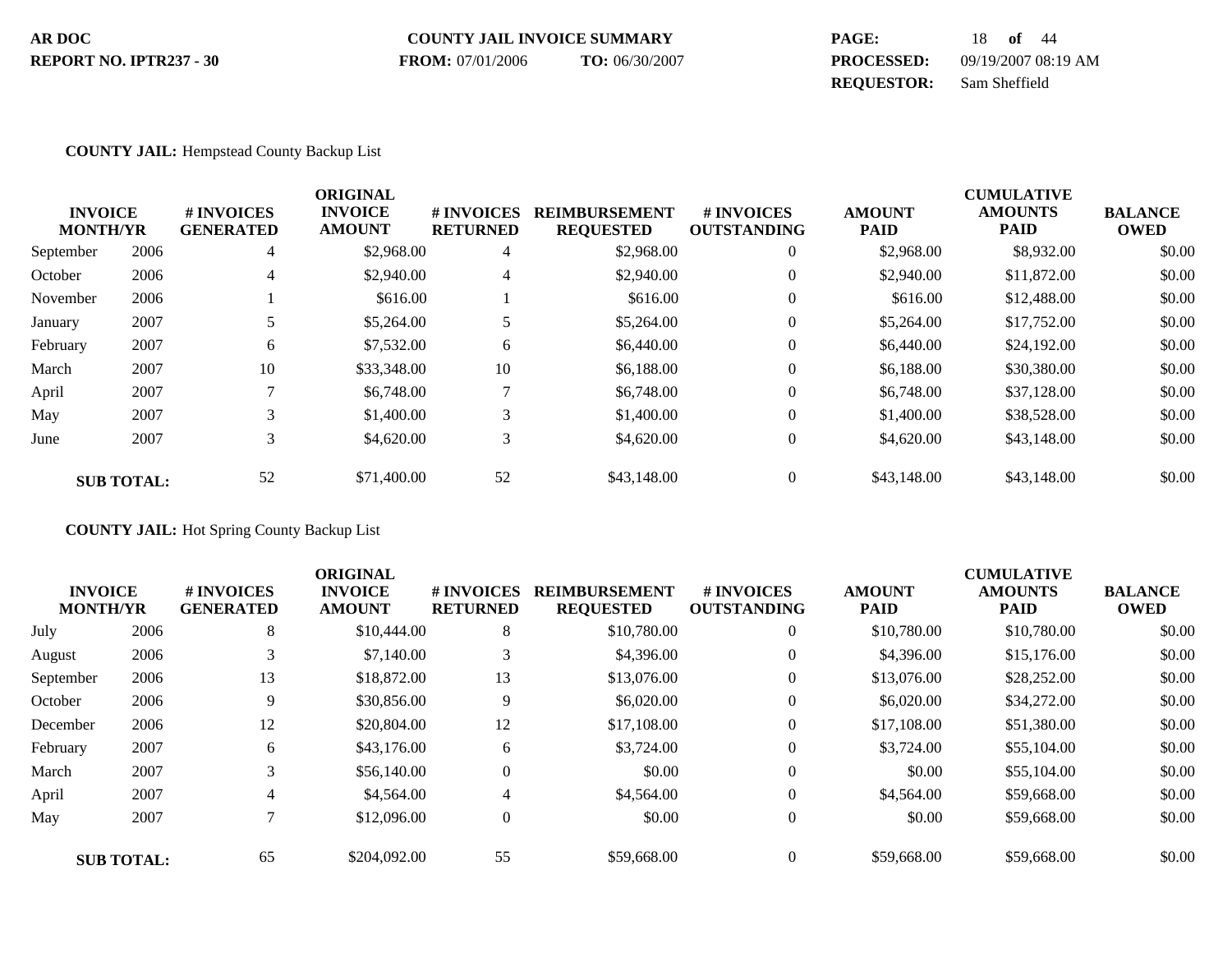**COUNTY JAIL:** Hempstead County Backup List

| INVOICE MONTH/YR | | # INVOICES GENERATED | ORIGINAL INVOICE AMOUNT | # INVOICES RETURNED | REIMBURSEMENT REQUESTED | # INVOICES OUTSTANDING | AMOUNT PAID | CUMULATIVE AMOUNTS PAID | BALANCE OWED |
|---|---|---|---|---|---|---|---|---|---|
| September | 2006 | 4 | $2,968.00 | 4 | $2,968.00 | 0 | $2,968.00 | $8,932.00 | $0.00 |
| October | 2006 | 4 | $2,940.00 | 4 | $2,940.00 | 0 | $2,940.00 | $11,872.00 | $0.00 |
| November | 2006 | 1 | $616.00 | 1 | $616.00 | 0 | $616.00 | $12,488.00 | $0.00 |
| January | 2007 | 5 | $5,264.00 | 5 | $5,264.00 | 0 | $5,264.00 | $17,752.00 | $0.00 |
| February | 2007 | 6 | $7,532.00 | 6 | $6,440.00 | 0 | $6,440.00 | $24,192.00 | $0.00 |
| March | 2007 | 10 | $33,348.00 | 10 | $6,188.00 | 0 | $6,188.00 | $30,380.00 | $0.00 |
| April | 2007 | 7 | $6,748.00 | 7 | $6,748.00 | 0 | $6,748.00 | $37,128.00 | $0.00 |
| May | 2007 | 3 | $1,400.00 | 3 | $1,400.00 | 0 | $1,400.00 | $38,528.00 | $0.00 |
| June | 2007 | 3 | $4,620.00 | 3 | $4,620.00 | 0 | $4,620.00 | $43,148.00 | $0.00 |
| **SUB TOTAL:** | | 52 | $71,400.00 | 52 | $43,148.00 | 0 | $43,148.00 | $43,148.00 | $0.00 |

**COUNTY JAIL:** Hot Spring County Backup List

| INVOICE MONTH/YR | | # INVOICES GENERATED | ORIGINAL INVOICE AMOUNT | # INVOICES RETURNED | REIMBURSEMENT REQUESTED | # INVOICES OUTSTANDING | AMOUNT PAID | CUMULATIVE AMOUNTS PAID | BALANCE OWED |
|---|---|---|---|---|---|---|---|---|---|
| July | 2006 | 8 | $10,444.00 | 8 | $10,780.00 | 0 | $10,780.00 | $10,780.00 | $0.00 |
| August | 2006 | 3 | $7,140.00 | 3 | $4,396.00 | 0 | $4,396.00 | $15,176.00 | $0.00 |
| September | 2006 | 13 | $18,872.00 | 13 | $13,076.00 | 0 | $13,076.00 | $28,252.00 | $0.00 |
| October | 2006 | 9 | $30,856.00 | 9 | $6,020.00 | 0 | $6,020.00 | $34,272.00 | $0.00 |
| December | 2006 | 12 | $20,804.00 | 12 | $17,108.00 | 0 | $17,108.00 | $51,380.00 | $0.00 |
| February | 2007 | 6 | $43,176.00 | 6 | $3,724.00 | 0 | $3,724.00 | $55,104.00 | $0.00 |
| March | 2007 | 3 | $56,140.00 | 0 | $0.00 | 0 | $0.00 | $55,104.00 | $0.00 |
| April | 2007 | 4 | $4,564.00 | 4 | $4,564.00 | 0 | $4,564.00 | $59,668.00 | $0.00 |
| May | 2007 | 7 | $12,096.00 | 0 | $0.00 | 0 | $0.00 | $59,668.00 | $0.00 |
| **SUB TOTAL:** | | 65 | $204,092.00 | 55 | $59,668.00 | 0 | $59,668.00 | $59,668.00 | $0.00 |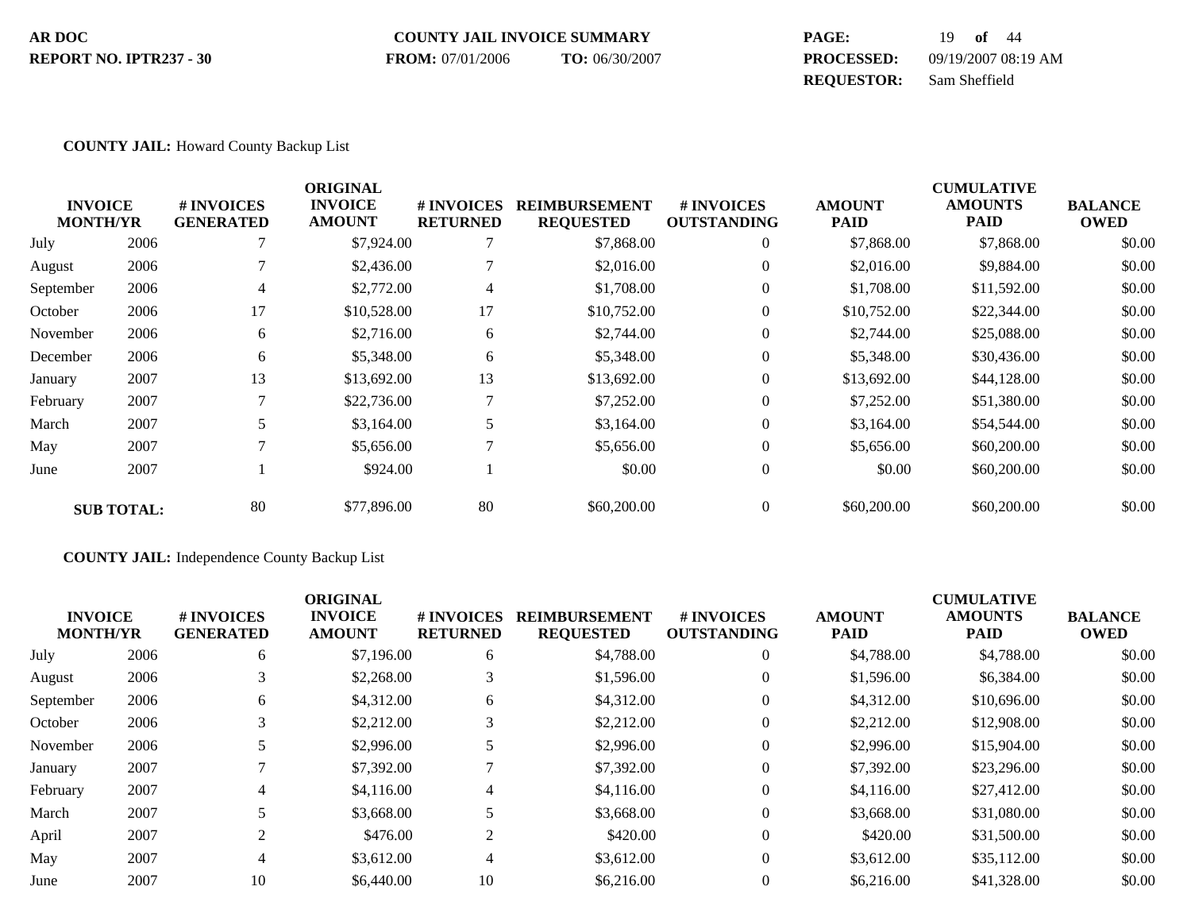**COUNTY JAIL:** Howard County Backup List

| INVOICE MONTH/YR | | # INVOICES GENERATED | ORIGINAL INVOICE AMOUNT | # INVOICES RETURNED | REIMBURSEMENT REQUESTED | # INVOICES OUTSTANDING | AMOUNT PAID | CUMULATIVE AMOUNTS PAID | BALANCE OWED |
|---|---|---|---|---|---|---|---|---|---|
| July | 2006 | 7 | $7,924.00 | 7 | $7,868.00 | 0 | $7,868.00 | $7,868.00 | $0.00 |
| August | 2006 | 7 | $2,436.00 | 7 | $2,016.00 | 0 | $2,016.00 | $9,884.00 | $0.00 |
| September | 2006 | 4 | $2,772.00 | 4 | $1,708.00 | 0 | $1,708.00 | $11,592.00 | $0.00 |
| October | 2006 | 17 | $10,528.00 | 17 | $10,752.00 | 0 | $10,752.00 | $22,344.00 | $0.00 |
| November | 2006 | 6 | $2,716.00 | 6 | $2,744.00 | 0 | $2,744.00 | $25,088.00 | $0.00 |
| December | 2006 | 6 | $5,348.00 | 6 | $5,348.00 | 0 | $5,348.00 | $30,436.00 | $0.00 |
| January | 2007 | 13 | $13,692.00 | 13 | $13,692.00 | 0 | $13,692.00 | $44,128.00 | $0.00 |
| February | 2007 | 7 | $22,736.00 | 7 | $7,252.00 | 0 | $7,252.00 | $51,380.00 | $0.00 |
| March | 2007 | 5 | $3,164.00 | 5 | $3,164.00 | 0 | $3,164.00 | $54,544.00 | $0.00 |
| May | 2007 | 7 | $5,656.00 | 7 | $5,656.00 | 0 | $5,656.00 | $60,200.00 | $0.00 |
| June | 2007 | 1 | $924.00 | 1 | $0.00 | 0 | $0.00 | $60,200.00 | $0.00 |
| **SUB TOTAL:** | | 80 | $77,896.00 | 80 | $60,200.00 | 0 | $60,200.00 | $60,200.00 | $0.00 |

**COUNTY JAIL:** Independence County Backup List

| INVOICE MONTH/YR | | # INVOICES GENERATED | ORIGINAL INVOICE AMOUNT | # INVOICES RETURNED | REIMBURSEMENT REQUESTED | # INVOICES OUTSTANDING | AMOUNT PAID | CUMULATIVE AMOUNTS PAID | BALANCE OWED |
|---|---|---|---|---|---|---|---|---|---|
| July | 2006 | 6 | $7,196.00 | 6 | $4,788.00 | 0 | $4,788.00 | $4,788.00 | $0.00 |
| August | 2006 | 3 | $2,268.00 | 3 | $1,596.00 | 0 | $1,596.00 | $6,384.00 | $0.00 |
| September | 2006 | 6 | $4,312.00 | 6 | $4,312.00 | 0 | $4,312.00 | $10,696.00 | $0.00 |
| October | 2006 | 3 | $2,212.00 | 3 | $2,212.00 | 0 | $2,212.00 | $12,908.00 | $0.00 |
| November | 2006 | 5 | $2,996.00 | 5 | $2,996.00 | 0 | $2,996.00 | $15,904.00 | $0.00 |
| January | 2007 | 7 | $7,392.00 | 7 | $7,392.00 | 0 | $7,392.00 | $23,296.00 | $0.00 |
| February | 2007 | 4 | $4,116.00 | 4 | $4,116.00 | 0 | $4,116.00 | $27,412.00 | $0.00 |
| March | 2007 | 5 | $3,668.00 | 5 | $3,668.00 | 0 | $3,668.00 | $31,080.00 | $0.00 |
| April | 2007 | 2 | $476.00 | 2 | $420.00 | 0 | $420.00 | $31,500.00 | $0.00 |
| May | 2007 | 4 | $3,612.00 | 4 | $3,612.00 | 0 | $3,612.00 | $35,112.00 | $0.00 |
| June | 2007 | 10 | $6,440.00 | 10 | $6,216.00 | 0 | $6,216.00 | $41,328.00 | $0.00 |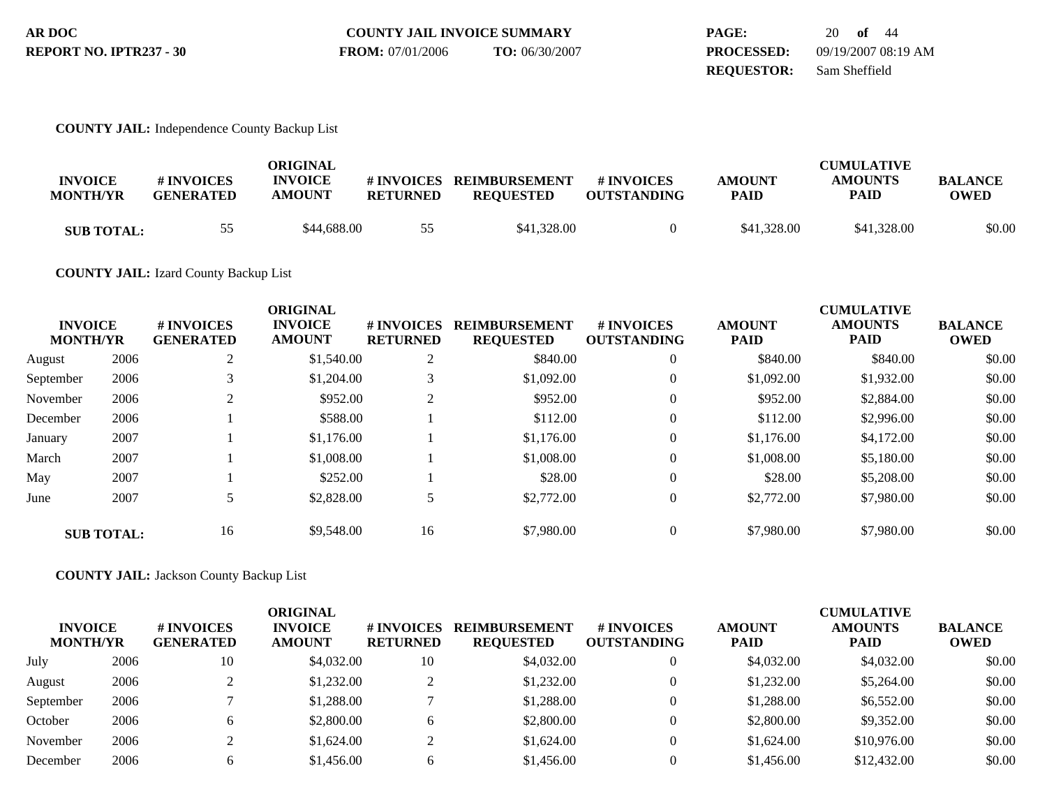**AR DOC** **COUNTY JAIL INVOICE SUMMARY**
**REPORT NO. IPTR237 - 30** **FROM:** 07/01/2006 **TO:** 06/30/2007
**PROCESSED:** 09/19/2007 08:19 AM
**REQUESTOR:** Sam Sheffield

**COUNTY JAIL:** Independence County Backup List

| INVOICE MONTH/YR | | # INVOICES GENERATED | ORIGINAL INVOICE AMOUNT | # INVOICES RETURNED | REIMBURSEMENT REQUESTED | # INVOICES OUTSTANDING | AMOUNT PAID | CUMULATIVE AMOUNTS PAID | BALANCE OWED |
|---|---|---|---|---|---|---|---|---|---|
| **SUB TOTAL:** | | 55 | $44,688.00 | 55 | $41,328.00 | 0 | $41,328.00 | $41,328.00 | $0.00 |

**COUNTY JAIL:** Izard County Backup List

| INVOICE MONTH/YR | | # INVOICES GENERATED | ORIGINAL INVOICE AMOUNT | # INVOICES RETURNED | REIMBURSEMENT REQUESTED | # INVOICES OUTSTANDING | AMOUNT PAID | CUMULATIVE AMOUNTS PAID | BALANCE OWED |
|---|---|---|---|---|---|---|---|---|---|
| August | 2006 | 2 | $1,540.00 | 2 | $840.00 | 0 | $840.00 | $840.00 | $0.00 |
| September | 2006 | 3 | $1,204.00 | 3 | $1,092.00 | 0 | $1,092.00 | $1,932.00 | $0.00 |
| November | 2006 | 2 | $952.00 | 2 | $952.00 | 0 | $952.00 | $2,884.00 | $0.00 |
| December | 2006 | 1 | $588.00 | 1 | $112.00 | 0 | $112.00 | $2,996.00 | $0.00 |
| January | 2007 | 1 | $1,176.00 | 1 | $1,176.00 | 0 | $1,176.00 | $4,172.00 | $0.00 |
| March | 2007 | 1 | $1,008.00 | 1 | $1,008.00 | 0 | $1,008.00 | $5,180.00 | $0.00 |
| May | 2007 | 1 | $252.00 | 1 | $28.00 | 0 | $28.00 | $5,208.00 | $0.00 |
| June | 2007 | 5 | $2,828.00 | 5 | $2,772.00 | 0 | $2,772.00 | $7,980.00 | $0.00 |
| **SUB TOTAL:** | | 16 | $9,548.00 | 16 | $7,980.00 | 0 | $7,980.00 | $7,980.00 | $0.00 |

**COUNTY JAIL:** Jackson County Backup List

| INVOICE MONTH/YR | | # INVOICES GENERATED | ORIGINAL INVOICE AMOUNT | # INVOICES RETURNED | REIMBURSEMENT REQUESTED | # INVOICES OUTSTANDING | AMOUNT PAID | CUMULATIVE AMOUNTS PAID | BALANCE OWED |
|---|---|---|---|---|---|---|---|---|---|
| July | 2006 | 10 | $4,032.00 | 10 | $4,032.00 | 0 | $4,032.00 | $4,032.00 | $0.00 |
| August | 2006 | 2 | $1,232.00 | 2 | $1,232.00 | 0 | $1,232.00 | $5,264.00 | $0.00 |
| September | 2006 | 7 | $1,288.00 | 7 | $1,288.00 | 0 | $1,288.00 | $6,552.00 | $0.00 |
| October | 2006 | 6 | $2,800.00 | 6 | $2,800.00 | 0 | $2,800.00 | $9,352.00 | $0.00 |
| November | 2006 | 2 | $1,624.00 | 2 | $1,624.00 | 0 | $1,624.00 | $10,976.00 | $0.00 |
| December | 2006 | 6 | $1,456.00 | 6 | $1,456.00 | 0 | $1,456.00 | $12,432.00 | $0.00 |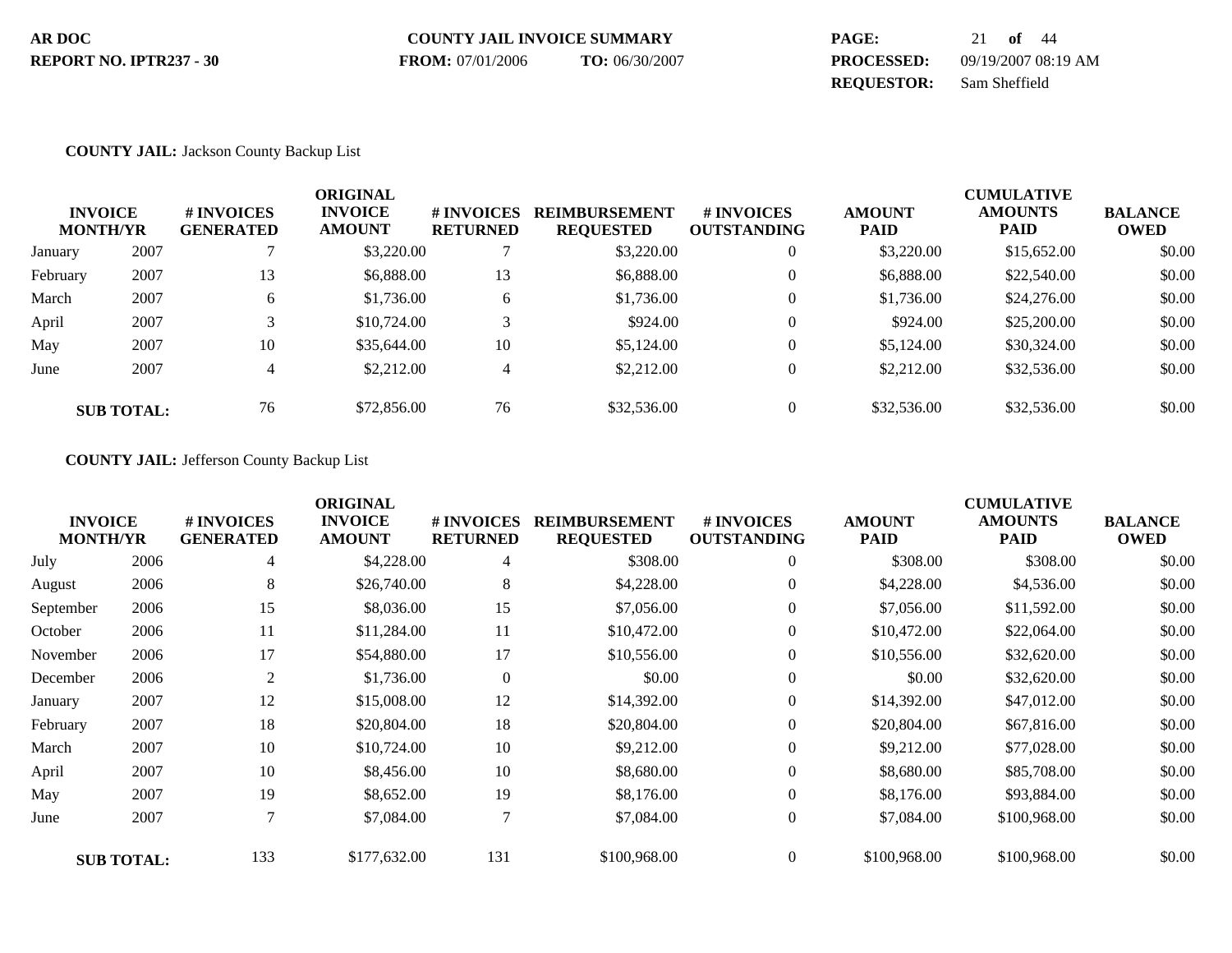**AR DOC** **COUNTY JAIL INVOICE SUMMARY**

**REPORT NO. IPTR237 - 30** **FROM:** 07/01/2006 **TO:** 06/30/2007

**PROCESSED:** 09/19/2007 08:19 AM

**REQUESTOR:** Sam Sheffield

**COUNTY JAIL:** Jackson County Backup List

| INVOICE MONTH/YR | | # INVOICES GENERATED | ORIGINAL INVOICE AMOUNT | # INVOICES RETURNED | REIMBURSEMENT REQUESTED | # INVOICES OUTSTANDING | AMOUNT PAID | CUMULATIVE AMOUNTS PAID | BALANCE OWED |
|---|---|---|---|---|---|---|---|---|---|
| January | 2007 | 7 | $3,220.00 | 7 | $3,220.00 | 0 | $3,220.00 | $15,652.00 | $0.00 |
| February | 2007 | 13 | $6,888.00 | 13 | $6,888.00 | 0 | $6,888.00 | $22,540.00 | $0.00 |
| March | 2007 | 6 | $1,736.00 | 6 | $1,736.00 | 0 | $1,736.00 | $24,276.00 | $0.00 |
| April | 2007 | 3 | $10,724.00 | 3 | $924.00 | 0 | $924.00 | $25,200.00 | $0.00 |
| May | 2007 | 10 | $35,644.00 | 10 | $5,124.00 | 0 | $5,124.00 | $30,324.00 | $0.00 |
| June | 2007 | 4 | $2,212.00 | 4 | $2,212.00 | 0 | $2,212.00 | $32,536.00 | $0.00 |
| **SUB TOTAL:** | | 76 | $72,856.00 | 76 | $32,536.00 | 0 | $32,536.00 | $32,536.00 | $0.00 |

**COUNTY JAIL:** Jefferson County Backup List

| INVOICE MONTH/YR | | # INVOICES GENERATED | ORIGINAL INVOICE AMOUNT | # INVOICES RETURNED | REIMBURSEMENT REQUESTED | # INVOICES OUTSTANDING | AMOUNT PAID | CUMULATIVE AMOUNTS PAID | BALANCE OWED |
|---|---|---|---|---|---|---|---|---|---|
| July | 2006 | 4 | $4,228.00 | 4 | $308.00 | 0 | $308.00 | $308.00 | $0.00 |
| August | 2006 | 8 | $26,740.00 | 8 | $4,228.00 | 0 | $4,228.00 | $4,536.00 | $0.00 |
| September | 2006 | 15 | $8,036.00 | 15 | $7,056.00 | 0 | $7,056.00 | $11,592.00 | $0.00 |
| October | 2006 | 11 | $11,284.00 | 11 | $10,472.00 | 0 | $10,472.00 | $22,064.00 | $0.00 |
| November | 2006 | 17 | $54,880.00 | 17 | $10,556.00 | 0 | $10,556.00 | $32,620.00 | $0.00 |
| December | 2006 | 2 | $1,736.00 | 0 | $0.00 | 0 | $0.00 | $32,620.00 | $0.00 |
| January | 2007 | 12 | $15,008.00 | 12 | $14,392.00 | 0 | $14,392.00 | $47,012.00 | $0.00 |
| February | 2007 | 18 | $20,804.00 | 18 | $20,804.00 | 0 | $20,804.00 | $67,816.00 | $0.00 |
| March | 2007 | 10 | $10,724.00 | 10 | $9,212.00 | 0 | $9,212.00 | $77,028.00 | $0.00 |
| April | 2007 | 10 | $8,456.00 | 10 | $8,680.00 | 0 | $8,680.00 | $85,708.00 | $0.00 |
| May | 2007 | 19 | $8,652.00 | 19 | $8,176.00 | 0 | $8,176.00 | $93,884.00 | $0.00 |
| June | 2007 | 7 | $7,084.00 | 7 | $7,084.00 | 0 | $7,084.00 | $100,968.00 | $0.00 |
| **SUB TOTAL:** | | 133 | $177,632.00 | 131 | $100,968.00 | 0 | $100,968.00 | $100,968.00 | $0.00 |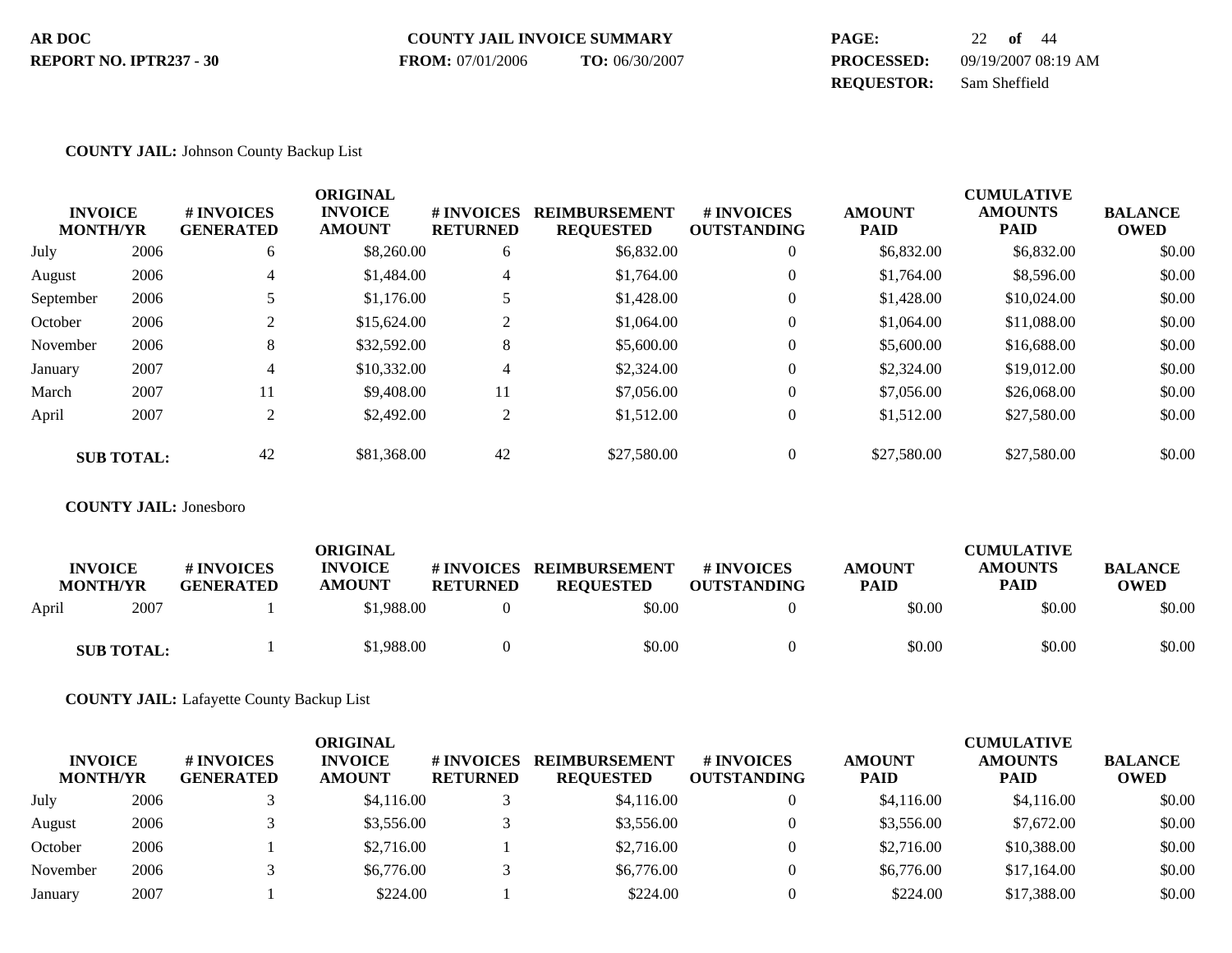**AR DOC** **COUNTY JAIL INVOICE SUMMARY** **PAGE:** 22 **of** 44

**REPORT NO. IPTR237 - 30** **FROM:** 07/01/2006 **TO:** 06/30/2007 **PROCESSED:** 09/19/2007 08:19 AM

**REQUESTOR:** Sam Sheffield

**COUNTY JAIL:** Johnson County Backup List

| INVOICE MONTH/YR | | # INVOICES GENERATED | ORIGINAL INVOICE AMOUNT | # INVOICES RETURNED | REIMBURSEMENT REQUESTED | # INVOICES OUTSTANDING | AMOUNT PAID | CUMULATIVE AMOUNTS PAID | BALANCE OWED |
|---|---|---|---|---|---|---|---|---|---|
| July | 2006 | 6 | $8,260.00 | 6 | $6,832.00 | 0 | $6,832.00 | $6,832.00 | $0.00 |
| August | 2006 | 4 | $1,484.00 | 4 | $1,764.00 | 0 | $1,764.00 | $8,596.00 | $0.00 |
| September | 2006 | 5 | $1,176.00 | 5 | $1,428.00 | 0 | $1,428.00 | $10,024.00 | $0.00 |
| October | 2006 | 2 | $15,624.00 | 2 | $1,064.00 | 0 | $1,064.00 | $11,088.00 | $0.00 |
| November | 2006 | 8 | $32,592.00 | 8 | $5,600.00 | 0 | $5,600.00 | $16,688.00 | $0.00 |
| January | 2007 | 4 | $10,332.00 | 4 | $2,324.00 | 0 | $2,324.00 | $19,012.00 | $0.00 |
| March | 2007 | 11 | $9,408.00 | 11 | $7,056.00 | 0 | $7,056.00 | $26,068.00 | $0.00 |
| April | 2007 | 2 | $2,492.00 | 2 | $1,512.00 | 0 | $1,512.00 | $27,580.00 | $0.00 |
| **SUB TOTAL:** | | 42 | $81,368.00 | 42 | $27,580.00 | 0 | $27,580.00 | $27,580.00 | $0.00 |

**COUNTY JAIL:** Jonesboro

| INVOICE MONTH/YR | | # INVOICES GENERATED | ORIGINAL INVOICE AMOUNT | # INVOICES RETURNED | REIMBURSEMENT REQUESTED | # INVOICES OUTSTANDING | AMOUNT PAID | CUMULATIVE AMOUNTS PAID | BALANCE OWED |
|---|---|---|---|---|---|---|---|---|---|
| April | 2007 | 1 | $1,988.00 | 0 | $0.00 | 0 | $0.00 | $0.00 | $0.00 |
| **SUB TOTAL:** | | 1 | $1,988.00 | 0 | $0.00 | 0 | $0.00 | $0.00 | $0.00 |

**COUNTY JAIL:** Lafayette County Backup List

| INVOICE MONTH/YR | | # INVOICES GENERATED | ORIGINAL INVOICE AMOUNT | # INVOICES RETURNED | REIMBURSEMENT REQUESTED | # INVOICES OUTSTANDING | AMOUNT PAID | CUMULATIVE AMOUNTS PAID | BALANCE OWED |
|---|---|---|---|---|---|---|---|---|---|
| July | 2006 | 3 | $4,116.00 | 3 | $4,116.00 | 0 | $4,116.00 | $4,116.00 | $0.00 |
| August | 2006 | 3 | $3,556.00 | 3 | $3,556.00 | 0 | $3,556.00 | $7,672.00 | $0.00 |
| October | 2006 | 1 | $2,716.00 | 1 | $2,716.00 | 0 | $2,716.00 | $10,388.00 | $0.00 |
| November | 2006 | 3 | $6,776.00 | 3 | $6,776.00 | 0 | $6,776.00 | $17,164.00 | $0.00 |
| January | 2007 | 1 | $224.00 | 1 | $224.00 | 0 | $224.00 | $17,388.00 | $0.00 |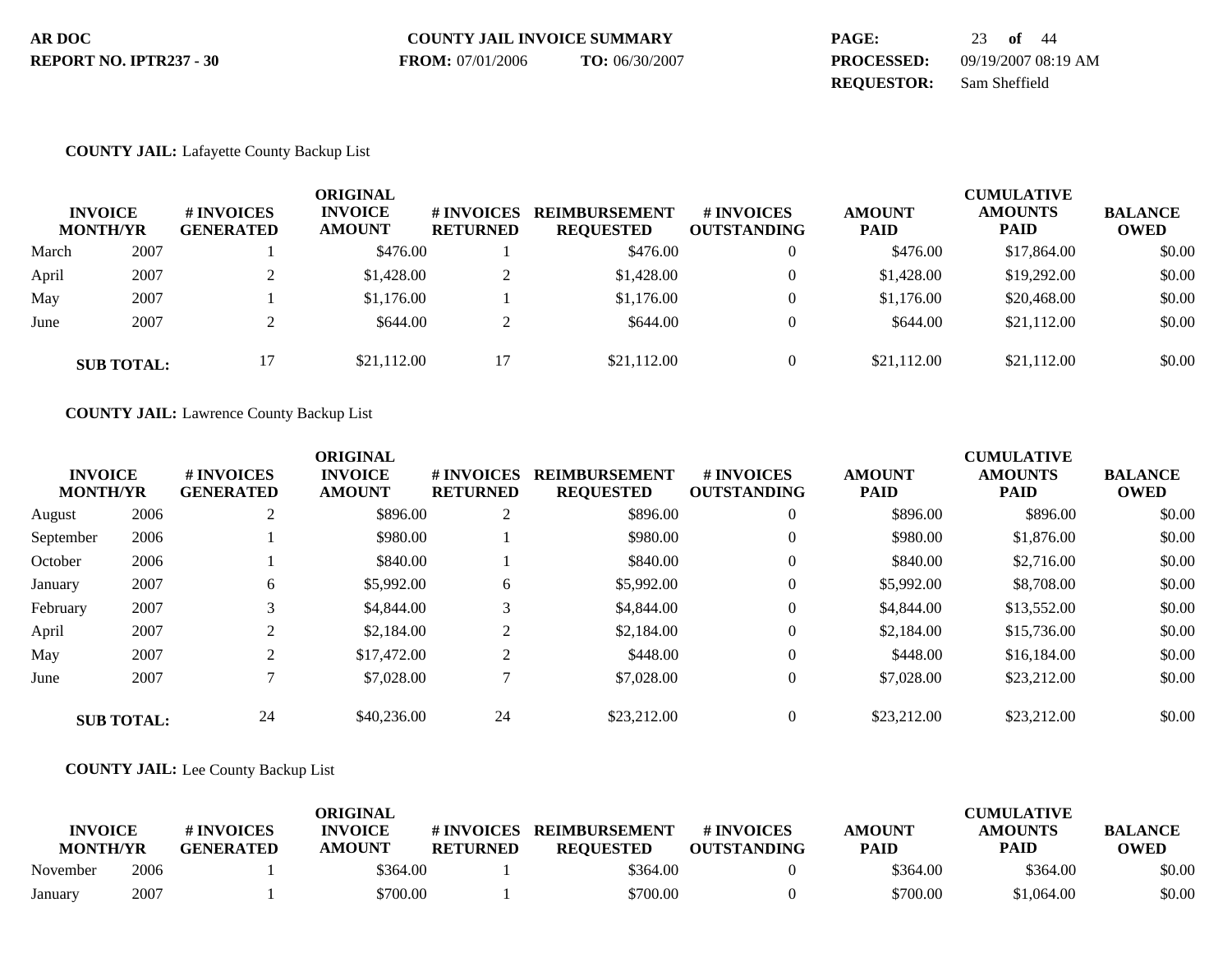**COUNTY JAIL:** Lafayette County Backup List

| INVOICE MONTH/YR | | # INVOICES GENERATED | ORIGINAL INVOICE AMOUNT | # INVOICES RETURNED | REIMBURSEMENT REQUESTED | # INVOICES OUTSTANDING | AMOUNT PAID | CUMULATIVE AMOUNTS PAID | BALANCE OWED |
|---|---|---|---|---|---|---|---|---|---|
| March | 2007 | 1 | $476.00 | 1 | $476.00 | 0 | $476.00 | $17,864.00 | $0.00 |
| April | 2007 | 2 | $1,428.00 | 2 | $1,428.00 | 0 | $1,428.00 | $19,292.00 | $0.00 |
| May | 2007 | 1 | $1,176.00 | 1 | $1,176.00 | 0 | $1,176.00 | $20,468.00 | $0.00 |
| June | 2007 | 2 | $644.00 | 2 | $644.00 | 0 | $644.00 | $21,112.00 | $0.00 |
| **SUB TOTAL:** | | 17 | $21,112.00 | 17 | $21,112.00 | 0 | $21,112.00 | $21,112.00 | $0.00 |

**COUNTY JAIL:** Lawrence County Backup List

| INVOICE MONTH/YR | | # INVOICES GENERATED | ORIGINAL INVOICE AMOUNT | # INVOICES RETURNED | REIMBURSEMENT REQUESTED | # INVOICES OUTSTANDING | AMOUNT PAID | CUMULATIVE AMOUNTS PAID | BALANCE OWED |
|---|---|---|---|---|---|---|---|---|---|
| August | 2006 | 2 | $896.00 | 2 | $896.00 | 0 | $896.00 | $896.00 | $0.00 |
| September | 2006 | 1 | $980.00 | 1 | $980.00 | 0 | $980.00 | $1,876.00 | $0.00 |
| October | 2006 | 1 | $840.00 | 1 | $840.00 | 0 | $840.00 | $2,716.00 | $0.00 |
| January | 2007 | 6 | $5,992.00 | 6 | $5,992.00 | 0 | $5,992.00 | $8,708.00 | $0.00 |
| February | 2007 | 3 | $4,844.00 | 3 | $4,844.00 | 0 | $4,844.00 | $13,552.00 | $0.00 |
| April | 2007 | 2 | $2,184.00 | 2 | $2,184.00 | 0 | $2,184.00 | $15,736.00 | $0.00 |
| May | 2007 | 2 | $17,472.00 | 2 | $448.00 | 0 | $448.00 | $16,184.00 | $0.00 |
| June | 2007 | 7 | $7,028.00 | 7 | $7,028.00 | 0 | $7,028.00 | $23,212.00 | $0.00 |
| **SUB TOTAL:** | | 24 | $40,236.00 | 24 | $23,212.00 | 0 | $23,212.00 | $23,212.00 | $0.00 |

**COUNTY JAIL:** Lee County Backup List

| INVOICE MONTH/YR | | # INVOICES GENERATED | ORIGINAL INVOICE AMOUNT | # INVOICES RETURNED | REIMBURSEMENT REQUESTED | # INVOICES OUTSTANDING | AMOUNT PAID | CUMULATIVE AMOUNTS PAID | BALANCE OWED |
|---|---|---|---|---|---|---|---|---|---|
| November | 2006 | 1 | $364.00 | 1 | $364.00 | 0 | $364.00 | $364.00 | $0.00 |
| January | 2007 | 1 | $700.00 | 1 | $700.00 | 0 | $700.00 | $1,064.00 | $0.00 |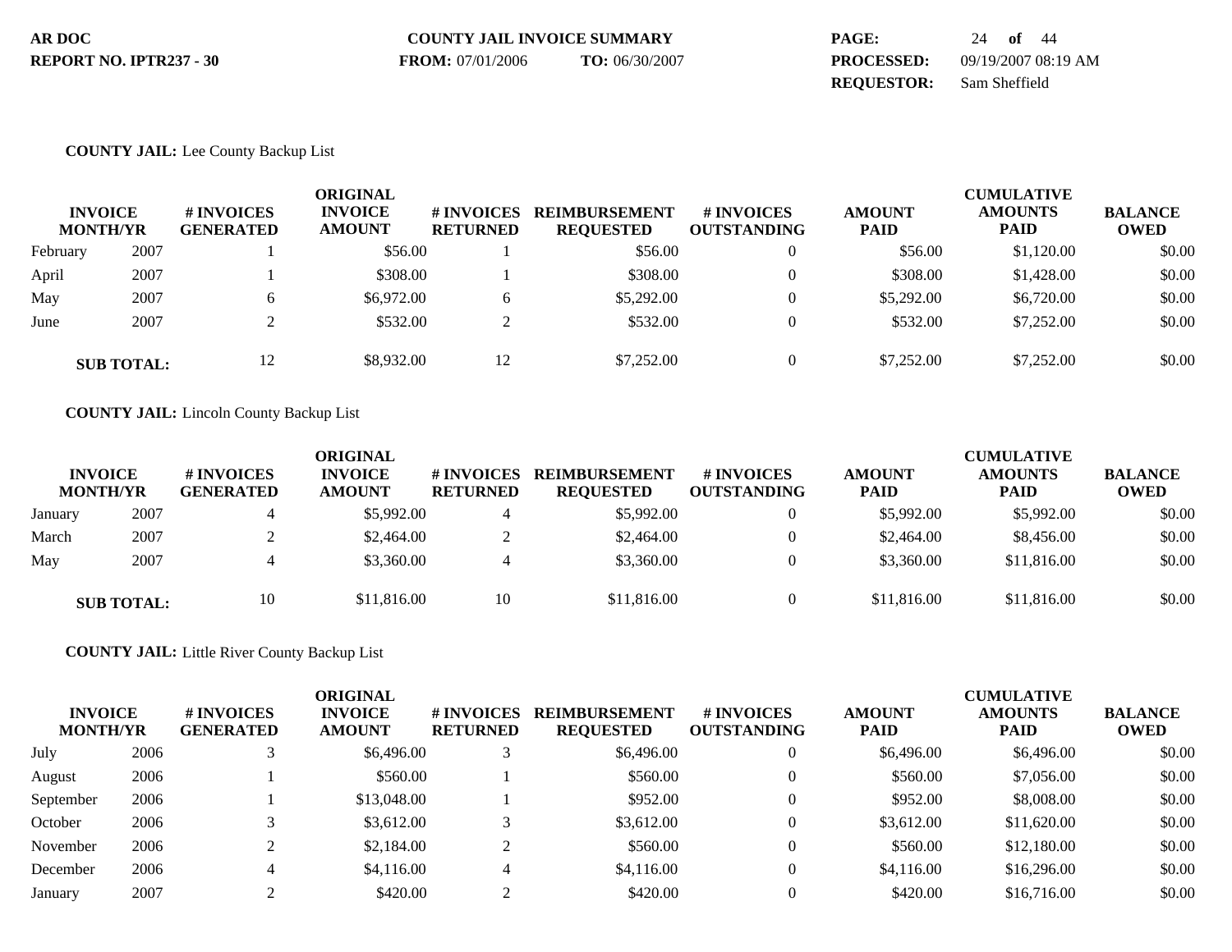**AR DOC**
**REPORT NO. IPTR237 - 30**

**COUNTY JAIL INVOICE SUMMARY**
**FROM:** 07/01/2006 **TO:** 06/30/2007

**PROCESSED:** 09/19/2007 08:19 AM
**REQUESTOR:** Sam Sheffield

**COUNTY JAIL:** Lee County Backup List

| INVOICE MONTH/YR | | # INVOICES GENERATED | ORIGINAL INVOICE AMOUNT | # INVOICES RETURNED | REIMBURSEMENT REQUESTED | # INVOICES OUTSTANDING | AMOUNT PAID | CUMULATIVE AMOUNTS PAID | BALANCE OWED |
|---|---|---|---|---|---|---|---|---|---|
| February | 2007 | 1 | $56.00 | 1 | $56.00 | 0 | $56.00 | $1,120.00 | $0.00 |
| April | 2007 | 1 | $308.00 | 1 | $308.00 | 0 | $308.00 | $1,428.00 | $0.00 |
| May | 2007 | 6 | $6,972.00 | 6 | $5,292.00 | 0 | $5,292.00 | $6,720.00 | $0.00 |
| June | 2007 | 2 | $532.00 | 2 | $532.00 | 0 | $532.00 | $7,252.00 | $0.00 |
| **SUB TOTAL:** | | 12 | $8,932.00 | 12 | $7,252.00 | 0 | $7,252.00 | $7,252.00 | $0.00 |

**COUNTY JAIL:** Lincoln County Backup List

| INVOICE MONTH/YR | | # INVOICES GENERATED | ORIGINAL INVOICE AMOUNT | # INVOICES RETURNED | REIMBURSEMENT REQUESTED | # INVOICES OUTSTANDING | AMOUNT PAID | CUMULATIVE AMOUNTS PAID | BALANCE OWED |
|---|---|---|---|---|---|---|---|---|---|
| January | 2007 | 4 | $5,992.00 | 4 | $5,992.00 | 0 | $5,992.00 | $5,992.00 | $0.00 |
| March | 2007 | 2 | $2,464.00 | 2 | $2,464.00 | 0 | $2,464.00 | $8,456.00 | $0.00 |
| May | 2007 | 4 | $3,360.00 | 4 | $3,360.00 | 0 | $3,360.00 | $11,816.00 | $0.00 |
| **SUB TOTAL:** | | 10 | $11,816.00 | 10 | $11,816.00 | 0 | $11,816.00 | $11,816.00 | $0.00 |

**COUNTY JAIL:** Little River County Backup List

| INVOICE MONTH/YR | | # INVOICES GENERATED | ORIGINAL INVOICE AMOUNT | # INVOICES RETURNED | REIMBURSEMENT REQUESTED | # INVOICES OUTSTANDING | AMOUNT PAID | CUMULATIVE AMOUNTS PAID | BALANCE OWED |
|---|---|---|---|---|---|---|---|---|---|
| July | 2006 | 3 | $6,496.00 | 3 | $6,496.00 | 0 | $6,496.00 | $6,496.00 | $0.00 |
| August | 2006 | 1 | $560.00 | 1 | $560.00 | 0 | $560.00 | $7,056.00 | $0.00 |
| September | 2006 | 1 | $13,048.00 | 1 | $952.00 | 0 | $952.00 | $8,008.00 | $0.00 |
| October | 2006 | 3 | $3,612.00 | 3 | $3,612.00 | 0 | $3,612.00 | $11,620.00 | $0.00 |
| November | 2006 | 2 | $2,184.00 | 2 | $560.00 | 0 | $560.00 | $12,180.00 | $0.00 |
| December | 2006 | 4 | $4,116.00 | 4 | $4,116.00 | 0 | $4,116.00 | $16,296.00 | $0.00 |
| January | 2007 | 2 | $420.00 | 2 | $420.00 | 0 | $420.00 | $16,716.00 | $0.00 |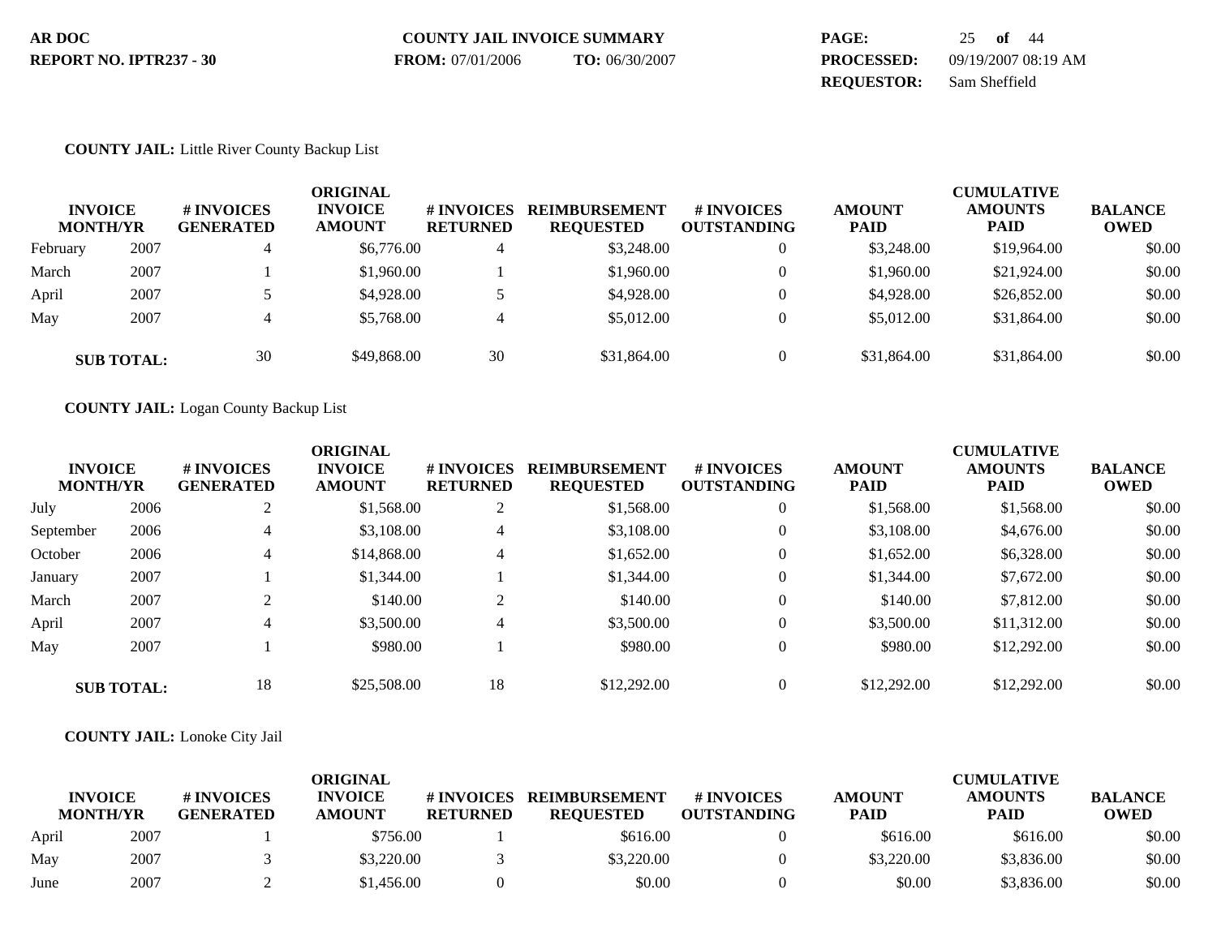AR DOC
REPORT NO. IPTR237 - 30

COUNTY JAIL INVOICE SUMMARY
**FROM:** 07/01/2006 **TO:** 06/30/2007

**PROCESSED:** 09/19/2007 08:19 AM
**REQUESTOR:** Sam Sheffield

**COUNTY JAIL:** Little River County Backup List

| INVOICE MONTH/YR | | # INVOICES GENERATED | ORIGINAL INVOICE AMOUNT | # INVOICES RETURNED | REIMBURSEMENT REQUESTED | # INVOICES OUTSTANDING | AMOUNT PAID | CUMULATIVE AMOUNTS PAID | BALANCE OWED |
|---|---|---|---|---|---|---|---|---|---|
| February | 2007 | 4 | $6,776.00 | 4 | $3,248.00 | 0 | $3,248.00 | $19,964.00 | $0.00 |
| March | 2007 | 1 | $1,960.00 | 1 | $1,960.00 | 0 | $1,960.00 | $21,924.00 | $0.00 |
| April | 2007 | 5 | $4,928.00 | 5 | $4,928.00 | 0 | $4,928.00 | $26,852.00 | $0.00 |
| May | 2007 | 4 | $5,768.00 | 4 | $5,012.00 | 0 | $5,012.00 | $31,864.00 | $0.00 |
| **SUB TOTAL:** | | 30 | $49,868.00 | 30 | $31,864.00 | 0 | $31,864.00 | $31,864.00 | $0.00 |

**COUNTY JAIL:** Logan County Backup List

| INVOICE MONTH/YR | | # INVOICES GENERATED | ORIGINAL INVOICE AMOUNT | # INVOICES RETURNED | REIMBURSEMENT REQUESTED | # INVOICES OUTSTANDING | AMOUNT PAID | CUMULATIVE AMOUNTS PAID | BALANCE OWED |
|---|---|---|---|---|---|---|---|---|---|
| July | 2006 | 2 | $1,568.00 | 2 | $1,568.00 | 0 | $1,568.00 | $1,568.00 | $0.00 |
| September | 2006 | 4 | $3,108.00 | 4 | $3,108.00 | 0 | $3,108.00 | $4,676.00 | $0.00 |
| October | 2006 | 4 | $14,868.00 | 4 | $1,652.00 | 0 | $1,652.00 | $6,328.00 | $0.00 |
| January | 2007 | 1 | $1,344.00 | 1 | $1,344.00 | 0 | $1,344.00 | $7,672.00 | $0.00 |
| March | 2007 | 2 | $140.00 | 2 | $140.00 | 0 | $140.00 | $7,812.00 | $0.00 |
| April | 2007 | 4 | $3,500.00 | 4 | $3,500.00 | 0 | $3,500.00 | $11,312.00 | $0.00 |
| May | 2007 | 1 | $980.00 | 1 | $980.00 | 0 | $980.00 | $12,292.00 | $0.00 |
| **SUB TOTAL:** | | 18 | $25,508.00 | 18 | $12,292.00 | 0 | $12,292.00 | $12,292.00 | $0.00 |

**COUNTY JAIL:** Lonoke City Jail

| INVOICE MONTH/YR | | # INVOICES GENERATED | ORIGINAL INVOICE AMOUNT | # INVOICES RETURNED | REIMBURSEMENT REQUESTED | # INVOICES OUTSTANDING | AMOUNT PAID | CUMULATIVE AMOUNTS PAID | BALANCE OWED |
|---|---|---|---|---|---|---|---|---|---|
| April | 2007 | 1 | $756.00 | 1 | $616.00 | 0 | $616.00 | $616.00 | $0.00 |
| May | 2007 | 3 | $3,220.00 | 3 | $3,220.00 | 0 | $3,220.00 | $3,836.00 | $0.00 |
| June | 2007 | 2 | $1,456.00 | 0 | $0.00 | 0 | $0.00 | $3,836.00 | $0.00 |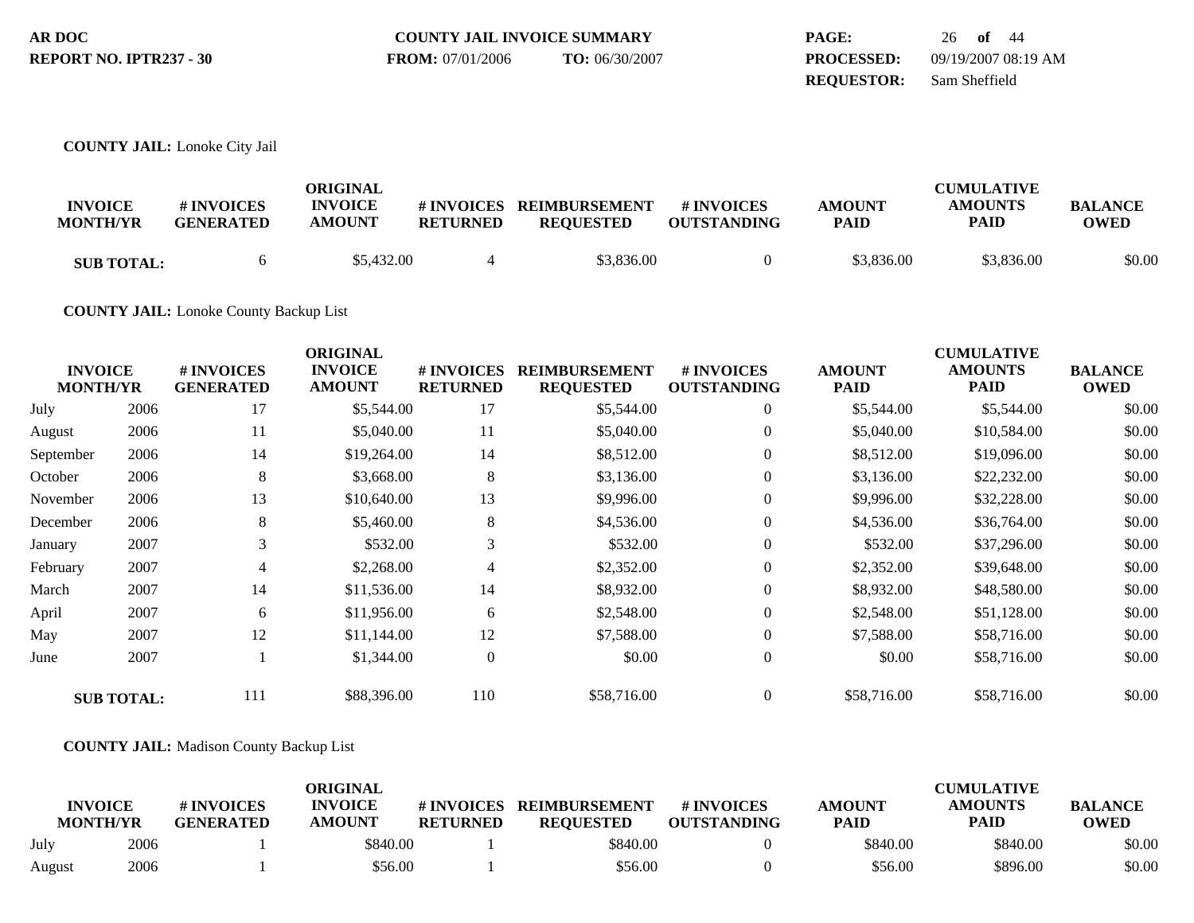AR DOC
REPORT NO. IPTR237 - 30

COUNTY JAIL INVOICE SUMMARY
FROM: 07/01/2006 TO: 06/30/2007

PROCESSED: 09/19/2007 08:19 AM
REQUESTOR: Sam Sheffield

**COUNTY JAIL:** Lonoke City Jail

| INVOICE MONTH/YR | | # INVOICES GENERATED | ORIGINAL INVOICE AMOUNT | # INVOICES RETURNED | REIMBURSEMENT REQUESTED | # INVOICES OUTSTANDING | AMOUNT PAID | CUMULATIVE AMOUNTS PAID | BALANCE OWED |
|---|---|---|---|---|---|---|---|---|---|
| **SUB TOTAL:** | | 6 | $5,432.00 | 4 | $3,836.00 | 0 | $3,836.00 | $3,836.00 | $0.00 |

**COUNTY JAIL:** Lonoke County Backup List

| INVOICE MONTH/YR | | # INVOICES GENERATED | ORIGINAL INVOICE AMOUNT | # INVOICES RETURNED | REIMBURSEMENT REQUESTED | # INVOICES OUTSTANDING | AMOUNT PAID | CUMULATIVE AMOUNTS PAID | BALANCE OWED |
|---|---|---|---|---|---|---|---|---|---|
| July | 2006 | 17 | $5,544.00 | 17 | $5,544.00 | 0 | $5,544.00 | $5,544.00 | $0.00 |
| August | 2006 | 11 | $5,040.00 | 11 | $5,040.00 | 0 | $5,040.00 | $10,584.00 | $0.00 |
| September | 2006 | 14 | $19,264.00 | 14 | $8,512.00 | 0 | $8,512.00 | $19,096.00 | $0.00 |
| October | 2006 | 8 | $3,668.00 | 8 | $3,136.00 | 0 | $3,136.00 | $22,232.00 | $0.00 |
| November | 2006 | 13 | $10,640.00 | 13 | $9,996.00 | 0 | $9,996.00 | $32,228.00 | $0.00 |
| December | 2006 | 8 | $5,460.00 | 8 | $4,536.00 | 0 | $4,536.00 | $36,764.00 | $0.00 |
| January | 2007 | 3 | $532.00 | 3 | $532.00 | 0 | $532.00 | $37,296.00 | $0.00 |
| February | 2007 | 4 | $2,268.00 | 4 | $2,352.00 | 0 | $2,352.00 | $39,648.00 | $0.00 |
| March | 2007 | 14 | $11,536.00 | 14 | $8,932.00 | 0 | $8,932.00 | $48,580.00 | $0.00 |
| April | 2007 | 6 | $11,956.00 | 6 | $2,548.00 | 0 | $2,548.00 | $51,128.00 | $0.00 |
| May | 2007 | 12 | $11,144.00 | 12 | $7,588.00 | 0 | $7,588.00 | $58,716.00 | $0.00 |
| June | 2007 | 1 | $1,344.00 | 0 | $0.00 | 0 | $0.00 | $58,716.00 | $0.00 |
| **SUB TOTAL:** | | 111 | $88,396.00 | 110 | $58,716.00 | 0 | $58,716.00 | $58,716.00 | $0.00 |

**COUNTY JAIL:** Madison County Backup List

| INVOICE MONTH/YR | | # INVOICES GENERATED | ORIGINAL INVOICE AMOUNT | # INVOICES RETURNED | REIMBURSEMENT REQUESTED | # INVOICES OUTSTANDING | AMOUNT PAID | CUMULATIVE AMOUNTS PAID | BALANCE OWED |
|---|---|---|---|---|---|---|---|---|---|
| July | 2006 | 1 | $840.00 | 1 | $840.00 | 0 | $840.00 | $840.00 | $0.00 |
| August | 2006 | 1 | $56.00 | 1 | $56.00 | 0 | $56.00 | $896.00 | $0.00 |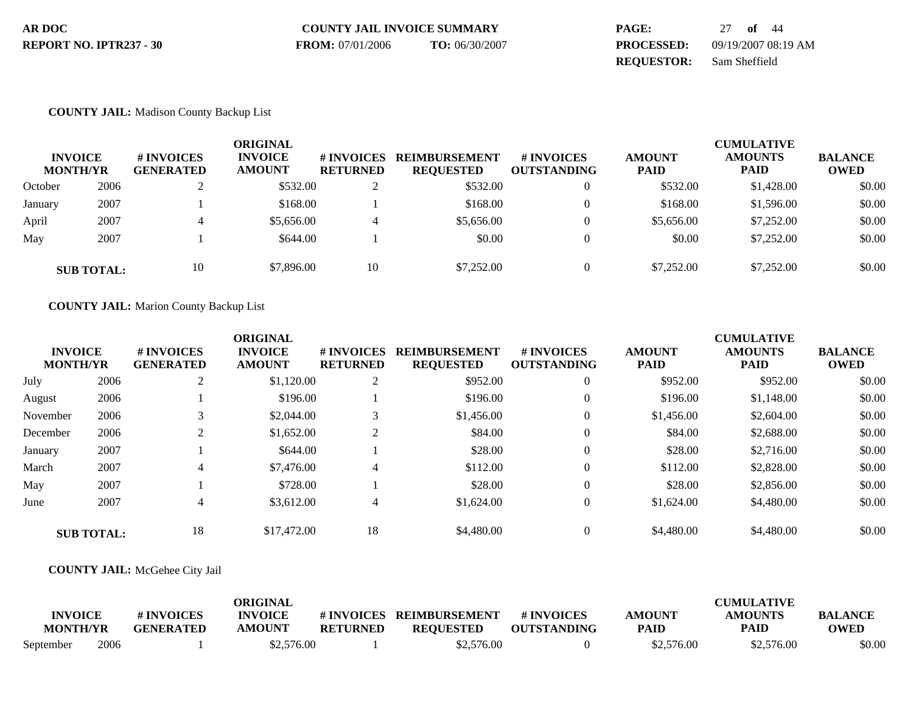**AR DOC**
**REPORT NO. IPTR237 - 30**

**COUNTY JAIL INVOICE SUMMARY**
**FROM:** 07/01/2006 **TO:** 06/30/2007

**PROCESSED:** 09/19/2007 08:19 AM
**REQUESTOR:** Sam Sheffield

**COUNTY JAIL:** Madison County Backup List

| INVOICE MONTH/YR | | # INVOICES GENERATED | ORIGINAL INVOICE AMOUNT | # INVOICES RETURNED | REIMBURSEMENT REQUESTED | # INVOICES OUTSTANDING | AMOUNT PAID | CUMULATIVE AMOUNTS PAID | BALANCE OWED |
|---|---|---|---|---|---|---|---|---|---|
| October | 2006 | 2 | $532.00 | 2 | $532.00 | 0 | $532.00 | $1,428.00 | $0.00 |
| January | 2007 | 1 | $168.00 | 1 | $168.00 | 0 | $168.00 | $1,596.00 | $0.00 |
| April | 2007 | 4 | $5,656.00 | 4 | $5,656.00 | 0 | $5,656.00 | $7,252.00 | $0.00 |
| May | 2007 | 1 | $644.00 | 1 | $0.00 | 0 | $0.00 | $7,252.00 | $0.00 |
| **SUB TOTAL:** | | 10 | $7,896.00 | 10 | $7,252.00 | 0 | $7,252.00 | $7,252.00 | $0.00 |

**COUNTY JAIL:** Marion County Backup List

| INVOICE MONTH/YR | | # INVOICES GENERATED | ORIGINAL INVOICE AMOUNT | # INVOICES RETURNED | REIMBURSEMENT REQUESTED | # INVOICES OUTSTANDING | AMOUNT PAID | CUMULATIVE AMOUNTS PAID | BALANCE OWED |
|---|---|---|---|---|---|---|---|---|---|
| July | 2006 | 2 | $1,120.00 | 2 | $952.00 | 0 | $952.00 | $952.00 | $0.00 |
| August | 2006 | 1 | $196.00 | 1 | $196.00 | 0 | $196.00 | $1,148.00 | $0.00 |
| November | 2006 | 3 | $2,044.00 | 3 | $1,456.00 | 0 | $1,456.00 | $2,604.00 | $0.00 |
| December | 2006 | 2 | $1,652.00 | 2 | $84.00 | 0 | $84.00 | $2,688.00 | $0.00 |
| January | 2007 | 1 | $644.00 | 1 | $28.00 | 0 | $28.00 | $2,716.00 | $0.00 |
| March | 2007 | 4 | $7,476.00 | 4 | $112.00 | 0 | $112.00 | $2,828.00 | $0.00 |
| May | 2007 | 1 | $728.00 | 1 | $28.00 | 0 | $28.00 | $2,856.00 | $0.00 |
| June | 2007 | 4 | $3,612.00 | 4 | $1,624.00 | 0 | $1,624.00 | $4,480.00 | $0.00 |
| **SUB TOTAL:** | | 18 | $17,472.00 | 18 | $4,480.00 | 0 | $4,480.00 | $4,480.00 | $0.00 |

**COUNTY JAIL:** McGehee City Jail

| INVOICE MONTH/YR | | # INVOICES GENERATED | ORIGINAL INVOICE AMOUNT | # INVOICES RETURNED | REIMBURSEMENT REQUESTED | # INVOICES OUTSTANDING | AMOUNT PAID | CUMULATIVE AMOUNTS PAID | BALANCE OWED |
|---|---|---|---|---|---|---|---|---|---|
| September | 2006 | 1 | $2,576.00 | 1 | $2,576.00 | 0 | $2,576.00 | $2,576.00 | $0.00 |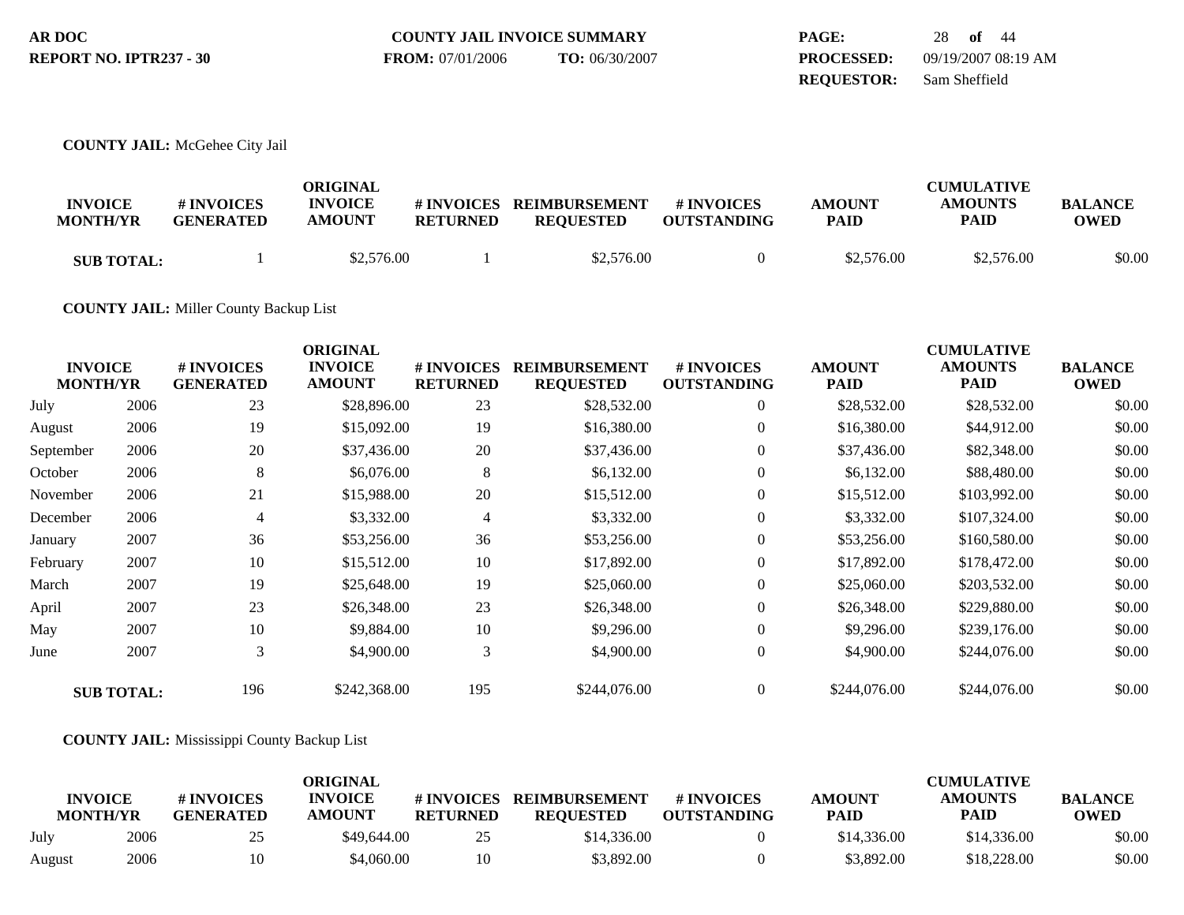**AR DOC** | **COUNTY JAIL INVOICE SUMMARY** | **PAGE:** 28 **of** 44

**REPORT NO. IPTR237 - 30** | **FROM:** 07/01/2006 **TO:** 06/30/2007 | **PROCESSED:** 09/19/2007 08:19 AM

**REQUESTOR:** Sam Sheffield

**COUNTY JAIL:** McGehee City Jail

| INVOICE MONTH/YR | | # INVOICES GENERATED | ORIGINAL INVOICE AMOUNT | # INVOICES RETURNED | REIMBURSEMENT REQUESTED | # INVOICES OUTSTANDING | AMOUNT PAID | CUMULATIVE AMOUNTS PAID | BALANCE OWED |
|---|---|---|---|---|---|---|---|---|---|
| **SUB TOTAL:** | | 1 | $2,576.00 | 1 | $2,576.00 | 0 | $2,576.00 | $2,576.00 | $0.00 |

**COUNTY JAIL:** Miller County Backup List

| INVOICE MONTH/YR | | # INVOICES GENERATED | ORIGINAL INVOICE AMOUNT | # INVOICES RETURNED | REIMBURSEMENT REQUESTED | # INVOICES OUTSTANDING | AMOUNT PAID | CUMULATIVE AMOUNTS PAID | BALANCE OWED |
|---|---|---|---|---|---|---|---|---|---|
| July | 2006 | 23 | $28,896.00 | 23 | $28,532.00 | 0 | $28,532.00 | $28,532.00 | $0.00 |
| August | 2006 | 19 | $15,092.00 | 19 | $16,380.00 | 0 | $16,380.00 | $44,912.00 | $0.00 |
| September | 2006 | 20 | $37,436.00 | 20 | $37,436.00 | 0 | $37,436.00 | $82,348.00 | $0.00 |
| October | 2006 | 8 | $6,076.00 | 8 | $6,132.00 | 0 | $6,132.00 | $88,480.00 | $0.00 |
| November | 2006 | 21 | $15,988.00 | 20 | $15,512.00 | 0 | $15,512.00 | $103,992.00 | $0.00 |
| December | 2006 | 4 | $3,332.00 | 4 | $3,332.00 | 0 | $3,332.00 | $107,324.00 | $0.00 |
| January | 2007 | 36 | $53,256.00 | 36 | $53,256.00 | 0 | $53,256.00 | $160,580.00 | $0.00 |
| February | 2007 | 10 | $15,512.00 | 10 | $17,892.00 | 0 | $17,892.00 | $178,472.00 | $0.00 |
| March | 2007 | 19 | $25,648.00 | 19 | $25,060.00 | 0 | $25,060.00 | $203,532.00 | $0.00 |
| April | 2007 | 23 | $26,348.00 | 23 | $26,348.00 | 0 | $26,348.00 | $229,880.00 | $0.00 |
| May | 2007 | 10 | $9,884.00 | 10 | $9,296.00 | 0 | $9,296.00 | $239,176.00 | $0.00 |
| June | 2007 | 3 | $4,900.00 | 3 | $4,900.00 | 0 | $4,900.00 | $244,076.00 | $0.00 |
| **SUB TOTAL:** | | 196 | $242,368.00 | 195 | $244,076.00 | 0 | $244,076.00 | $244,076.00 | $0.00 |

**COUNTY JAIL:** Mississippi County Backup List

| INVOICE MONTH/YR | | # INVOICES GENERATED | ORIGINAL INVOICE AMOUNT | # INVOICES RETURNED | REIMBURSEMENT REQUESTED | # INVOICES OUTSTANDING | AMOUNT PAID | CUMULATIVE AMOUNTS PAID | BALANCE OWED |
|---|---|---|---|---|---|---|---|---|---|
| July | 2006 | 25 | $49,644.00 | 25 | $14,336.00 | 0 | $14,336.00 | $14,336.00 | $0.00 |
| August | 2006 | 10 | $4,060.00 | 10 | $3,892.00 | 0 | $3,892.00 | $18,228.00 | $0.00 |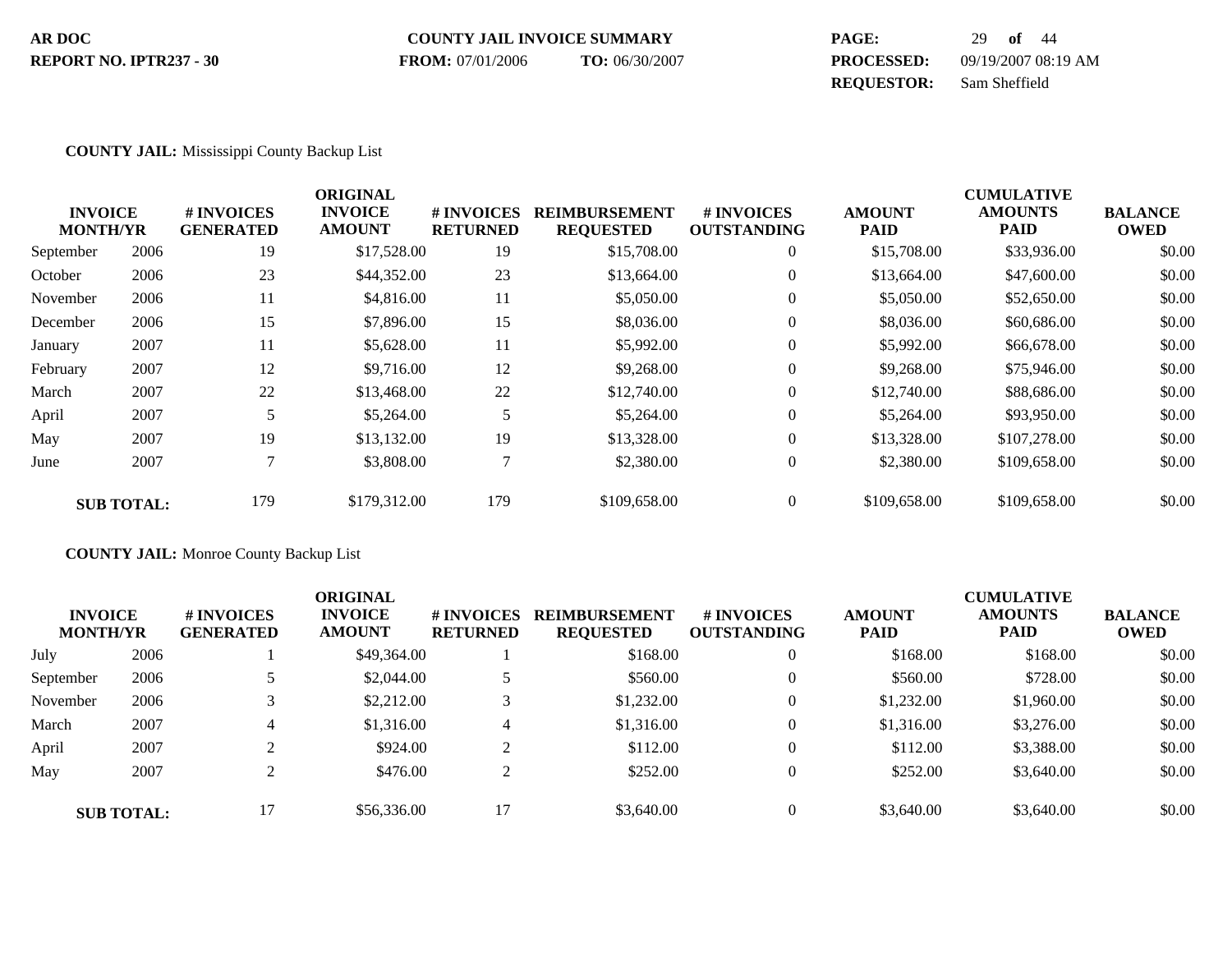AR DOC
REPORT NO. IPTR237 - 30

COUNTY JAIL INVOICE SUMMARY
**FROM:** 07/01/2006 **TO:** 06/30/2007

**PROCESSED:** 09/19/2007 08:19 AM
**REQUESTOR:** Sam Sheffield

**COUNTY JAIL:** Mississippi County Backup List

| INVOICE MONTH/YR | | # INVOICES GENERATED | ORIGINAL INVOICE AMOUNT | # INVOICES RETURNED | REIMBURSEMENT REQUESTED | # INVOICES OUTSTANDING | AMOUNT PAID | CUMULATIVE AMOUNTS PAID | BALANCE OWED |
|---|---|---|---|---|---|---|---|---|---|
| September | 2006 | 19 | $17,528.00 | 19 | $15,708.00 | 0 | $15,708.00 | $33,936.00 | $0.00 |
| October | 2006 | 23 | $44,352.00 | 23 | $13,664.00 | 0 | $13,664.00 | $47,600.00 | $0.00 |
| November | 2006 | 11 | $4,816.00 | 11 | $5,050.00 | 0 | $5,050.00 | $52,650.00 | $0.00 |
| December | 2006 | 15 | $7,896.00 | 15 | $8,036.00 | 0 | $8,036.00 | $60,686.00 | $0.00 |
| January | 2007 | 11 | $5,628.00 | 11 | $5,992.00 | 0 | $5,992.00 | $66,678.00 | $0.00 |
| February | 2007 | 12 | $9,716.00 | 12 | $9,268.00 | 0 | $9,268.00 | $75,946.00 | $0.00 |
| March | 2007 | 22 | $13,468.00 | 22 | $12,740.00 | 0 | $12,740.00 | $88,686.00 | $0.00 |
| April | 2007 | 5 | $5,264.00 | 5 | $5,264.00 | 0 | $5,264.00 | $93,950.00 | $0.00 |
| May | 2007 | 19 | $13,132.00 | 19 | $13,328.00 | 0 | $13,328.00 | $107,278.00 | $0.00 |
| June | 2007 | 7 | $3,808.00 | 7 | $2,380.00 | 0 | $2,380.00 | $109,658.00 | $0.00 |
| **SUB TOTAL:** | | 179 | $179,312.00 | 179 | $109,658.00 | 0 | $109,658.00 | $109,658.00 | $0.00 |

**COUNTY JAIL:** Monroe County Backup List

| INVOICE MONTH/YR | | # INVOICES GENERATED | ORIGINAL INVOICE AMOUNT | # INVOICES RETURNED | REIMBURSEMENT REQUESTED | # INVOICES OUTSTANDING | AMOUNT PAID | CUMULATIVE AMOUNTS PAID | BALANCE OWED |
|---|---|---|---|---|---|---|---|---|---|
| July | 2006 | 1 | $49,364.00 | 1 | $168.00 | 0 | $168.00 | $168.00 | $0.00 |
| September | 2006 | 5 | $2,044.00 | 5 | $560.00 | 0 | $560.00 | $728.00 | $0.00 |
| November | 2006 | 3 | $2,212.00 | 3 | $1,232.00 | 0 | $1,232.00 | $1,960.00 | $0.00 |
| March | 2007 | 4 | $1,316.00 | 4 | $1,316.00 | 0 | $1,316.00 | $3,276.00 | $0.00 |
| April | 2007 | 2 | $924.00 | 2 | $112.00 | 0 | $112.00 | $3,388.00 | $0.00 |
| May | 2007 | 2 | $476.00 | 2 | $252.00 | 0 | $252.00 | $3,640.00 | $0.00 |
| **SUB TOTAL:** | | 17 | $56,336.00 | 17 | $3,640.00 | 0 | $3,640.00 | $3,640.00 | $0.00 |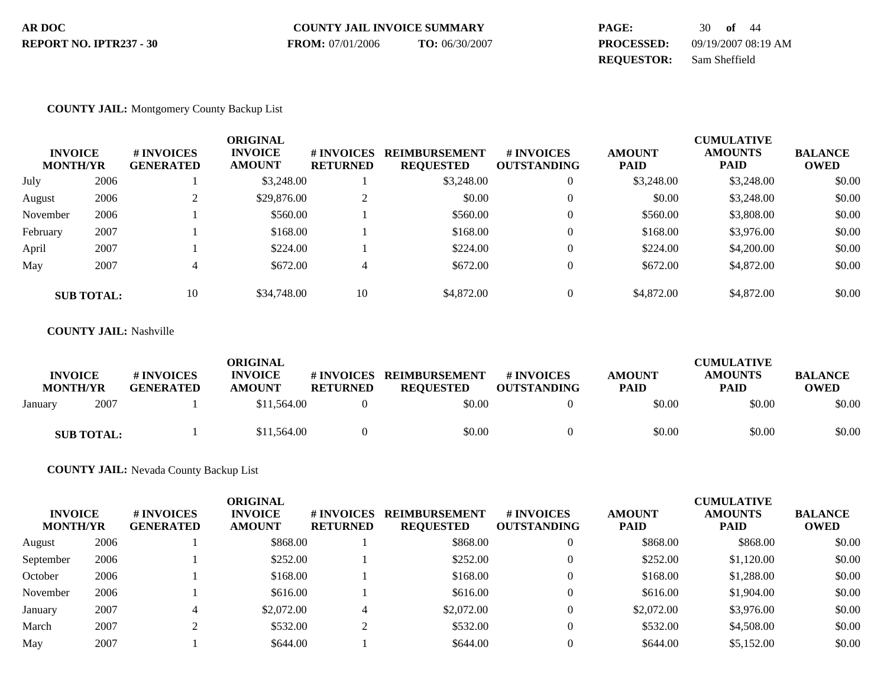**AR DOC**
**REPORT NO. IPTR237 - 30**

**COUNTY JAIL INVOICE SUMMARY**
**FROM:** 07/01/2006 **TO:** 06/30/2007

**PROCESSED:** 09/19/2007 08:19 AM
**REQUESTOR:** Sam Sheffield

**COUNTY JAIL:** Montgomery County Backup List

| INVOICE MONTH/YR | | # INVOICES GENERATED | ORIGINAL INVOICE AMOUNT | # INVOICES RETURNED | REIMBURSEMENT REQUESTED | # INVOICES OUTSTANDING | AMOUNT PAID | CUMULATIVE AMOUNTS PAID | BALANCE OWED |
|---|---|---|---|---|---|---|---|---|---|
| July | 2006 | 1 | $3,248.00 | 1 | $3,248.00 | 0 | $3,248.00 | $3,248.00 | $0.00 |
| August | 2006 | 2 | $29,876.00 | 2 | $0.00 | 0 | $0.00 | $3,248.00 | $0.00 |
| November | 2006 | 1 | $560.00 | 1 | $560.00 | 0 | $560.00 | $3,808.00 | $0.00 |
| February | 2007 | 1 | $168.00 | 1 | $168.00 | 0 | $168.00 | $3,976.00 | $0.00 |
| April | 2007 | 1 | $224.00 | 1 | $224.00 | 0 | $224.00 | $4,200.00 | $0.00 |
| May | 2007 | 4 | $672.00 | 4 | $672.00 | 0 | $672.00 | $4,872.00 | $0.00 |
| **SUB TOTAL:** | | 10 | $34,748.00 | 10 | $4,872.00 | 0 | $4,872.00 | $4,872.00 | $0.00 |

**COUNTY JAIL:** Nashville

| INVOICE MONTH/YR | | # INVOICES GENERATED | ORIGINAL INVOICE AMOUNT | # INVOICES RETURNED | REIMBURSEMENT REQUESTED | # INVOICES OUTSTANDING | AMOUNT PAID | CUMULATIVE AMOUNTS PAID | BALANCE OWED |
|---|---|---|---|---|---|---|---|---|---|
| January | 2007 | 1 | $11,564.00 | 0 | $0.00 | 0 | $0.00 | $0.00 | $0.00 |
| **SUB TOTAL:** | | 1 | $11,564.00 | 0 | $0.00 | 0 | $0.00 | $0.00 | $0.00 |

**COUNTY JAIL:** Nevada County Backup List

| INVOICE MONTH/YR | | # INVOICES GENERATED | ORIGINAL INVOICE AMOUNT | # INVOICES RETURNED | REIMBURSEMENT REQUESTED | # INVOICES OUTSTANDING | AMOUNT PAID | CUMULATIVE AMOUNTS PAID | BALANCE OWED |
|---|---|---|---|---|---|---|---|---|---|
| August | 2006 | 1 | $868.00 | 1 | $868.00 | 0 | $868.00 | $868.00 | $0.00 |
| September | 2006 | 1 | $252.00 | 1 | $252.00 | 0 | $252.00 | $1,120.00 | $0.00 |
| October | 2006 | 1 | $168.00 | 1 | $168.00 | 0 | $168.00 | $1,288.00 | $0.00 |
| November | 2006 | 1 | $616.00 | 1 | $616.00 | 0 | $616.00 | $1,904.00 | $0.00 |
| January | 2007 | 4 | $2,072.00 | 4 | $2,072.00 | 0 | $2,072.00 | $3,976.00 | $0.00 |
| March | 2007 | 2 | $532.00 | 2 | $532.00 | 0 | $532.00 | $4,508.00 | $0.00 |
| May | 2007 | 1 | $644.00 | 1 | $644.00 | 0 | $644.00 | $5,152.00 | $0.00 |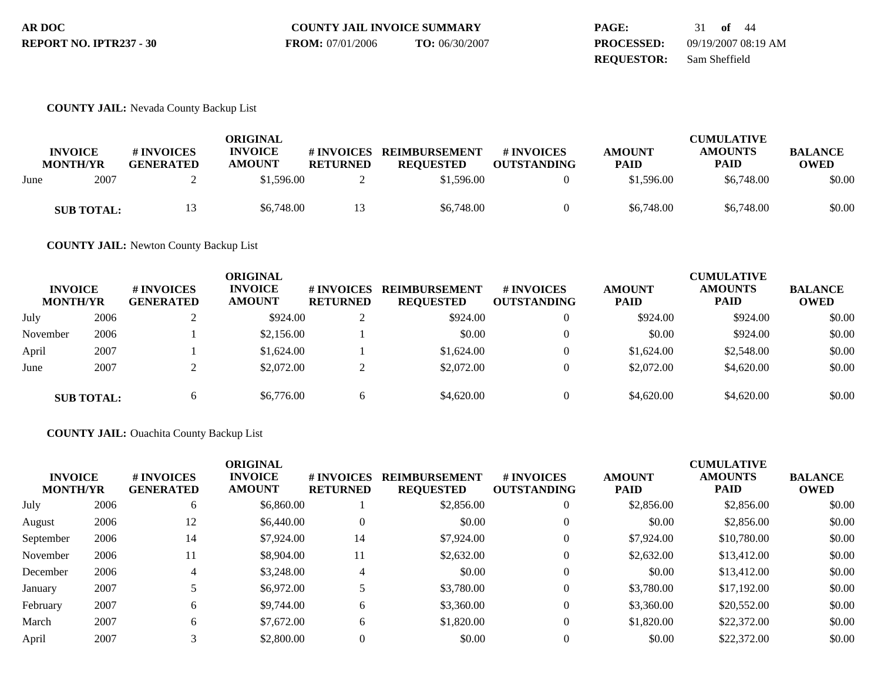**AR DOC** | **COUNTY JAIL INVOICE SUMMARY**
**REPORT NO. IPTR237 - 30** | **FROM:** 07/01/2006 **TO:** 06/30/2007

**PROCESSED:** 09/19/2007 08:19 AM
**REQUESTOR:** Sam Sheffield

**COUNTY JAIL:** Nevada County Backup List

| INVOICE MONTH/YR | | # INVOICES GENERATED | ORIGINAL INVOICE AMOUNT | # INVOICES RETURNED | REIMBURSEMENT REQUESTED | # INVOICES OUTSTANDING | AMOUNT PAID | CUMULATIVE AMOUNTS PAID | BALANCE OWED |
|---|---|---|---|---|---|---|---|---|---|
| June | 2007 | 2 | $1,596.00 | 2 | $1,596.00 | 0 | $1,596.00 | $6,748.00 | $0.00 |
| **SUB TOTAL:** | | 13 | $6,748.00 | 13 | $6,748.00 | 0 | $6,748.00 | $6,748.00 | $0.00 |

**COUNTY JAIL:** Newton County Backup List

| INVOICE MONTH/YR | | # INVOICES GENERATED | ORIGINAL INVOICE AMOUNT | # INVOICES RETURNED | REIMBURSEMENT REQUESTED | # INVOICES OUTSTANDING | AMOUNT PAID | CUMULATIVE AMOUNTS PAID | BALANCE OWED |
|---|---|---|---|---|---|---|---|---|---|
| July | 2006 | 2 | $924.00 | 2 | $924.00 | 0 | $924.00 | $924.00 | $0.00 |
| November | 2006 | 1 | $2,156.00 | 1 | $0.00 | 0 | $0.00 | $924.00 | $0.00 |
| April | 2007 | 1 | $1,624.00 | 1 | $1,624.00 | 0 | $1,624.00 | $2,548.00 | $0.00 |
| June | 2007 | 2 | $2,072.00 | 2 | $2,072.00 | 0 | $2,072.00 | $4,620.00 | $0.00 |
| **SUB TOTAL:** | | 6 | $6,776.00 | 6 | $4,620.00 | 0 | $4,620.00 | $4,620.00 | $0.00 |

**COUNTY JAIL:** Ouachita County Backup List

| INVOICE MONTH/YR | | # INVOICES GENERATED | ORIGINAL INVOICE AMOUNT | # INVOICES RETURNED | REIMBURSEMENT REQUESTED | # INVOICES OUTSTANDING | AMOUNT PAID | CUMULATIVE AMOUNTS PAID | BALANCE OWED |
|---|---|---|---|---|---|---|---|---|---|
| July | 2006 | 6 | $6,860.00 | 1 | $2,856.00 | 0 | $2,856.00 | $2,856.00 | $0.00 |
| August | 2006 | 12 | $6,440.00 | 0 | $0.00 | 0 | $0.00 | $2,856.00 | $0.00 |
| September | 2006 | 14 | $7,924.00 | 14 | $7,924.00 | 0 | $7,924.00 | $10,780.00 | $0.00 |
| November | 2006 | 11 | $8,904.00 | 11 | $2,632.00 | 0 | $2,632.00 | $13,412.00 | $0.00 |
| December | 2006 | 4 | $3,248.00 | 4 | $0.00 | 0 | $0.00 | $13,412.00 | $0.00 |
| January | 2007 | 5 | $6,972.00 | 5 | $3,780.00 | 0 | $3,780.00 | $17,192.00 | $0.00 |
| February | 2007 | 6 | $9,744.00 | 6 | $3,360.00 | 0 | $3,360.00 | $20,552.00 | $0.00 |
| March | 2007 | 6 | $7,672.00 | 6 | $1,820.00 | 0 | $1,820.00 | $22,372.00 | $0.00 |
| April | 2007 | 3 | $2,800.00 | 0 | $0.00 | 0 | $0.00 | $22,372.00 | $0.00 |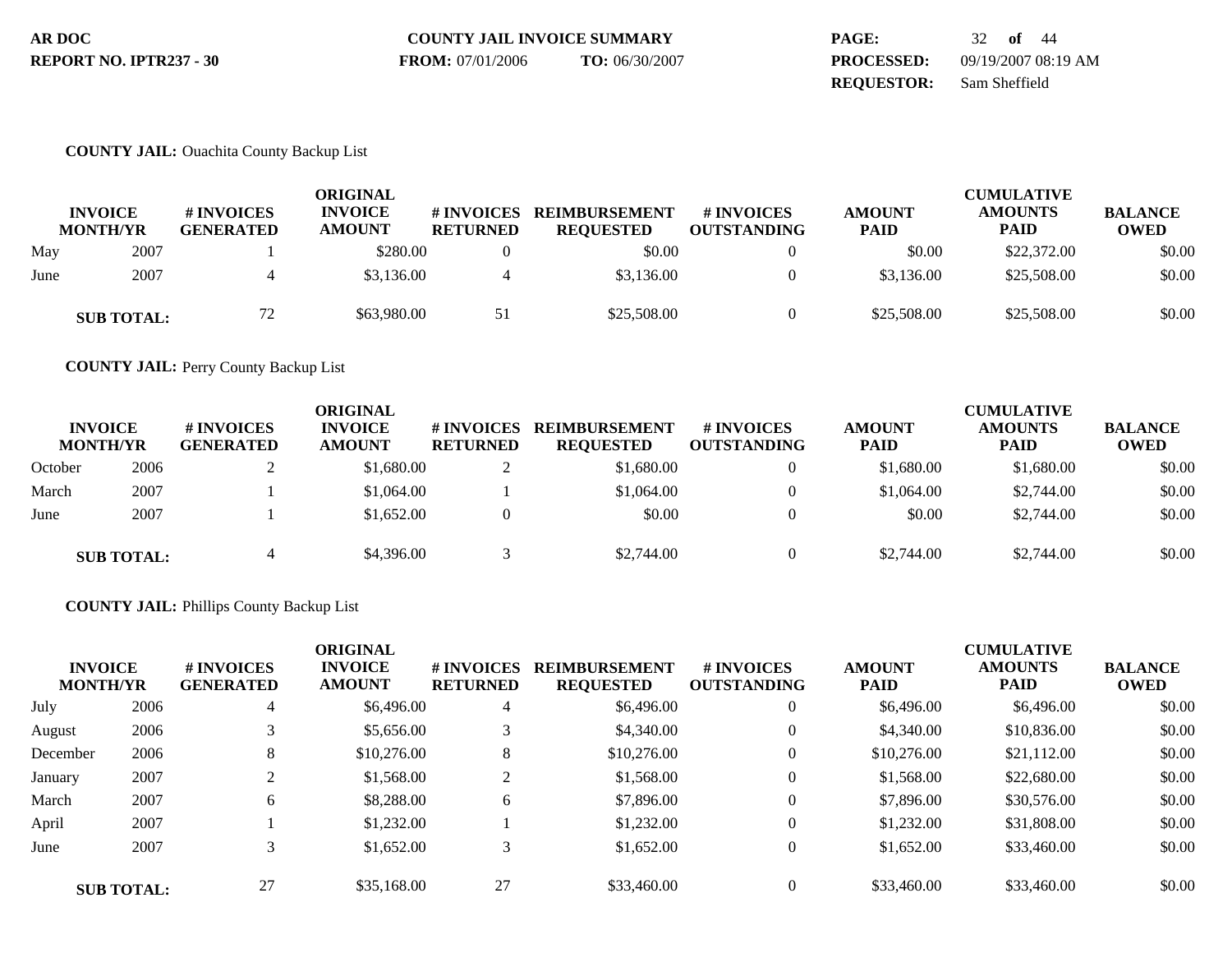**AR DOC** **COUNTY JAIL INVOICE SUMMARY** **PAGE:** 32 **of** 44

**REPORT NO. IPTR237 - 30** **FROM:** 07/01/2006 **TO:** 06/30/2007 **PROCESSED:** 09/19/2007 08:19 AM

**REQUESTOR:** Sam Sheffield

**COUNTY JAIL:** Ouachita County Backup List

| INVOICE MONTH/YR | | # INVOICES GENERATED | ORIGINAL INVOICE AMOUNT | # INVOICES RETURNED | REIMBURSEMENT REQUESTED | # INVOICES OUTSTANDING | AMOUNT PAID | CUMULATIVE AMOUNTS PAID | BALANCE OWED |
|---|---|---|---|---|---|---|---|---|---|
| May | 2007 | 1 | $280.00 | 0 | $0.00 | 0 | $0.00 | $22,372.00 | $0.00 |
| June | 2007 | 4 | $3,136.00 | 4 | $3,136.00 | 0 | $3,136.00 | $25,508.00 | $0.00 |
| **SUB TOTAL:** | | 72 | $63,980.00 | 51 | $25,508.00 | 0 | $25,508.00 | $25,508.00 | $0.00 |

**COUNTY JAIL:** Perry County Backup List

| INVOICE MONTH/YR | | # INVOICES GENERATED | ORIGINAL INVOICE AMOUNT | # INVOICES RETURNED | REIMBURSEMENT REQUESTED | # INVOICES OUTSTANDING | AMOUNT PAID | CUMULATIVE AMOUNTS PAID | BALANCE OWED |
|---|---|---|---|---|---|---|---|---|---|
| October | 2006 | 2 | $1,680.00 | 2 | $1,680.00 | 0 | $1,680.00 | $1,680.00 | $0.00 |
| March | 2007 | 1 | $1,064.00 | 1 | $1,064.00 | 0 | $1,064.00 | $2,744.00 | $0.00 |
| June | 2007 | 1 | $1,652.00 | 0 | $0.00 | 0 | $0.00 | $2,744.00 | $0.00 |
| **SUB TOTAL:** | | 4 | $4,396.00 | 3 | $2,744.00 | 0 | $2,744.00 | $2,744.00 | $0.00 |

**COUNTY JAIL:** Phillips County Backup List

| INVOICE MONTH/YR | | # INVOICES GENERATED | ORIGINAL INVOICE AMOUNT | # INVOICES RETURNED | REIMBURSEMENT REQUESTED | # INVOICES OUTSTANDING | AMOUNT PAID | CUMULATIVE AMOUNTS PAID | BALANCE OWED |
|---|---|---|---|---|---|---|---|---|---|
| July | 2006 | 4 | $6,496.00 | 4 | $6,496.00 | 0 | $6,496.00 | $6,496.00 | $0.00 |
| August | 2006 | 3 | $5,656.00 | 3 | $4,340.00 | 0 | $4,340.00 | $10,836.00 | $0.00 |
| December | 2006 | 8 | $10,276.00 | 8 | $10,276.00 | 0 | $10,276.00 | $21,112.00 | $0.00 |
| January | 2007 | 2 | $1,568.00 | 2 | $1,568.00 | 0 | $1,568.00 | $22,680.00 | $0.00 |
| March | 2007 | 6 | $8,288.00 | 6 | $7,896.00 | 0 | $7,896.00 | $30,576.00 | $0.00 |
| April | 2007 | 1 | $1,232.00 | 1 | $1,232.00 | 0 | $1,232.00 | $31,808.00 | $0.00 |
| June | 2007 | 3 | $1,652.00 | 3 | $1,652.00 | 0 | $1,652.00 | $33,460.00 | $0.00 |
| **SUB TOTAL:** | | 27 | $35,168.00 | 27 | $33,460.00 | 0 | $33,460.00 | $33,460.00 | $0.00 |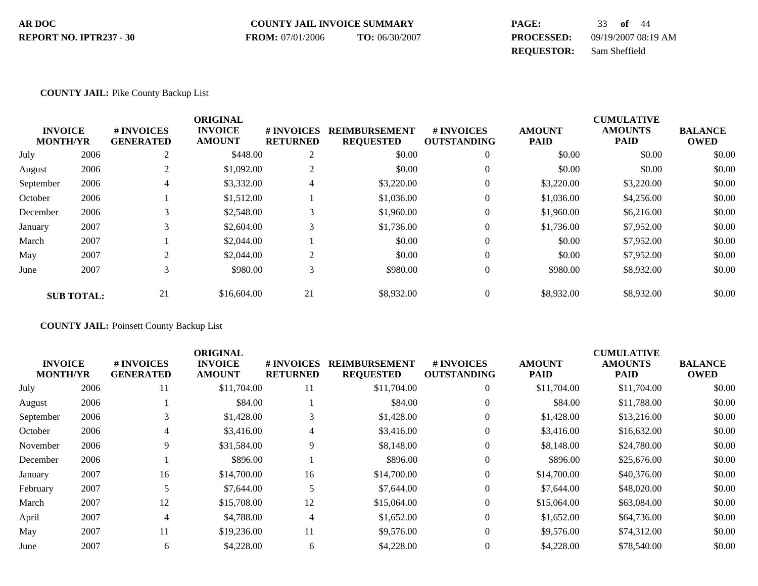**AR DOC** | **COUNTY JAIL INVOICE SUMMARY** | **PAGE:** 33 **of** 44

**REPORT NO. IPTR237 - 30** | **FROM:** 07/01/2006 **TO:** 06/30/2007 | **PROCESSED:** 09/19/2007 08:19 AM

**REQUESTOR:** Sam Sheffield

**COUNTY JAIL:** Pike County Backup List

| INVOICE MONTH/YR | | # INVOICES GENERATED | ORIGINAL INVOICE AMOUNT | # INVOICES RETURNED | REIMBURSEMENT REQUESTED | # INVOICES OUTSTANDING | AMOUNT PAID | CUMULATIVE AMOUNTS PAID | BALANCE OWED |
|---|---|---|---|---|---|---|---|---|---|
| July | 2006 | 2 | $448.00 | 2 | $0.00 | 0 | $0.00 | $0.00 | $0.00 |
| August | 2006 | 2 | $1,092.00 | 2 | $0.00 | 0 | $0.00 | $0.00 | $0.00 |
| September | 2006 | 4 | $3,332.00 | 4 | $3,220.00 | 0 | $3,220.00 | $3,220.00 | $0.00 |
| October | 2006 | 1 | $1,512.00 | 1 | $1,036.00 | 0 | $1,036.00 | $4,256.00 | $0.00 |
| December | 2006 | 3 | $2,548.00 | 3 | $1,960.00 | 0 | $1,960.00 | $6,216.00 | $0.00 |
| January | 2007 | 3 | $2,604.00 | 3 | $1,736.00 | 0 | $1,736.00 | $7,952.00 | $0.00 |
| March | 2007 | 1 | $2,044.00 | 1 | $0.00 | 0 | $0.00 | $7,952.00 | $0.00 |
| May | 2007 | 2 | $2,044.00 | 2 | $0.00 | 0 | $0.00 | $7,952.00 | $0.00 |
| June | 2007 | 3 | $980.00 | 3 | $980.00 | 0 | $980.00 | $8,932.00 | $0.00 |
| **SUB TOTAL:** | | 21 | $16,604.00 | 21 | $8,932.00 | 0 | $8,932.00 | $8,932.00 | $0.00 |

**COUNTY JAIL:** Poinsett County Backup List

| INVOICE MONTH/YR | | # INVOICES GENERATED | ORIGINAL INVOICE AMOUNT | # INVOICES RETURNED | REIMBURSEMENT REQUESTED | # INVOICES OUTSTANDING | AMOUNT PAID | CUMULATIVE AMOUNTS PAID | BALANCE OWED |
|---|---|---|---|---|---|---|---|---|---|
| July | 2006 | 11 | $11,704.00 | 11 | $11,704.00 | 0 | $11,704.00 | $11,704.00 | $0.00 |
| August | 2006 | 1 | $84.00 | 1 | $84.00 | 0 | $84.00 | $11,788.00 | $0.00 |
| September | 2006 | 3 | $1,428.00 | 3 | $1,428.00 | 0 | $1,428.00 | $13,216.00 | $0.00 |
| October | 2006 | 4 | $3,416.00 | 4 | $3,416.00 | 0 | $3,416.00 | $16,632.00 | $0.00 |
| November | 2006 | 9 | $31,584.00 | 9 | $8,148.00 | 0 | $8,148.00 | $24,780.00 | $0.00 |
| December | 2006 | 1 | $896.00 | 1 | $896.00 | 0 | $896.00 | $25,676.00 | $0.00 |
| January | 2007 | 16 | $14,700.00 | 16 | $14,700.00 | 0 | $14,700.00 | $40,376.00 | $0.00 |
| February | 2007 | 5 | $7,644.00 | 5 | $7,644.00 | 0 | $7,644.00 | $48,020.00 | $0.00 |
| March | 2007 | 12 | $15,708.00 | 12 | $15,064.00 | 0 | $15,064.00 | $63,084.00 | $0.00 |
| April | 2007 | 4 | $4,788.00 | 4 | $1,652.00 | 0 | $1,652.00 | $64,736.00 | $0.00 |
| May | 2007 | 11 | $19,236.00 | 11 | $9,576.00 | 0 | $9,576.00 | $74,312.00 | $0.00 |
| June | 2007 | 6 | $4,228.00 | 6 | $4,228.00 | 0 | $4,228.00 | $78,540.00 | $0.00 |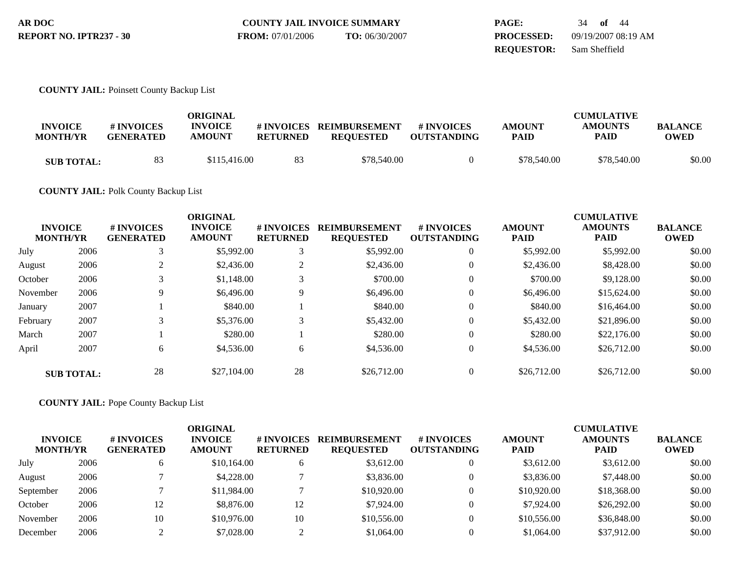**AR DOC** **COUNTY JAIL INVOICE SUMMARY** **PAGE:** 34 **of** 44
**REPORT NO. IPTR237 - 30** **FROM:** 07/01/2006 **TO:** 06/30/2007 **PROCESSED:** 09/19/2007 08:19 AM
**REQUESTOR:** Sam Sheffield

**COUNTY JAIL:** Poinsett County Backup List

| INVOICE MONTH/YR | | # INVOICES GENERATED | ORIGINAL INVOICE AMOUNT | # INVOICES RETURNED | REIMBURSEMENT REQUESTED | # INVOICES OUTSTANDING | AMOUNT PAID | CUMULATIVE AMOUNTS PAID | BALANCE OWED |
|---|---|---|---|---|---|---|---|---|---|
| **SUB TOTAL:** | | 83 | $115,416.00 | 83 | $78,540.00 | 0 | $78,540.00 | $78,540.00 | $0.00 |

**COUNTY JAIL:** Polk County Backup List

| INVOICE MONTH/YR | | # INVOICES GENERATED | ORIGINAL INVOICE AMOUNT | # INVOICES RETURNED | REIMBURSEMENT REQUESTED | # INVOICES OUTSTANDING | AMOUNT PAID | CUMULATIVE AMOUNTS PAID | BALANCE OWED |
|---|---|---|---|---|---|---|---|---|---|
| July | 2006 | 3 | $5,992.00 | 3 | $5,992.00 | 0 | $5,992.00 | $5,992.00 | $0.00 |
| August | 2006 | 2 | $2,436.00 | 2 | $2,436.00 | 0 | $2,436.00 | $8,428.00 | $0.00 |
| October | 2006 | 3 | $1,148.00 | 3 | $700.00 | 0 | $700.00 | $9,128.00 | $0.00 |
| November | 2006 | 9 | $6,496.00 | 9 | $6,496.00 | 0 | $6,496.00 | $15,624.00 | $0.00 |
| January | 2007 | 1 | $840.00 | 1 | $840.00 | 0 | $840.00 | $16,464.00 | $0.00 |
| February | 2007 | 3 | $5,376.00 | 3 | $5,432.00 | 0 | $5,432.00 | $21,896.00 | $0.00 |
| March | 2007 | 1 | $280.00 | 1 | $280.00 | 0 | $280.00 | $22,176.00 | $0.00 |
| April | 2007 | 6 | $4,536.00 | 6 | $4,536.00 | 0 | $4,536.00 | $26,712.00 | $0.00 |
| **SUB TOTAL:** | | 28 | $27,104.00 | 28 | $26,712.00 | 0 | $26,712.00 | $26,712.00 | $0.00 |

**COUNTY JAIL:** Pope County Backup List

| INVOICE MONTH/YR | | # INVOICES GENERATED | ORIGINAL INVOICE AMOUNT | # INVOICES RETURNED | REIMBURSEMENT REQUESTED | # INVOICES OUTSTANDING | AMOUNT PAID | CUMULATIVE AMOUNTS PAID | BALANCE OWED |
|---|---|---|---|---|---|---|---|---|---|
| July | 2006 | 6 | $10,164.00 | 6 | $3,612.00 | 0 | $3,612.00 | $3,612.00 | $0.00 |
| August | 2006 | 7 | $4,228.00 | 7 | $3,836.00 | 0 | $3,836.00 | $7,448.00 | $0.00 |
| September | 2006 | 7 | $11,984.00 | 7 | $10,920.00 | 0 | $10,920.00 | $18,368.00 | $0.00 |
| October | 2006 | 12 | $8,876.00 | 12 | $7,924.00 | 0 | $7,924.00 | $26,292.00 | $0.00 |
| November | 2006 | 10 | $10,976.00 | 10 | $10,556.00 | 0 | $10,556.00 | $36,848.00 | $0.00 |
| December | 2006 | 2 | $7,028.00 | 2 | $1,064.00 | 0 | $1,064.00 | $37,912.00 | $0.00 |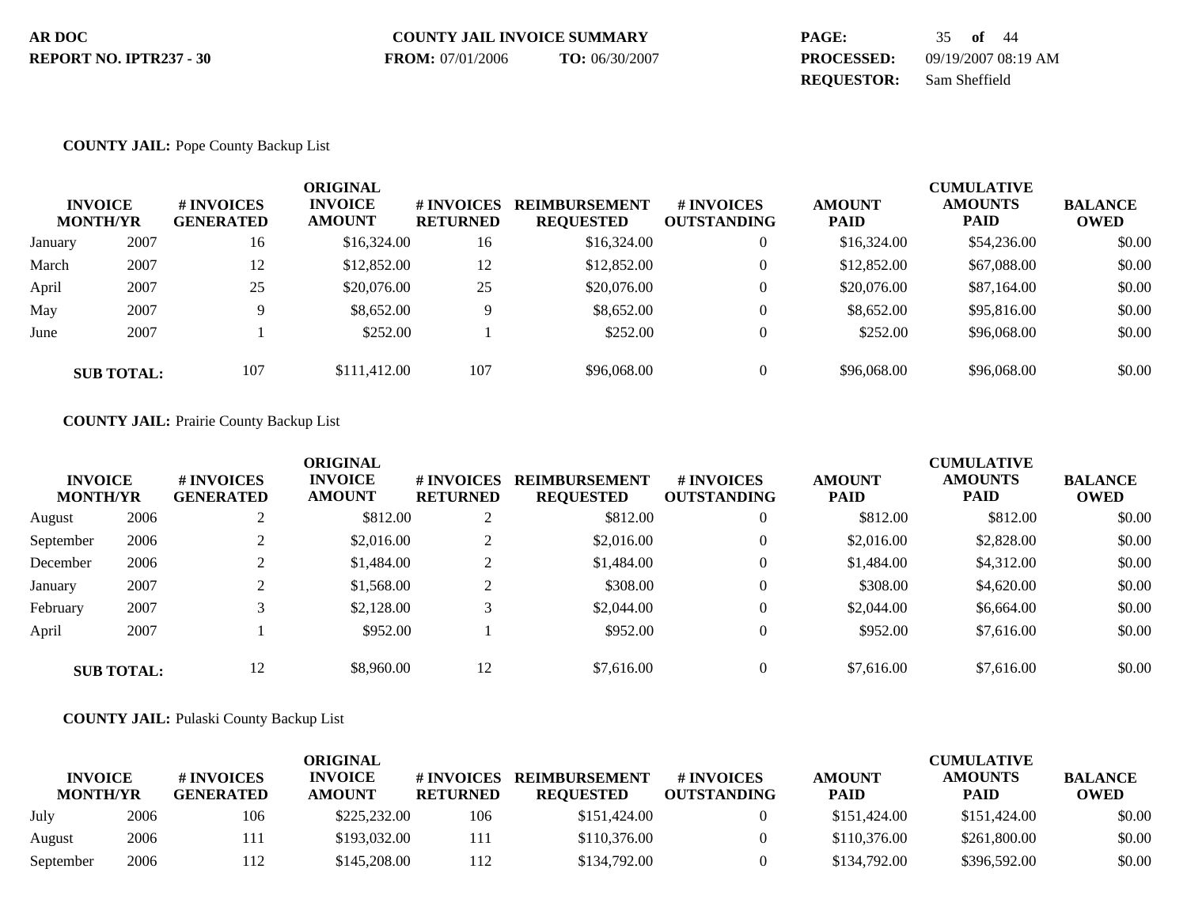**AR DOC** **COUNTY JAIL INVOICE SUMMARY** **PAGE:** 35 **of** 44

**REPORT NO. IPTR237 - 30** **FROM:** 07/01/2006 **TO:** 06/30/2007 **PROCESSED:** 09/19/2007 08:19 AM

**REQUESTOR:** Sam Sheffield

**COUNTY JAIL:** Pope County Backup List

| INVOICE MONTH/YR | | # INVOICES GENERATED | ORIGINAL INVOICE AMOUNT | # INVOICES RETURNED | REIMBURSEMENT REQUESTED | # INVOICES OUTSTANDING | AMOUNT PAID | CUMULATIVE AMOUNTS PAID | BALANCE OWED |
|---|---|---|---|---|---|---|---|---|---|
| January | 2007 | 16 | $16,324.00 | 16 | $16,324.00 | 0 | $16,324.00 | $54,236.00 | $0.00 |
| March | 2007 | 12 | $12,852.00 | 12 | $12,852.00 | 0 | $12,852.00 | $67,088.00 | $0.00 |
| April | 2007 | 25 | $20,076.00 | 25 | $20,076.00 | 0 | $20,076.00 | $87,164.00 | $0.00 |
| May | 2007 | 9 | $8,652.00 | 9 | $8,652.00 | 0 | $8,652.00 | $95,816.00 | $0.00 |
| June | 2007 | 1 | $252.00 | 1 | $252.00 | 0 | $252.00 | $96,068.00 | $0.00 |
| **SUB TOTAL:** | | 107 | $111,412.00 | 107 | $96,068.00 | 0 | $96,068.00 | $96,068.00 | $0.00 |

**COUNTY JAIL:** Prairie County Backup List

| INVOICE MONTH/YR | | # INVOICES GENERATED | ORIGINAL INVOICE AMOUNT | # INVOICES RETURNED | REIMBURSEMENT REQUESTED | # INVOICES OUTSTANDING | AMOUNT PAID | CUMULATIVE AMOUNTS PAID | BALANCE OWED |
|---|---|---|---|---|---|---|---|---|---|
| August | 2006 | 2 | $812.00 | 2 | $812.00 | 0 | $812.00 | $812.00 | $0.00 |
| September | 2006 | 2 | $2,016.00 | 2 | $2,016.00 | 0 | $2,016.00 | $2,828.00 | $0.00 |
| December | 2006 | 2 | $1,484.00 | 2 | $1,484.00 | 0 | $1,484.00 | $4,312.00 | $0.00 |
| January | 2007 | 2 | $1,568.00 | 2 | $308.00 | 0 | $308.00 | $4,620.00 | $0.00 |
| February | 2007 | 3 | $2,128.00 | 3 | $2,044.00 | 0 | $2,044.00 | $6,664.00 | $0.00 |
| April | 2007 | 1 | $952.00 | 1 | $952.00 | 0 | $952.00 | $7,616.00 | $0.00 |
| **SUB TOTAL:** | | 12 | $8,960.00 | 12 | $7,616.00 | 0 | $7,616.00 | $7,616.00 | $0.00 |

**COUNTY JAIL:** Pulaski County Backup List

| INVOICE MONTH/YR | | # INVOICES GENERATED | ORIGINAL INVOICE AMOUNT | # INVOICES RETURNED | REIMBURSEMENT REQUESTED | # INVOICES OUTSTANDING | AMOUNT PAID | CUMULATIVE AMOUNTS PAID | BALANCE OWED |
|---|---|---|---|---|---|---|---|---|---|
| July | 2006 | 106 | $225,232.00 | 106 | $151,424.00 | 0 | $151,424.00 | $151,424.00 | $0.00 |
| August | 2006 | 111 | $193,032.00 | 111 | $110,376.00 | 0 | $110,376.00 | $261,800.00 | $0.00 |
| September | 2006 | 112 | $145,208.00 | 112 | $134,792.00 | 0 | $134,792.00 | $396,592.00 | $0.00 |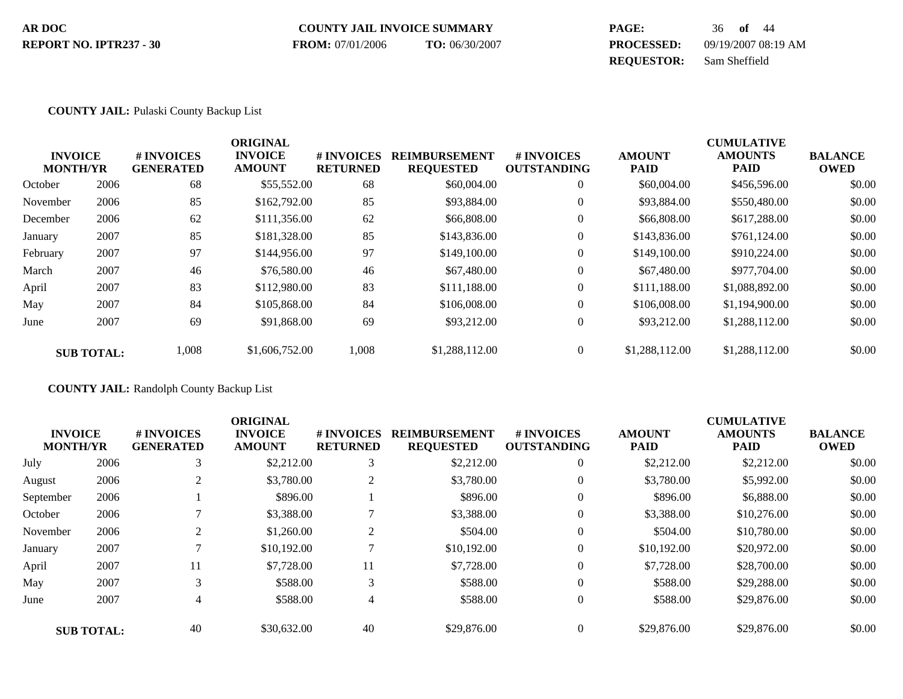AR DOC
REPORT NO. IPTR237 - 30

COUNTY JAIL INVOICE SUMMARY
**FROM:** 07/01/2006 **TO:** 06/30/2007

**PROCESSED:** 09/19/2007 08:19 AM
**REQUESTOR:** Sam Sheffield

**COUNTY JAIL:** Pulaski County Backup List

| INVOICE MONTH/YR | | # INVOICES GENERATED | ORIGINAL INVOICE AMOUNT | # INVOICES RETURNED | REIMBURSEMENT REQUESTED | # INVOICES OUTSTANDING | AMOUNT PAID | CUMULATIVE AMOUNTS PAID | BALANCE OWED |
|---|---|---|---|---|---|---|---|---|---|
| October | 2006 | 68 | $55,552.00 | 68 | $60,004.00 | 0 | $60,004.00 | $456,596.00 | $0.00 |
| November | 2006 | 85 | $162,792.00 | 85 | $93,884.00 | 0 | $93,884.00 | $550,480.00 | $0.00 |
| December | 2006 | 62 | $111,356.00 | 62 | $66,808.00 | 0 | $66,808.00 | $617,288.00 | $0.00 |
| January | 2007 | 85 | $181,328.00 | 85 | $143,836.00 | 0 | $143,836.00 | $761,124.00 | $0.00 |
| February | 2007 | 97 | $144,956.00 | 97 | $149,100.00 | 0 | $149,100.00 | $910,224.00 | $0.00 |
| March | 2007 | 46 | $76,580.00 | 46 | $67,480.00 | 0 | $67,480.00 | $977,704.00 | $0.00 |
| April | 2007 | 83 | $112,980.00 | 83 | $111,188.00 | 0 | $111,188.00 | $1,088,892.00 | $0.00 |
| May | 2007 | 84 | $105,868.00 | 84 | $106,008.00 | 0 | $106,008.00 | $1,194,900.00 | $0.00 |
| June | 2007 | 69 | $91,868.00 | 69 | $93,212.00 | 0 | $93,212.00 | $1,288,112.00 | $0.00 |
| **SUB TOTAL:** | | 1,008 | $1,606,752.00 | 1,008 | $1,288,112.00 | 0 | $1,288,112.00 | $1,288,112.00 | $0.00 |

**COUNTY JAIL:** Randolph County Backup List

| INVOICE MONTH/YR | | # INVOICES GENERATED | ORIGINAL INVOICE AMOUNT | # INVOICES RETURNED | REIMBURSEMENT REQUESTED | # INVOICES OUTSTANDING | AMOUNT PAID | CUMULATIVE AMOUNTS PAID | BALANCE OWED |
|---|---|---|---|---|---|---|---|---|---|
| July | 2006 | 3 | $2,212.00 | 3 | $2,212.00 | 0 | $2,212.00 | $2,212.00 | $0.00 |
| August | 2006 | 2 | $3,780.00 | 2 | $3,780.00 | 0 | $3,780.00 | $5,992.00 | $0.00 |
| September | 2006 | 1 | $896.00 | 1 | $896.00 | 0 | $896.00 | $6,888.00 | $0.00 |
| October | 2006 | 7 | $3,388.00 | 7 | $3,388.00 | 0 | $3,388.00 | $10,276.00 | $0.00 |
| November | 2006 | 2 | $1,260.00 | 2 | $504.00 | 0 | $504.00 | $10,780.00 | $0.00 |
| January | 2007 | 7 | $10,192.00 | 7 | $10,192.00 | 0 | $10,192.00 | $20,972.00 | $0.00 |
| April | 2007 | 11 | $7,728.00 | 11 | $7,728.00 | 0 | $7,728.00 | $28,700.00 | $0.00 |
| May | 2007 | 3 | $588.00 | 3 | $588.00 | 0 | $588.00 | $29,288.00 | $0.00 |
| June | 2007 | 4 | $588.00 | 4 | $588.00 | 0 | $588.00 | $29,876.00 | $0.00 |
| **SUB TOTAL:** | | 40 | $30,632.00 | 40 | $29,876.00 | 0 | $29,876.00 | $29,876.00 | $0.00 |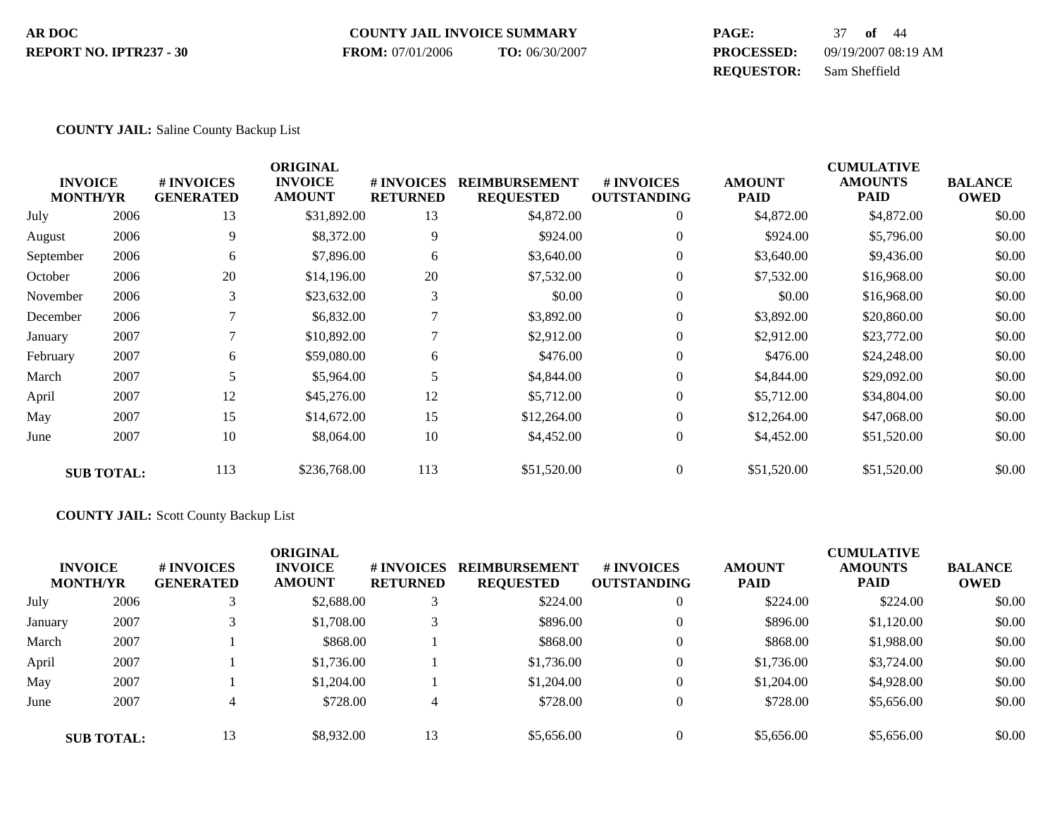**COUNTY JAIL:** Saline County Backup List

| INVOICE MONTH/YR | | # INVOICES GENERATED | ORIGINAL INVOICE AMOUNT | # INVOICES RETURNED | REIMBURSEMENT REQUESTED | # INVOICES OUTSTANDING | AMOUNT PAID | CUMULATIVE AMOUNTS PAID | BALANCE OWED |
|---|---|---|---|---|---|---|---|---|---|
| July | 2006 | 13 | $31,892.00 | 13 | $4,872.00 | 0 | $4,872.00 | $4,872.00 | $0.00 |
| August | 2006 | 9 | $8,372.00 | 9 | $924.00 | 0 | $924.00 | $5,796.00 | $0.00 |
| September | 2006 | 6 | $7,896.00 | 6 | $3,640.00 | 0 | $3,640.00 | $9,436.00 | $0.00 |
| October | 2006 | 20 | $14,196.00 | 20 | $7,532.00 | 0 | $7,532.00 | $16,968.00 | $0.00 |
| November | 2006 | 3 | $23,632.00 | 3 | $0.00 | 0 | $0.00 | $16,968.00 | $0.00 |
| December | 2006 | 7 | $6,832.00 | 7 | $3,892.00 | 0 | $3,892.00 | $20,860.00 | $0.00 |
| January | 2007 | 7 | $10,892.00 | 7 | $2,912.00 | 0 | $2,912.00 | $23,772.00 | $0.00 |
| February | 2007 | 6 | $59,080.00 | 6 | $476.00 | 0 | $476.00 | $24,248.00 | $0.00 |
| March | 2007 | 5 | $5,964.00 | 5 | $4,844.00 | 0 | $4,844.00 | $29,092.00 | $0.00 |
| April | 2007 | 12 | $45,276.00 | 12 | $5,712.00 | 0 | $5,712.00 | $34,804.00 | $0.00 |
| May | 2007 | 15 | $14,672.00 | 15 | $12,264.00 | 0 | $12,264.00 | $47,068.00 | $0.00 |
| June | 2007 | 10 | $8,064.00 | 10 | $4,452.00 | 0 | $4,452.00 | $51,520.00 | $0.00 |
| **SUB TOTAL:** | | 113 | $236,768.00 | 113 | $51,520.00 | 0 | $51,520.00 | $51,520.00 | $0.00 |

**COUNTY JAIL:** Scott County Backup List

| INVOICE MONTH/YR | | # INVOICES GENERATED | ORIGINAL INVOICE AMOUNT | # INVOICES RETURNED | REIMBURSEMENT REQUESTED | # INVOICES OUTSTANDING | AMOUNT PAID | CUMULATIVE AMOUNTS PAID | BALANCE OWED |
|---|---|---|---|---|---|---|---|---|---|
| July | 2006 | 3 | $2,688.00 | 3 | $224.00 | 0 | $224.00 | $224.00 | $0.00 |
| January | 2007 | 3 | $1,708.00 | 3 | $896.00 | 0 | $896.00 | $1,120.00 | $0.00 |
| March | 2007 | 1 | $868.00 | 1 | $868.00 | 0 | $868.00 | $1,988.00 | $0.00 |
| April | 2007 | 1 | $1,736.00 | 1 | $1,736.00 | 0 | $1,736.00 | $3,724.00 | $0.00 |
| May | 2007 | 1 | $1,204.00 | 1 | $1,204.00 | 0 | $1,204.00 | $4,928.00 | $0.00 |
| June | 2007 | 4 | $728.00 | 4 | $728.00 | 0 | $728.00 | $5,656.00 | $0.00 |
| **SUB TOTAL:** | | 13 | $8,932.00 | 13 | $5,656.00 | 0 | $5,656.00 | $5,656.00 | $0.00 |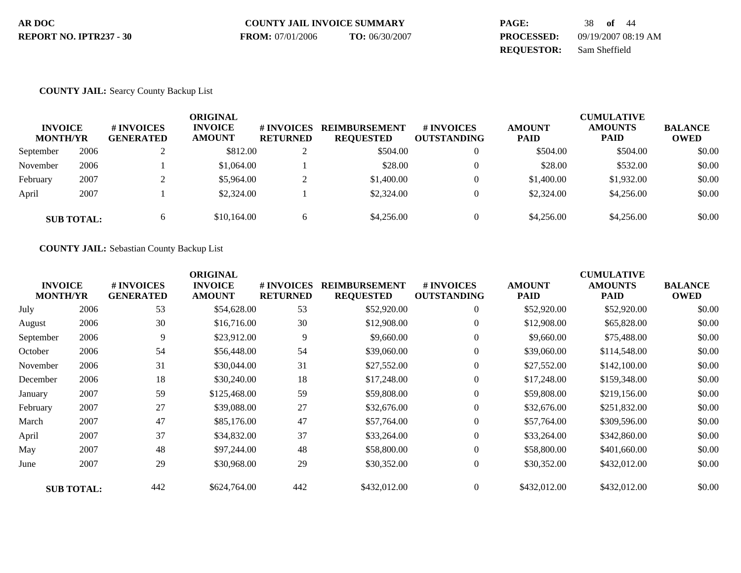**COUNTY JAIL:** Searcy County Backup List

| INVOICE MONTH/YR | | # INVOICES GENERATED | ORIGINAL INVOICE AMOUNT | # INVOICES RETURNED | REIMBURSEMENT REQUESTED | # INVOICES OUTSTANDING | AMOUNT PAID | CUMULATIVE AMOUNTS PAID | BALANCE OWED |
|---|---|---|---|---|---|---|---|---|---|
| September | 2006 | 2 | $812.00 | 2 | $504.00 | 0 | $504.00 | $504.00 | $0.00 |
| November | 2006 | 1 | $1,064.00 | 1 | $28.00 | 0 | $28.00 | $532.00 | $0.00 |
| February | 2007 | 2 | $5,964.00 | 2 | $1,400.00 | 0 | $1,400.00 | $1,932.00 | $0.00 |
| April | 2007 | 1 | $2,324.00 | 1 | $2,324.00 | 0 | $2,324.00 | $4,256.00 | $0.00 |
| **SUB TOTAL:** | | 6 | $10,164.00 | 6 | $4,256.00 | 0 | $4,256.00 | $4,256.00 | $0.00 |

**COUNTY JAIL:** Sebastian County Backup List

| INVOICE MONTH/YR | | # INVOICES GENERATED | ORIGINAL INVOICE AMOUNT | # INVOICES RETURNED | REIMBURSEMENT REQUESTED | # INVOICES OUTSTANDING | AMOUNT PAID | CUMULATIVE AMOUNTS PAID | BALANCE OWED |
|---|---|---|---|---|---|---|---|---|---|
| July | 2006 | 53 | $54,628.00 | 53 | $52,920.00 | 0 | $52,920.00 | $52,920.00 | $0.00 |
| August | 2006 | 30 | $16,716.00 | 30 | $12,908.00 | 0 | $12,908.00 | $65,828.00 | $0.00 |
| September | 2006 | 9 | $23,912.00 | 9 | $9,660.00 | 0 | $9,660.00 | $75,488.00 | $0.00 |
| October | 2006 | 54 | $56,448.00 | 54 | $39,060.00 | 0 | $39,060.00 | $114,548.00 | $0.00 |
| November | 2006 | 31 | $30,044.00 | 31 | $27,552.00 | 0 | $27,552.00 | $142,100.00 | $0.00 |
| December | 2006 | 18 | $30,240.00 | 18 | $17,248.00 | 0 | $17,248.00 | $159,348.00 | $0.00 |
| January | 2007 | 59 | $125,468.00 | 59 | $59,808.00 | 0 | $59,808.00 | $219,156.00 | $0.00 |
| February | 2007 | 27 | $39,088.00 | 27 | $32,676.00 | 0 | $32,676.00 | $251,832.00 | $0.00 |
| March | 2007 | 47 | $85,176.00 | 47 | $57,764.00 | 0 | $57,764.00 | $309,596.00 | $0.00 |
| April | 2007 | 37 | $34,832.00 | 37 | $33,264.00 | 0 | $33,264.00 | $342,860.00 | $0.00 |
| May | 2007 | 48 | $97,244.00 | 48 | $58,800.00 | 0 | $58,800.00 | $401,660.00 | $0.00 |
| June | 2007 | 29 | $30,968.00 | 29 | $30,352.00 | 0 | $30,352.00 | $432,012.00 | $0.00 |
| **SUB TOTAL:** | | 442 | $624,764.00 | 442 | $432,012.00 | 0 | $432,012.00 | $432,012.00 | $0.00 |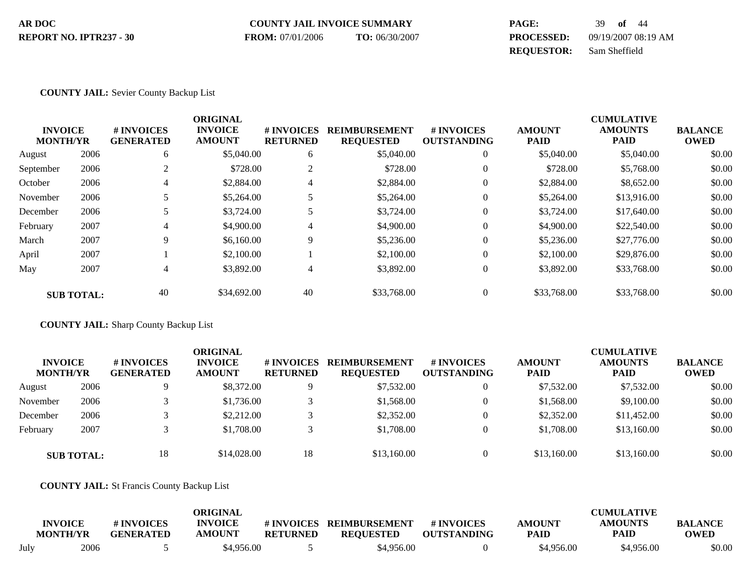**COUNTY JAIL:** Sevier County Backup List

| INVOICE MONTH/YR | | # INVOICES GENERATED | ORIGINAL INVOICE AMOUNT | # INVOICES RETURNED | REIMBURSEMENT REQUESTED | # INVOICES OUTSTANDING | AMOUNT PAID | CUMULATIVE AMOUNTS PAID | BALANCE OWED |
|---|---|---|---|---|---|---|---|---|---|
| August | 2006 | 6 | $5,040.00 | 6 | $5,040.00 | 0 | $5,040.00 | $5,040.00 | $0.00 |
| September | 2006 | 2 | $728.00 | 2 | $728.00 | 0 | $728.00 | $5,768.00 | $0.00 |
| October | 2006 | 4 | $2,884.00 | 4 | $2,884.00 | 0 | $2,884.00 | $8,652.00 | $0.00 |
| November | 2006 | 5 | $5,264.00 | 5 | $5,264.00 | 0 | $5,264.00 | $13,916.00 | $0.00 |
| December | 2006 | 5 | $3,724.00 | 5 | $3,724.00 | 0 | $3,724.00 | $17,640.00 | $0.00 |
| February | 2007 | 4 | $4,900.00 | 4 | $4,900.00 | 0 | $4,900.00 | $22,540.00 | $0.00 |
| March | 2007 | 9 | $6,160.00 | 9 | $5,236.00 | 0 | $5,236.00 | $27,776.00 | $0.00 |
| April | 2007 | 1 | $2,100.00 | 1 | $2,100.00 | 0 | $2,100.00 | $29,876.00 | $0.00 |
| May | 2007 | 4 | $3,892.00 | 4 | $3,892.00 | 0 | $3,892.00 | $33,768.00 | $0.00 |
| **SUB TOTAL:** | | 40 | $34,692.00 | 40 | $33,768.00 | 0 | $33,768.00 | $33,768.00 | $0.00 |

**COUNTY JAIL:** Sharp County Backup List

| INVOICE MONTH/YR | | # INVOICES GENERATED | ORIGINAL INVOICE AMOUNT | # INVOICES RETURNED | REIMBURSEMENT REQUESTED | # INVOICES OUTSTANDING | AMOUNT PAID | CUMULATIVE AMOUNTS PAID | BALANCE OWED |
|---|---|---|---|---|---|---|---|---|---|
| August | 2006 | 9 | $8,372.00 | 9 | $7,532.00 | 0 | $7,532.00 | $7,532.00 | $0.00 |
| November | 2006 | 3 | $1,736.00 | 3 | $1,568.00 | 0 | $1,568.00 | $9,100.00 | $0.00 |
| December | 2006 | 3 | $2,212.00 | 3 | $2,352.00 | 0 | $2,352.00 | $11,452.00 | $0.00 |
| February | 2007 | 3 | $1,708.00 | 3 | $1,708.00 | 0 | $1,708.00 | $13,160.00 | $0.00 |
| **SUB TOTAL:** | | 18 | $14,028.00 | 18 | $13,160.00 | 0 | $13,160.00 | $13,160.00 | $0.00 |

**COUNTY JAIL:** St Francis County Backup List

| INVOICE MONTH/YR | | # INVOICES GENERATED | ORIGINAL INVOICE AMOUNT | # INVOICES RETURNED | REIMBURSEMENT REQUESTED | # INVOICES OUTSTANDING | AMOUNT PAID | CUMULATIVE AMOUNTS PAID | BALANCE OWED |
|---|---|---|---|---|---|---|---|---|---|
| July | 2006 | 5 | $4,956.00 | 5 | $4,956.00 | 0 | $4,956.00 | $4,956.00 | $0.00 |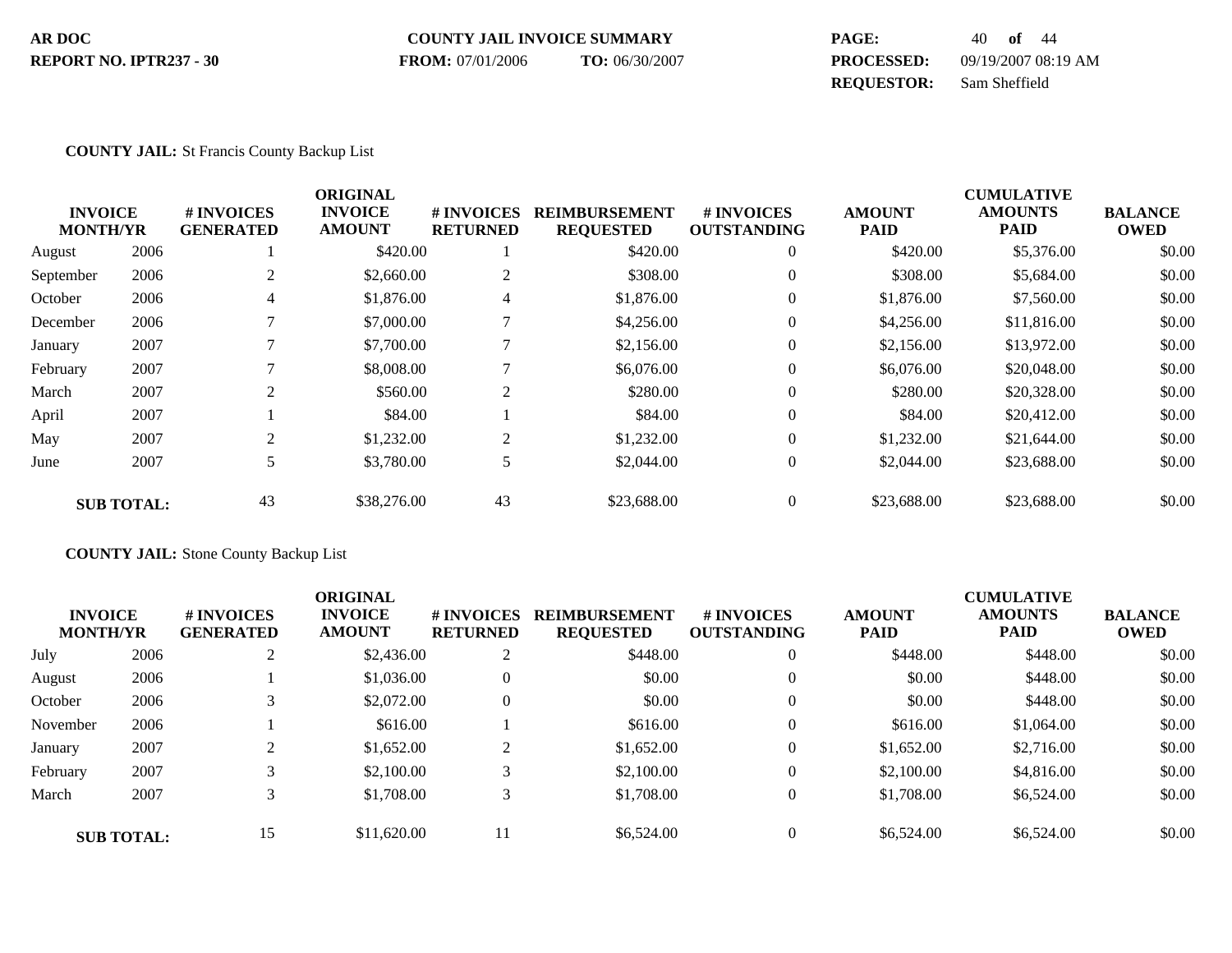**AR DOC**
**REPORT NO. IPTR237 - 30**

**COUNTY JAIL INVOICE SUMMARY**
**FROM:** 07/01/2006 **TO:** 06/30/2007

**PROCESSED:** 09/19/2007 08:19 AM
**REQUESTOR:** Sam Sheffield

**COUNTY JAIL:** St Francis County Backup List

| INVOICE MONTH/YR | | # INVOICES GENERATED | ORIGINAL INVOICE AMOUNT | # INVOICES RETURNED | REIMBURSEMENT REQUESTED | # INVOICES OUTSTANDING | AMOUNT PAID | CUMULATIVE AMOUNTS PAID | BALANCE OWED |
|---|---|---|---|---|---|---|---|---|---|
| August | 2006 | 1 | $420.00 | 1 | $420.00 | 0 | $420.00 | $5,376.00 | $0.00 |
| September | 2006 | 2 | $2,660.00 | 2 | $308.00 | 0 | $308.00 | $5,684.00 | $0.00 |
| October | 2006 | 4 | $1,876.00 | 4 | $1,876.00 | 0 | $1,876.00 | $7,560.00 | $0.00 |
| December | 2006 | 7 | $7,000.00 | 7 | $4,256.00 | 0 | $4,256.00 | $11,816.00 | $0.00 |
| January | 2007 | 7 | $7,700.00 | 7 | $2,156.00 | 0 | $2,156.00 | $13,972.00 | $0.00 |
| February | 2007 | 7 | $8,008.00 | 7 | $6,076.00 | 0 | $6,076.00 | $20,048.00 | $0.00 |
| March | 2007 | 2 | $560.00 | 2 | $280.00 | 0 | $280.00 | $20,328.00 | $0.00 |
| April | 2007 | 1 | $84.00 | 1 | $84.00 | 0 | $84.00 | $20,412.00 | $0.00 |
| May | 2007 | 2 | $1,232.00 | 2 | $1,232.00 | 0 | $1,232.00 | $21,644.00 | $0.00 |
| June | 2007 | 5 | $3,780.00 | 5 | $2,044.00 | 0 | $2,044.00 | $23,688.00 | $0.00 |
| **SUB TOTAL:** | | 43 | $38,276.00 | 43 | $23,688.00 | 0 | $23,688.00 | $23,688.00 | $0.00 |

**COUNTY JAIL:** Stone County Backup List

| INVOICE MONTH/YR | | # INVOICES GENERATED | ORIGINAL INVOICE AMOUNT | # INVOICES RETURNED | REIMBURSEMENT REQUESTED | # INVOICES OUTSTANDING | AMOUNT PAID | CUMULATIVE AMOUNTS PAID | BALANCE OWED |
|---|---|---|---|---|---|---|---|---|---|
| July | 2006 | 2 | $2,436.00 | 2 | $448.00 | 0 | $448.00 | $448.00 | $0.00 |
| August | 2006 | 1 | $1,036.00 | 0 | $0.00 | 0 | $0.00 | $448.00 | $0.00 |
| October | 2006 | 3 | $2,072.00 | 0 | $0.00 | 0 | $0.00 | $448.00 | $0.00 |
| November | 2006 | 1 | $616.00 | 1 | $616.00 | 0 | $616.00 | $1,064.00 | $0.00 |
| January | 2007 | 2 | $1,652.00 | 2 | $1,652.00 | 0 | $1,652.00 | $2,716.00 | $0.00 |
| February | 2007 | 3 | $2,100.00 | 3 | $2,100.00 | 0 | $2,100.00 | $4,816.00 | $0.00 |
| March | 2007 | 3 | $1,708.00 | 3 | $1,708.00 | 0 | $1,708.00 | $6,524.00 | $0.00 |
| **SUB TOTAL:** | | 15 | $11,620.00 | 11 | $6,524.00 | 0 | $6,524.00 | $6,524.00 | $0.00 |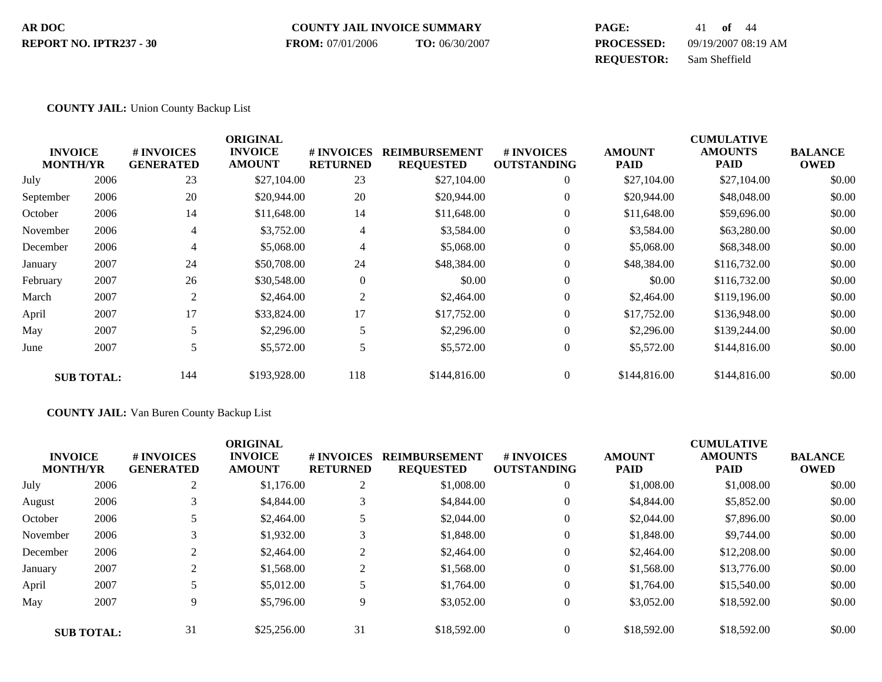**AR DOC**
**REPORT NO. IPTR237 - 30**

**COUNTY JAIL INVOICE SUMMARY**
**FROM:** 07/01/2006 **TO:** 06/30/2007

**PROCESSED:** 09/19/2007 08:19 AM
**REQUESTOR:** Sam Sheffield

**COUNTY JAIL:** Union County Backup List

| INVOICE MONTH/YR | | # INVOICES GENERATED | ORIGINAL INVOICE AMOUNT | # INVOICES RETURNED | REIMBURSEMENT REQUESTED | # INVOICES OUTSTANDING | AMOUNT PAID | CUMULATIVE AMOUNTS PAID | BALANCE OWED |
|---|---|---|---|---|---|---|---|---|---|
| July | 2006 | 23 | $27,104.00 | 23 | $27,104.00 | 0 | $27,104.00 | $27,104.00 | $0.00 |
| September | 2006 | 20 | $20,944.00 | 20 | $20,944.00 | 0 | $20,944.00 | $48,048.00 | $0.00 |
| October | 2006 | 14 | $11,648.00 | 14 | $11,648.00 | 0 | $11,648.00 | $59,696.00 | $0.00 |
| November | 2006 | 4 | $3,752.00 | 4 | $3,584.00 | 0 | $3,584.00 | $63,280.00 | $0.00 |
| December | 2006 | 4 | $5,068.00 | 4 | $5,068.00 | 0 | $5,068.00 | $68,348.00 | $0.00 |
| January | 2007 | 24 | $50,708.00 | 24 | $48,384.00 | 0 | $48,384.00 | $116,732.00 | $0.00 |
| February | 2007 | 26 | $30,548.00 | 0 | $0.00 | 0 | $0.00 | $116,732.00 | $0.00 |
| March | 2007 | 2 | $2,464.00 | 2 | $2,464.00 | 0 | $2,464.00 | $119,196.00 | $0.00 |
| April | 2007 | 17 | $33,824.00 | 17 | $17,752.00 | 0 | $17,752.00 | $136,948.00 | $0.00 |
| May | 2007 | 5 | $2,296.00 | 5 | $2,296.00 | 0 | $2,296.00 | $139,244.00 | $0.00 |
| June | 2007 | 5 | $5,572.00 | 5 | $5,572.00 | 0 | $5,572.00 | $144,816.00 | $0.00 |
| **SUB TOTAL:** | | 144 | $193,928.00 | 118 | $144,816.00 | 0 | $144,816.00 | $144,816.00 | $0.00 |

**COUNTY JAIL:** Van Buren County Backup List

| INVOICE MONTH/YR | | # INVOICES GENERATED | ORIGINAL INVOICE AMOUNT | # INVOICES RETURNED | REIMBURSEMENT REQUESTED | # INVOICES OUTSTANDING | AMOUNT PAID | CUMULATIVE AMOUNTS PAID | BALANCE OWED |
|---|---|---|---|---|---|---|---|---|---|
| July | 2006 | 2 | $1,176.00 | 2 | $1,008.00 | 0 | $1,008.00 | $1,008.00 | $0.00 |
| August | 2006 | 3 | $4,844.00 | 3 | $4,844.00 | 0 | $4,844.00 | $5,852.00 | $0.00 |
| October | 2006 | 5 | $2,464.00 | 5 | $2,044.00 | 0 | $2,044.00 | $7,896.00 | $0.00 |
| November | 2006 | 3 | $1,932.00 | 3 | $1,848.00 | 0 | $1,848.00 | $9,744.00 | $0.00 |
| December | 2006 | 2 | $2,464.00 | 2 | $2,464.00 | 0 | $2,464.00 | $12,208.00 | $0.00 |
| January | 2007 | 2 | $1,568.00 | 2 | $1,568.00 | 0 | $1,568.00 | $13,776.00 | $0.00 |
| April | 2007 | 5 | $5,012.00 | 5 | $1,764.00 | 0 | $1,764.00 | $15,540.00 | $0.00 |
| May | 2007 | 9 | $5,796.00 | 9 | $3,052.00 | 0 | $3,052.00 | $18,592.00 | $0.00 |
| **SUB TOTAL:** | | 31 | $25,256.00 | 31 | $18,592.00 | 0 | $18,592.00 | $18,592.00 | $0.00 |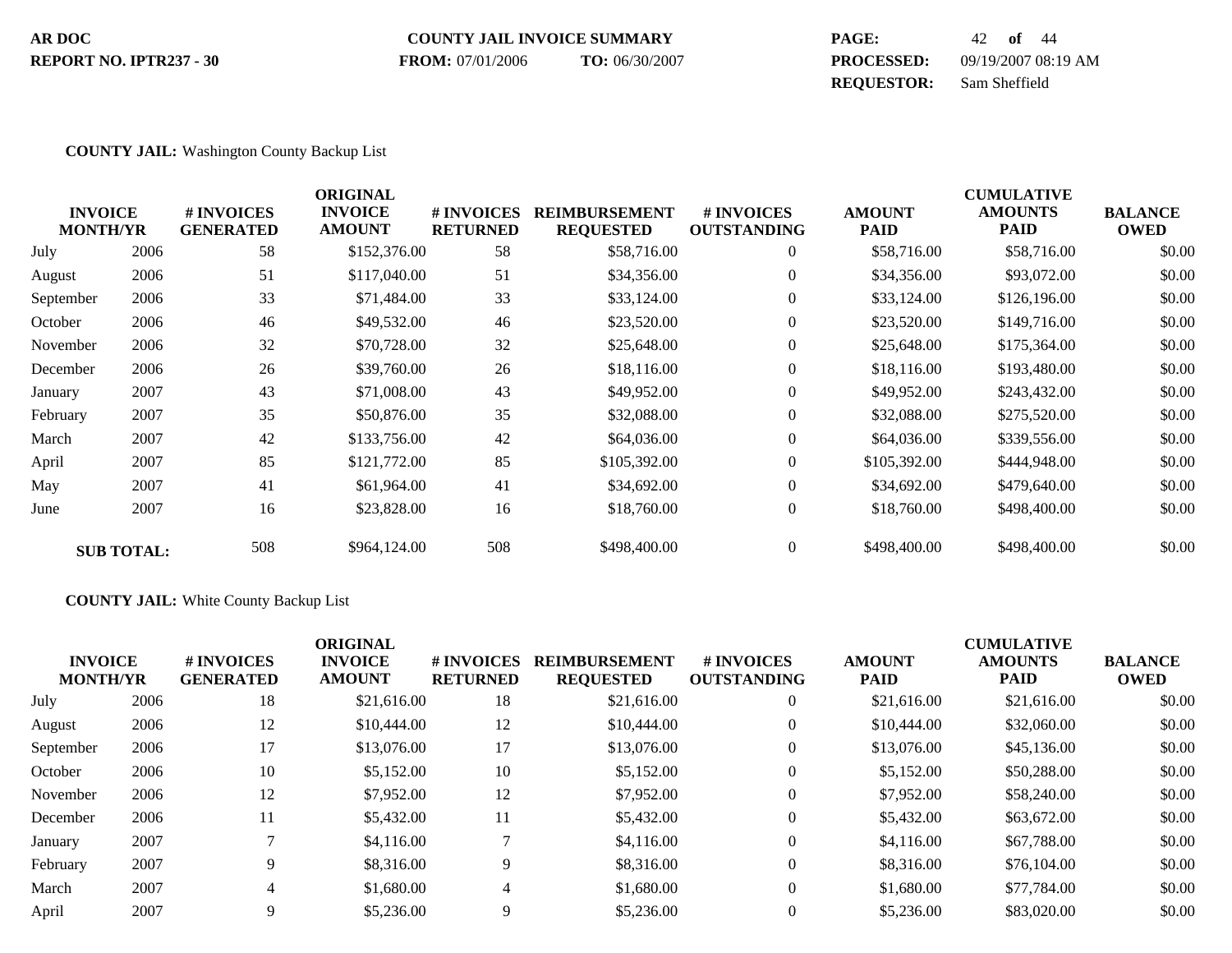**AR DOC** **COUNTY JAIL INVOICE SUMMARY** **PAGE:** 42 **of** 44

**REPORT NO. IPTR237 - 30** **FROM:** 07/01/2006 **TO:** 06/30/2007 **PROCESSED:** 09/19/2007 08:19 AM

**REQUESTOR:** Sam Sheffield

**COUNTY JAIL:** Washington County Backup List

| INVOICE MONTH/YR | | # INVOICES GENERATED | ORIGINAL INVOICE AMOUNT | # INVOICES RETURNED | REIMBURSEMENT REQUESTED | # INVOICES OUTSTANDING | AMOUNT PAID | CUMULATIVE AMOUNTS PAID | BALANCE OWED |
|---|---|---|---|---|---|---|---|---|---|
| July | 2006 | 58 | $152,376.00 | 58 | $58,716.00 | 0 | $58,716.00 | $58,716.00 | $0.00 |
| August | 2006 | 51 | $117,040.00 | 51 | $34,356.00 | 0 | $34,356.00 | $93,072.00 | $0.00 |
| September | 2006 | 33 | $71,484.00 | 33 | $33,124.00 | 0 | $33,124.00 | $126,196.00 | $0.00 |
| October | 2006 | 46 | $49,532.00 | 46 | $23,520.00 | 0 | $23,520.00 | $149,716.00 | $0.00 |
| November | 2006 | 32 | $70,728.00 | 32 | $25,648.00 | 0 | $25,648.00 | $175,364.00 | $0.00 |
| December | 2006 | 26 | $39,760.00 | 26 | $18,116.00 | 0 | $18,116.00 | $193,480.00 | $0.00 |
| January | 2007 | 43 | $71,008.00 | 43 | $49,952.00 | 0 | $49,952.00 | $243,432.00 | $0.00 |
| February | 2007 | 35 | $50,876.00 | 35 | $32,088.00 | 0 | $32,088.00 | $275,520.00 | $0.00 |
| March | 2007 | 42 | $133,756.00 | 42 | $64,036.00 | 0 | $64,036.00 | $339,556.00 | $0.00 |
| April | 2007 | 85 | $121,772.00 | 85 | $105,392.00 | 0 | $105,392.00 | $444,948.00 | $0.00 |
| May | 2007 | 41 | $61,964.00 | 41 | $34,692.00 | 0 | $34,692.00 | $479,640.00 | $0.00 |
| June | 2007 | 16 | $23,828.00 | 16 | $18,760.00 | 0 | $18,760.00 | $498,400.00 | $0.00 |
| **SUB TOTAL:** | | 508 | $964,124.00 | 508 | $498,400.00 | 0 | $498,400.00 | $498,400.00 | $0.00 |

**COUNTY JAIL:** White County Backup List

| INVOICE MONTH/YR | | # INVOICES GENERATED | ORIGINAL INVOICE AMOUNT | # INVOICES RETURNED | REIMBURSEMENT REQUESTED | # INVOICES OUTSTANDING | AMOUNT PAID | CUMULATIVE AMOUNTS PAID | BALANCE OWED |
|---|---|---|---|---|---|---|---|---|---|
| July | 2006 | 18 | $21,616.00 | 18 | $21,616.00 | 0 | $21,616.00 | $21,616.00 | $0.00 |
| August | 2006 | 12 | $10,444.00 | 12 | $10,444.00 | 0 | $10,444.00 | $32,060.00 | $0.00 |
| September | 2006 | 17 | $13,076.00 | 17 | $13,076.00 | 0 | $13,076.00 | $45,136.00 | $0.00 |
| October | 2006 | 10 | $5,152.00 | 10 | $5,152.00 | 0 | $5,152.00 | $50,288.00 | $0.00 |
| November | 2006 | 12 | $7,952.00 | 12 | $7,952.00 | 0 | $7,952.00 | $58,240.00 | $0.00 |
| December | 2006 | 11 | $5,432.00 | 11 | $5,432.00 | 0 | $5,432.00 | $63,672.00 | $0.00 |
| January | 2007 | 7 | $4,116.00 | 7 | $4,116.00 | 0 | $4,116.00 | $67,788.00 | $0.00 |
| February | 2007 | 9 | $8,316.00 | 9 | $8,316.00 | 0 | $8,316.00 | $76,104.00 | $0.00 |
| March | 2007 | 4 | $1,680.00 | 4 | $1,680.00 | 0 | $1,680.00 | $77,784.00 | $0.00 |
| April | 2007 | 9 | $5,236.00 | 9 | $5,236.00 | 0 | $5,236.00 | $83,020.00 | $0.00 |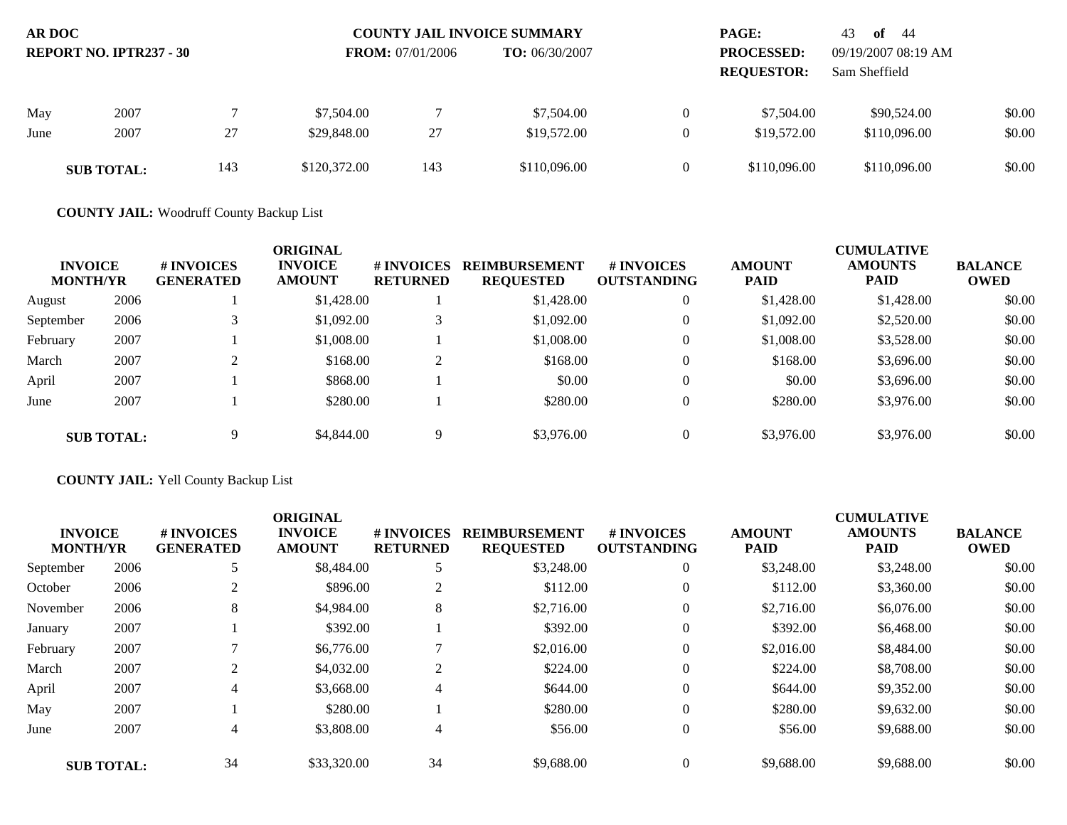| | | | | | | | | | |
|---|---|---|---|---|---|---|---|---|---|
| May | 2007 | 7 | $7,504.00 | 7 | $7,504.00 | 0 | $7,504.00 | $90,524.00 | $0.00 |
| June | 2007 | 27 | $29,848.00 | 27 | $19,572.00 | 0 | $19,572.00 | $110,096.00 | $0.00 |
| **SUB TOTAL:** | | 143 | $120,372.00 | 143 | $110,096.00 | 0 | $110,096.00 | $110,096.00 | $0.00 |

**COUNTY JAIL:** Woodruff County Backup List

| INVOICE MONTH/YR | | # INVOICES GENERATED | ORIGINAL INVOICE AMOUNT | # INVOICES RETURNED | REIMBURSEMENT REQUESTED | # INVOICES OUTSTANDING | AMOUNT PAID | CUMULATIVE AMOUNTS PAID | BALANCE OWED |
|---|---|---|---|---|---|---|---|---|---|
| August | 2006 | 1 | $1,428.00 | 1 | $1,428.00 | 0 | $1,428.00 | $1,428.00 | $0.00 |
| September | 2006 | 3 | $1,092.00 | 3 | $1,092.00 | 0 | $1,092.00 | $2,520.00 | $0.00 |
| February | 2007 | 1 | $1,008.00 | 1 | $1,008.00 | 0 | $1,008.00 | $3,528.00 | $0.00 |
| March | 2007 | 2 | $168.00 | 2 | $168.00 | 0 | $168.00 | $3,696.00 | $0.00 |
| April | 2007 | 1 | $868.00 | 1 | $0.00 | 0 | $0.00 | $3,696.00 | $0.00 |
| June | 2007 | 1 | $280.00 | 1 | $280.00 | 0 | $280.00 | $3,976.00 | $0.00 |
| **SUB TOTAL:** | | 9 | $4,844.00 | 9 | $3,976.00 | 0 | $3,976.00 | $3,976.00 | $0.00 |

**COUNTY JAIL:** Yell County Backup List

| INVOICE MONTH/YR | | # INVOICES GENERATED | ORIGINAL INVOICE AMOUNT | # INVOICES RETURNED | REIMBURSEMENT REQUESTED | # INVOICES OUTSTANDING | AMOUNT PAID | CUMULATIVE AMOUNTS PAID | BALANCE OWED |
|---|---|---|---|---|---|---|---|---|---|
| September | 2006 | 5 | $8,484.00 | 5 | $3,248.00 | 0 | $3,248.00 | $3,248.00 | $0.00 |
| October | 2006 | 2 | $896.00 | 2 | $112.00 | 0 | $112.00 | $3,360.00 | $0.00 |
| November | 2006 | 8 | $4,984.00 | 8 | $2,716.00 | 0 | $2,716.00 | $6,076.00 | $0.00 |
| January | 2007 | 1 | $392.00 | 1 | $392.00 | 0 | $392.00 | $6,468.00 | $0.00 |
| February | 2007 | 7 | $6,776.00 | 7 | $2,016.00 | 0 | $2,016.00 | $8,484.00 | $0.00 |
| March | 2007 | 2 | $4,032.00 | 2 | $224.00 | 0 | $224.00 | $8,708.00 | $0.00 |
| April | 2007 | 4 | $3,668.00 | 4 | $644.00 | 0 | $644.00 | $9,352.00 | $0.00 |
| May | 2007 | 1 | $280.00 | 1 | $280.00 | 0 | $280.00 | $9,632.00 | $0.00 |
| June | 2007 | 4 | $3,808.00 | 4 | $56.00 | 0 | $56.00 | $9,688.00 | $0.00 |
| **SUB TOTAL:** | | 34 | $33,320.00 | 34 | $9,688.00 | 0 | $9,688.00 | $9,688.00 | $0.00 |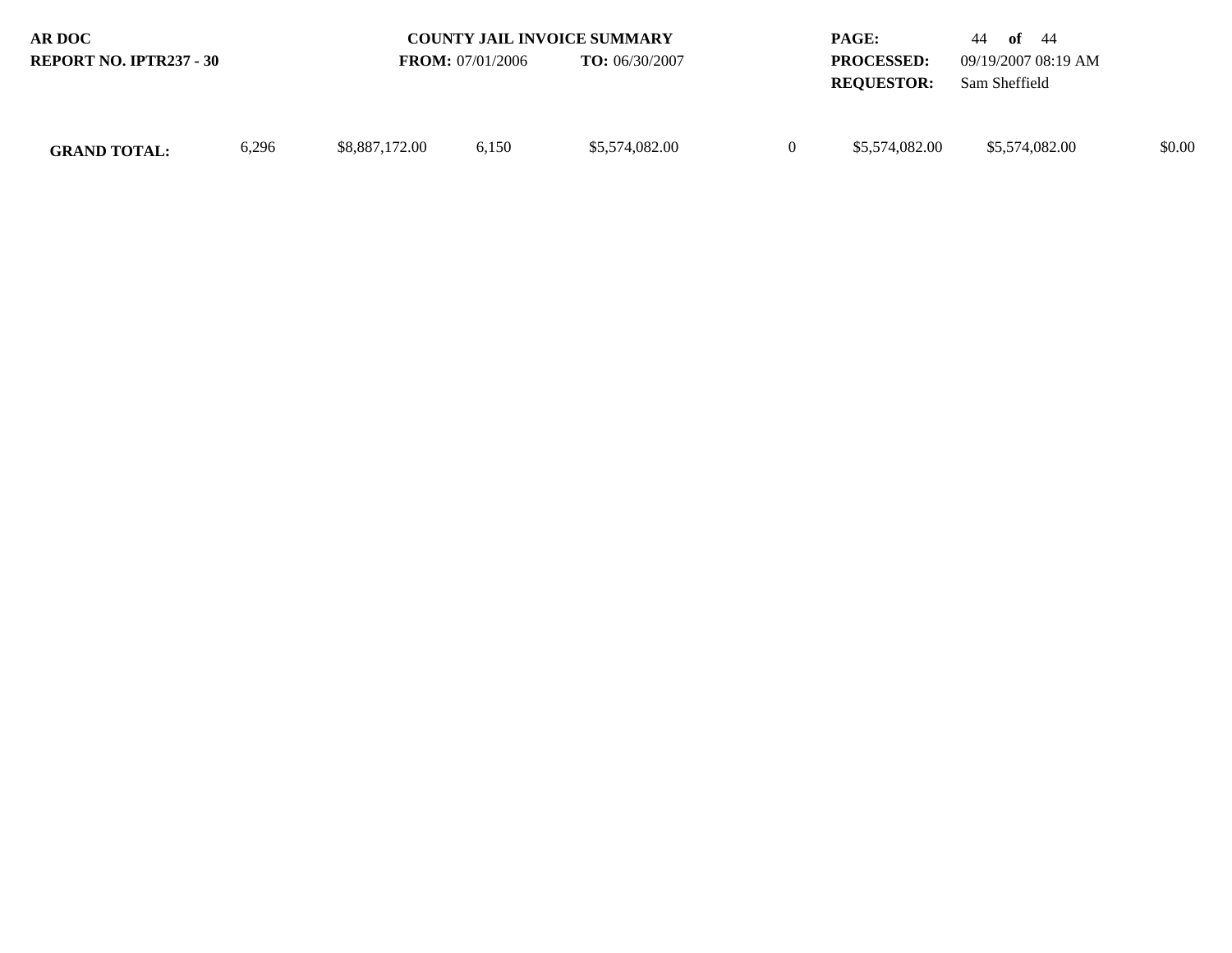**AR DOC**
**REPORT NO. IPTR237 - 30**

**COUNTY JAIL INVOICE SUMMARY**
**FROM:** 07/01/2006 **TO:** 06/30/2007

**PROCESSED:** 09/19/2007 08:19 AM
**REQUESTOR:** Sam Sheffield

| | | | | | | | | |
|---|---|---|---|---|---|---|---|---|
| **GRAND TOTAL:** | 6,296 | $8,887,172.00 | 6,150 | $5,574,082.00 | 0 | $5,574,082.00 | $5,574,082.00 | $0.00 |